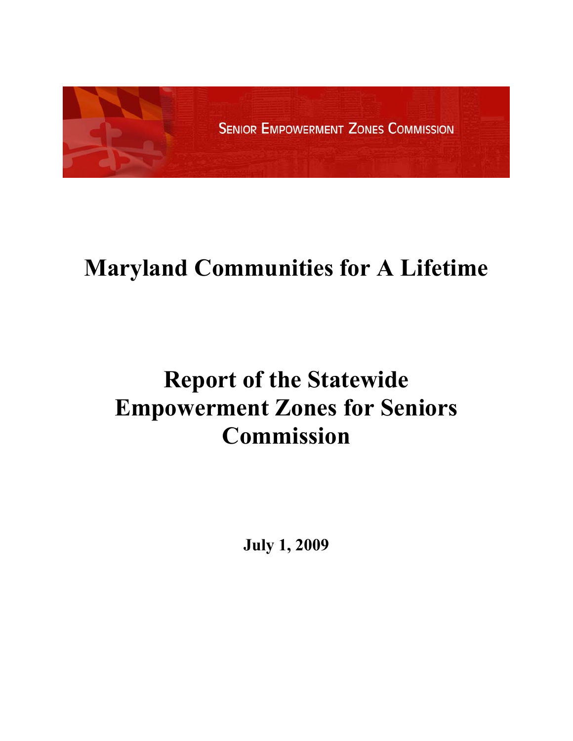SENIOR EMPOWERMENT ZONES COMMISSION

# Maryland Communities for A Lifetime

# Report of the Statewide Empowerment Zones for Seniors Commission

**July 1, 2009**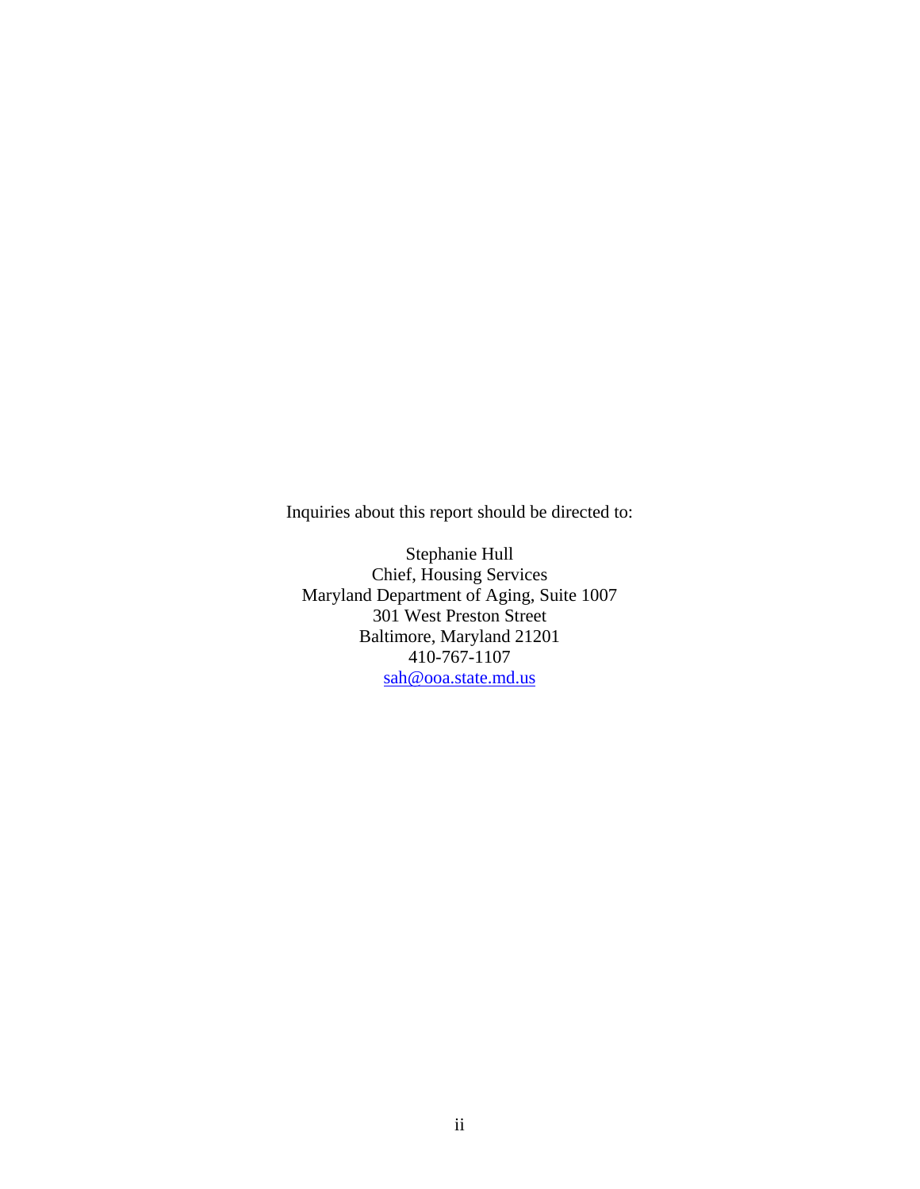Inquiries about this report should be directed to:

Stephanie Hull
Chief, Housing Services
Maryland Department of Aging, Suite 1007
301 West Preston Street
Baltimore, Maryland 21201
410-767-1107
sah@ooa.state.md.us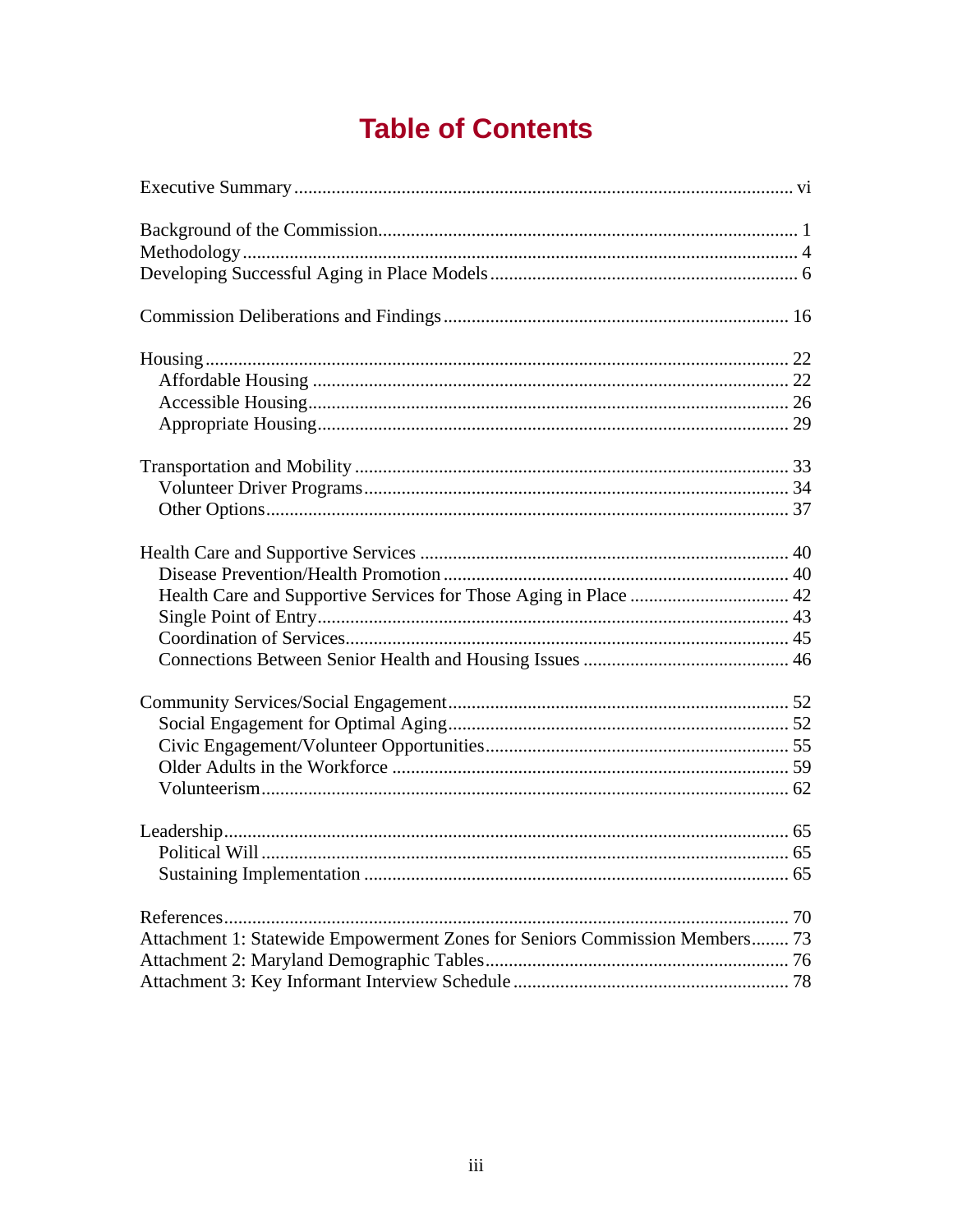# Table of Contents

Executive Summary ........................................................................................................ vi

Background of the Commission........................................................................................ 1
Methodology ...................................................................................................................... 4
Developing Successful Aging in Place Models ................................................................. 6

Commission Deliberations and Findings ......................................................................... 16

Housing ........................................................................................................................... 22
  Affordable Housing ..................................................................................................... 22
  Accessible Housing ..................................................................................................... 26
  Appropriate Housing .................................................................................................... 29

Transportation and Mobility ............................................................................................. 33
  Volunteer Driver Programs .......................................................................................... 34
  Other Options ............................................................................................................... 37

Health Care and Supportive Services .............................................................................. 40
  Disease Prevention/Health Promotion ......................................................................... 40
  Health Care and Supportive Services for Those Aging in Place ................................. 42
  Single Point of Entry .................................................................................................... 43
  Coordination of Services .............................................................................................. 45
  Connections Between Senior Health and Housing Issues ............................................ 46

Community Services/Social Engagement ........................................................................ 52
  Social Engagement for Optimal Aging ........................................................................ 52
  Civic Engagement/Volunteer Opportunities ................................................................. 55
  Older Adults in the Workforce .................................................................................... 59
  Volunteerism ................................................................................................................ 62

Leadership ........................................................................................................................ 65
  Political Will ................................................................................................................ 65
  Sustaining Implementation .......................................................................................... 65

References ........................................................................................................................ 70
Attachment 1: Statewide Empowerment Zones for Seniors Commission Members ........ 73
Attachment 2: Maryland Demographic Tables ................................................................ 76
Attachment 3: Key Informant Interview Schedule .......................................................... 78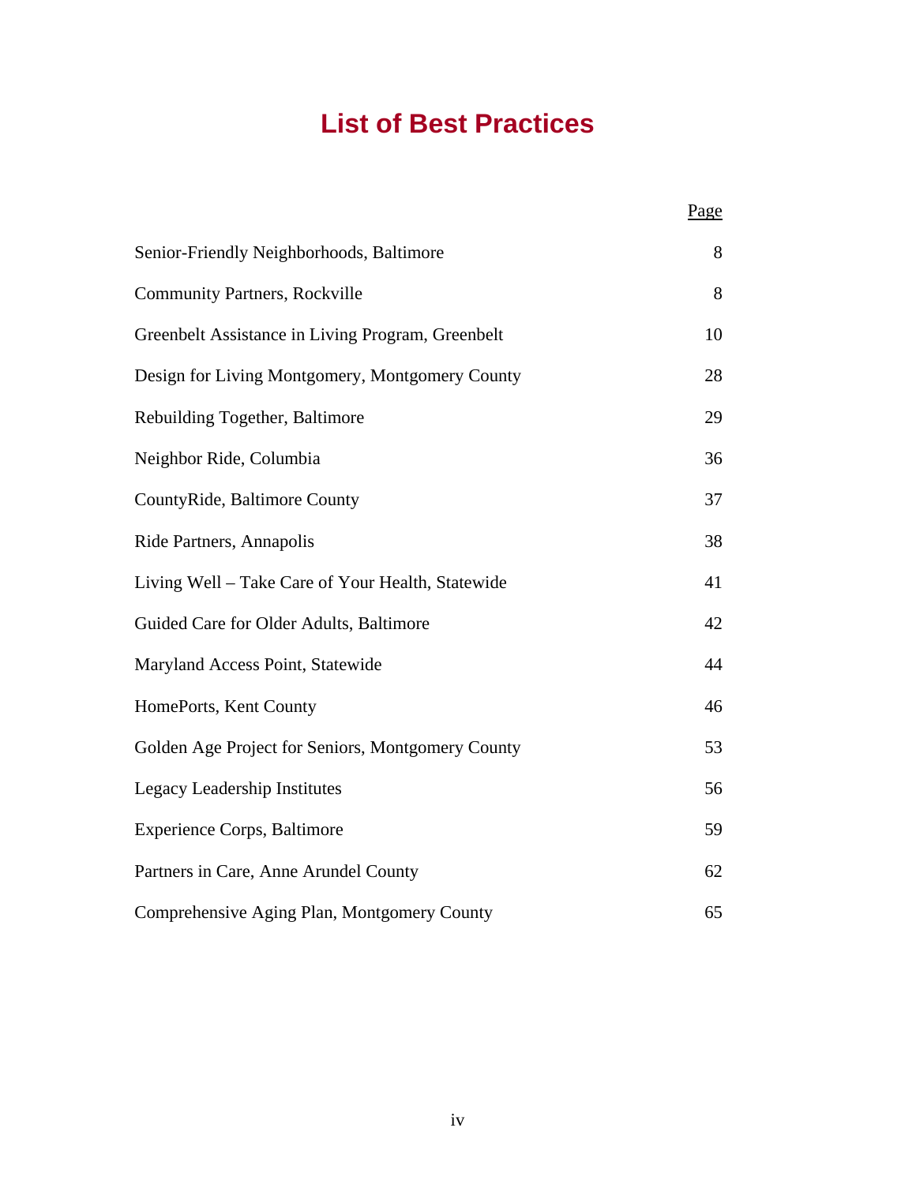# List of Best Practices

| | Page |
|---|---|
| Senior-Friendly Neighborhoods, Baltimore | 8 |
| Community Partners, Rockville | 8 |
| Greenbelt Assistance in Living Program, Greenbelt | 10 |
| Design for Living Montgomery, Montgomery County | 28 |
| Rebuilding Together, Baltimore | 29 |
| Neighbor Ride, Columbia | 36 |
| CountyRide, Baltimore County | 37 |
| Ride Partners, Annapolis | 38 |
| Living Well – Take Care of Your Health, Statewide | 41 |
| Guided Care for Older Adults, Baltimore | 42 |
| Maryland Access Point, Statewide | 44 |
| HomePorts, Kent County | 46 |
| Golden Age Project for Seniors, Montgomery County | 53 |
| Legacy Leadership Institutes | 56 |
| Experience Corps, Baltimore | 59 |
| Partners in Care, Anne Arundel County | 62 |
| Comprehensive Aging Plan, Montgomery County | 65 |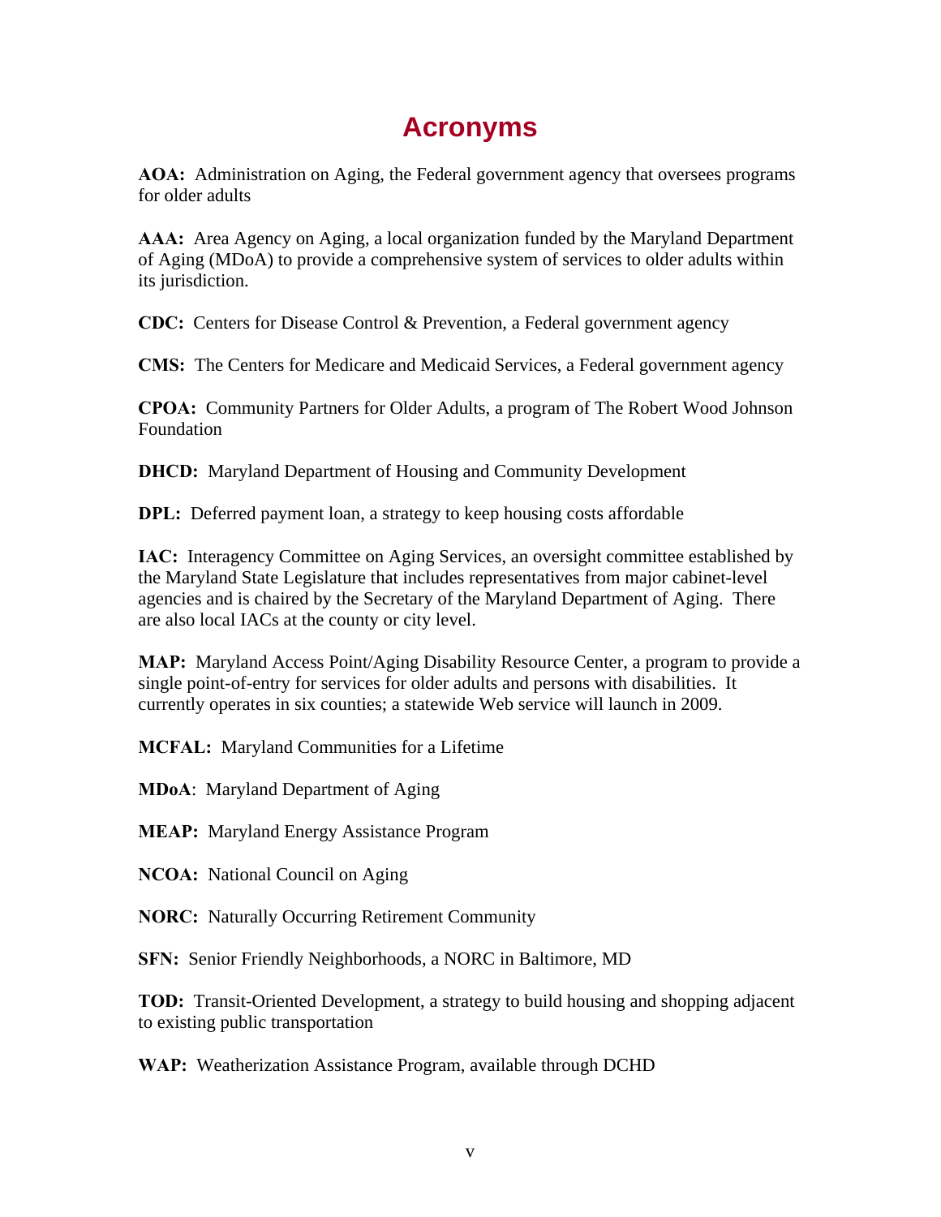# Acronyms

**AOA:** Administration on Aging, the Federal government agency that oversees programs for older adults

**AAA:** Area Agency on Aging, a local organization funded by the Maryland Department of Aging (MDoA) to provide a comprehensive system of services to older adults within its jurisdiction.

**CDC:** Centers for Disease Control & Prevention, a Federal government agency

**CMS:** The Centers for Medicare and Medicaid Services, a Federal government agency

**CPOA:** Community Partners for Older Adults, a program of The Robert Wood Johnson Foundation

**DHCD:** Maryland Department of Housing and Community Development

**DPL:** Deferred payment loan, a strategy to keep housing costs affordable

**IAC:** Interagency Committee on Aging Services, an oversight committee established by the Maryland State Legislature that includes representatives from major cabinet-level agencies and is chaired by the Secretary of the Maryland Department of Aging. There are also local IACs at the county or city level.

**MAP:** Maryland Access Point/Aging Disability Resource Center, a program to provide a single point-of-entry for services for older adults and persons with disabilities. It currently operates in six counties; a statewide Web service will launch in 2009.

**MCFAL:** Maryland Communities for a Lifetime

**MDoA**: Maryland Department of Aging

**MEAP:** Maryland Energy Assistance Program

**NCOA:** National Council on Aging

**NORC:** Naturally Occurring Retirement Community

**SFN:** Senior Friendly Neighborhoods, a NORC in Baltimore, MD

**TOD:** Transit-Oriented Development, a strategy to build housing and shopping adjacent to existing public transportation

**WAP:** Weatherization Assistance Program, available through DCHD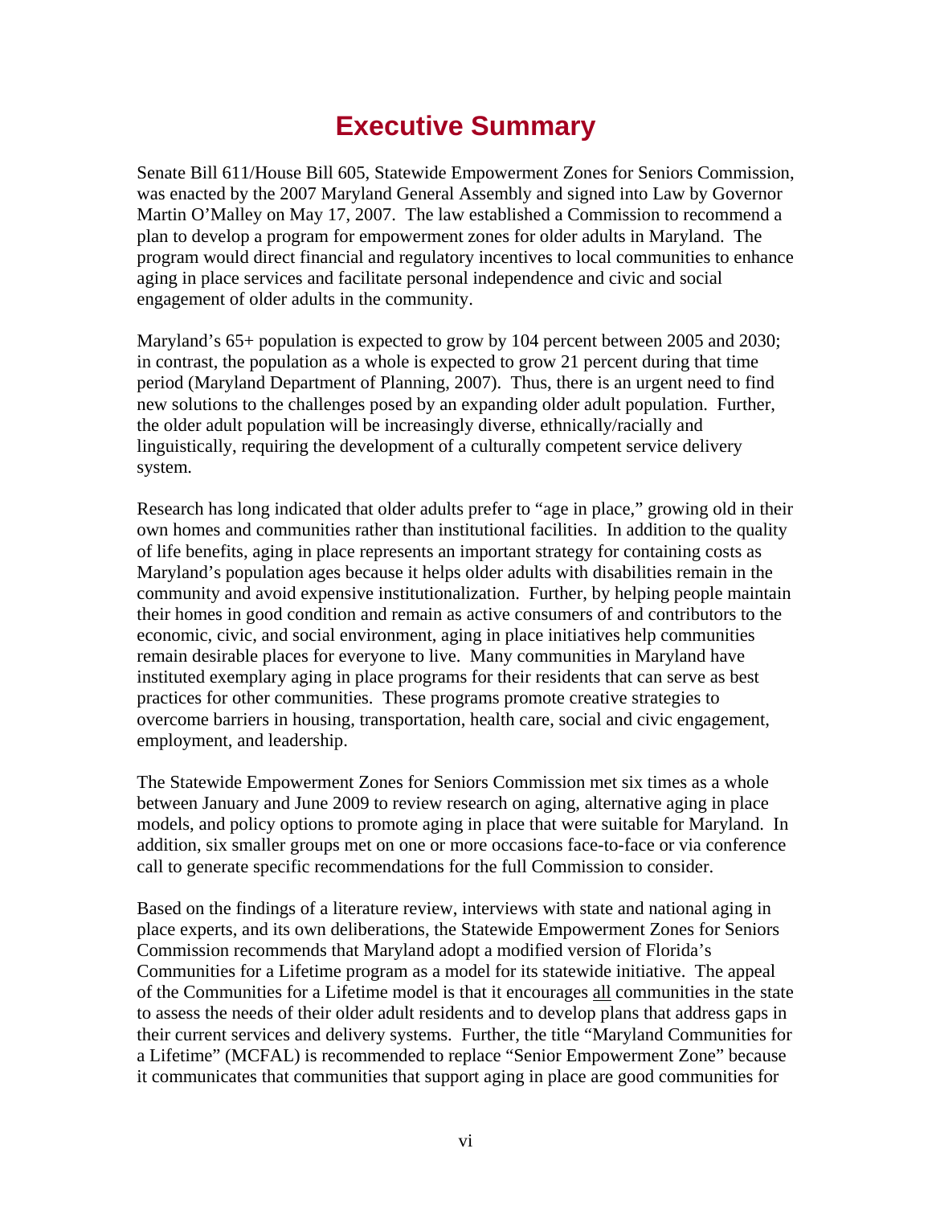# Executive Summary

Senate Bill 611/House Bill 605, Statewide Empowerment Zones for Seniors Commission, was enacted by the 2007 Maryland General Assembly and signed into Law by Governor Martin O'Malley on May 17, 2007. The law established a Commission to recommend a plan to develop a program for empowerment zones for older adults in Maryland. The program would direct financial and regulatory incentives to local communities to enhance aging in place services and facilitate personal independence and civic and social engagement of older adults in the community.

Maryland's 65+ population is expected to grow by 104 percent between 2005 and 2030; in contrast, the population as a whole is expected to grow 21 percent during that time period (Maryland Department of Planning, 2007). Thus, there is an urgent need to find new solutions to the challenges posed by an expanding older adult population. Further, the older adult population will be increasingly diverse, ethnically/racially and linguistically, requiring the development of a culturally competent service delivery system.

Research has long indicated that older adults prefer to "age in place," growing old in their own homes and communities rather than institutional facilities. In addition to the quality of life benefits, aging in place represents an important strategy for containing costs as Maryland's population ages because it helps older adults with disabilities remain in the community and avoid expensive institutionalization. Further, by helping people maintain their homes in good condition and remain as active consumers of and contributors to the economic, civic, and social environment, aging in place initiatives help communities remain desirable places for everyone to live. Many communities in Maryland have instituted exemplary aging in place programs for their residents that can serve as best practices for other communities. These programs promote creative strategies to overcome barriers in housing, transportation, health care, social and civic engagement, employment, and leadership.

The Statewide Empowerment Zones for Seniors Commission met six times as a whole between January and June 2009 to review research on aging, alternative aging in place models, and policy options to promote aging in place that were suitable for Maryland. In addition, six smaller groups met on one or more occasions face-to-face or via conference call to generate specific recommendations for the full Commission to consider.

Based on the findings of a literature review, interviews with state and national aging in place experts, and its own deliberations, the Statewide Empowerment Zones for Seniors Commission recommends that Maryland adopt a modified version of Florida's Communities for a Lifetime program as a model for its statewide initiative. The appeal of the Communities for a Lifetime model is that it encourages <u>all</u> communities in the state to assess the needs of their older adult residents and to develop plans that address gaps in their current services and delivery systems. Further, the title "Maryland Communities for a Lifetime" (MCFAL) is recommended to replace "Senior Empowerment Zone" because it communicates that communities that support aging in place are good communities for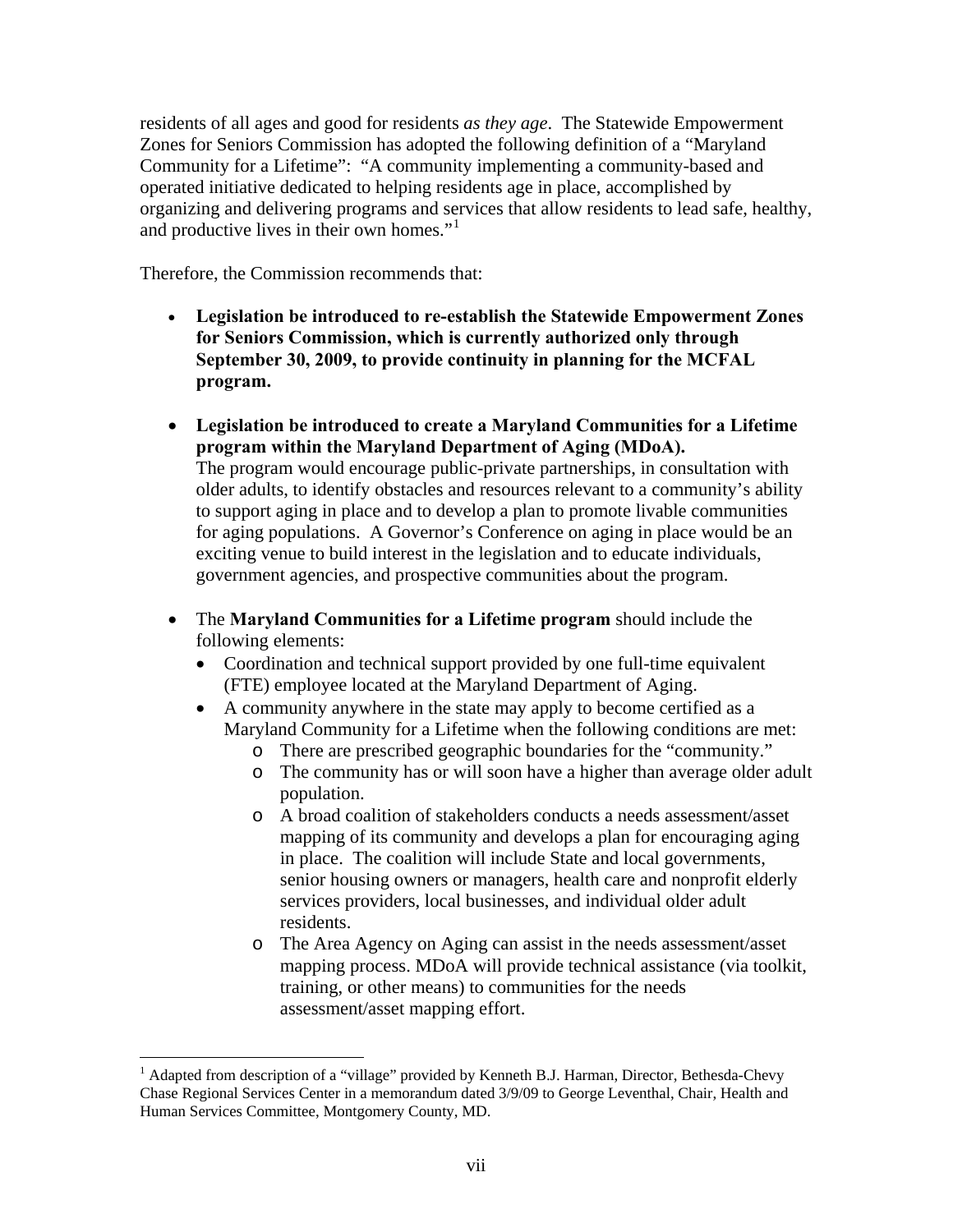residents of all ages and good for residents *as they age*. The Statewide Empowerment Zones for Seniors Commission has adopted the following definition of a "Maryland Community for a Lifetime": "A community implementing a community-based and operated initiative dedicated to helping residents age in place, accomplished by organizing and delivering programs and services that allow residents to lead safe, healthy, and productive lives in their own homes."[1]

Therefore, the Commission recommends that:

- **Legislation be introduced to re-establish the Statewide Empowerment Zones for Seniors Commission, which is currently authorized only through September 30, 2009, to provide continuity in planning for the MCFAL program.**

- **Legislation be introduced to create a Maryland Communities for a Lifetime program within the Maryland Department of Aging (MDoA).** The program would encourage public-private partnerships, in consultation with older adults, to identify obstacles and resources relevant to a community's ability to support aging in place and to develop a plan to promote livable communities for aging populations. A Governor's Conference on aging in place would be an exciting venue to build interest in the legislation and to educate individuals, government agencies, and prospective communities about the program.

- The **Maryland Communities for a Lifetime program** should include the following elements:
  - Coordination and technical support provided by one full-time equivalent (FTE) employee located at the Maryland Department of Aging.
  - A community anywhere in the state may apply to become certified as a Maryland Community for a Lifetime when the following conditions are met:
    - There are prescribed geographic boundaries for the "community."
    - The community has or will soon have a higher than average older adult population.
    - A broad coalition of stakeholders conducts a needs assessment/asset mapping of its community and develops a plan for encouraging aging in place. The coalition will include State and local governments, senior housing owners or managers, health care and nonprofit elderly services providers, local businesses, and individual older adult residents.
    - The Area Agency on Aging can assist in the needs assessment/asset mapping process. MDoA will provide technical assistance (via toolkit, training, or other means) to communities for the needs assessment/asset mapping effort.

[1] Adapted from description of a "village" provided by Kenneth B.J. Harman, Director, Bethesda-Chevy Chase Regional Services Center in a memorandum dated 3/9/09 to George Leventhal, Chair, Health and Human Services Committee, Montgomery County, MD.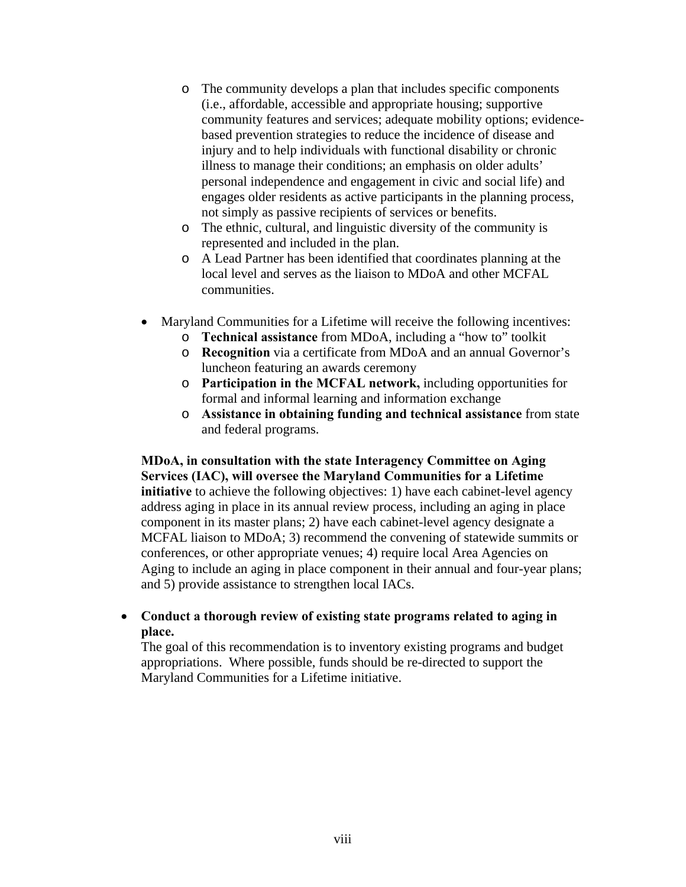- The community develops a plan that includes specific components (i.e., affordable, accessible and appropriate housing; supportive community features and services; adequate mobility options; evidence-based prevention strategies to reduce the incidence of disease and injury and to help individuals with functional disability or chronic illness to manage their conditions; an emphasis on older adults' personal independence and engagement in civic and social life) and engages older residents as active participants in the planning process, not simply as passive recipients of services or benefits.
  - The ethnic, cultural, and linguistic diversity of the community is represented and included in the plan.
  - A Lead Partner has been identified that coordinates planning at the local level and serves as the liaison to MDoA and other MCFAL communities.

- Maryland Communities for a Lifetime will receive the following incentives:
  - **Technical assistance** from MDoA, including a "how to" toolkit
  - **Recognition** via a certificate from MDoA and an annual Governor's luncheon featuring an awards ceremony
  - **Participation in the MCFAL network,** including opportunities for formal and informal learning and information exchange
  - **Assistance in obtaining funding and technical assistance** from state and federal programs.

**MDoA, in consultation with the state Interagency Committee on Aging Services (IAC), will oversee the Maryland Communities for a Lifetime initiative** to achieve the following objectives: 1) have each cabinet-level agency address aging in place in its annual review process, including an aging in place component in its master plans; 2) have each cabinet-level agency designate a MCFAL liaison to MDoA; 3) recommend the convening of statewide summits or conferences, or other appropriate venues; 4) require local Area Agencies on Aging to include an aging in place component in their annual and four-year plans; and 5) provide assistance to strengthen local IACs.

- **Conduct a thorough review of existing state programs related to aging in place.**
  The goal of this recommendation is to inventory existing programs and budget appropriations. Where possible, funds should be re-directed to support the Maryland Communities for a Lifetime initiative.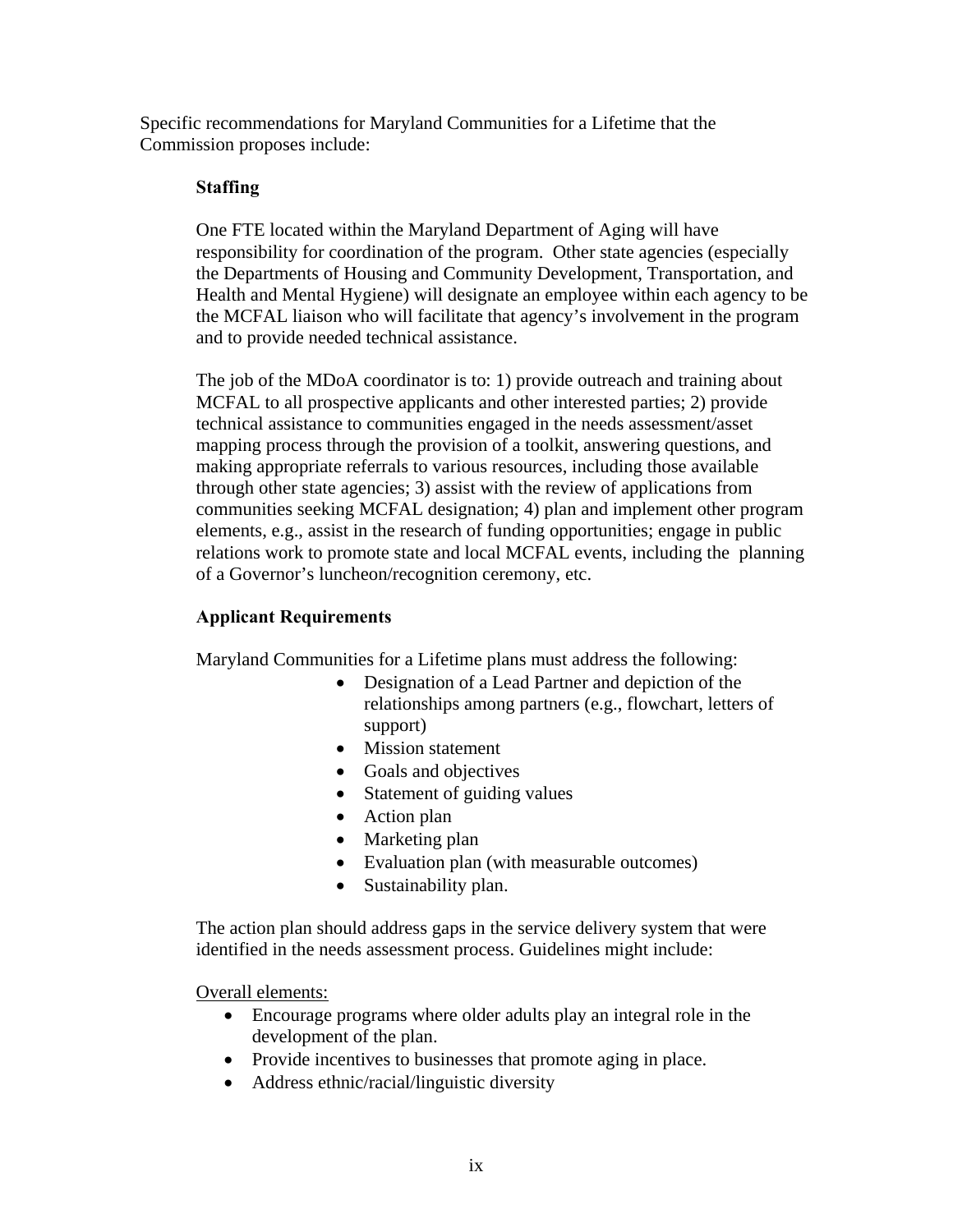Specific recommendations for Maryland Communities for a Lifetime that the Commission proposes include:

**Staffing**

One FTE located within the Maryland Department of Aging will have responsibility for coordination of the program. Other state agencies (especially the Departments of Housing and Community Development, Transportation, and Health and Mental Hygiene) will designate an employee within each agency to be the MCFAL liaison who will facilitate that agency's involvement in the program and to provide needed technical assistance.

The job of the MDoA coordinator is to: 1) provide outreach and training about MCFAL to all prospective applicants and other interested parties; 2) provide technical assistance to communities engaged in the needs assessment/asset mapping process through the provision of a toolkit, answering questions, and making appropriate referrals to various resources, including those available through other state agencies; 3) assist with the review of applications from communities seeking MCFAL designation; 4) plan and implement other program elements, e.g., assist in the research of funding opportunities; engage in public relations work to promote state and local MCFAL events, including the planning of a Governor's luncheon/recognition ceremony, etc.

**Applicant Requirements**

Maryland Communities for a Lifetime plans must address the following:

- Designation of a Lead Partner and depiction of the relationships among partners (e.g., flowchart, letters of support)
- Mission statement
- Goals and objectives
- Statement of guiding values
- Action plan
- Marketing plan
- Evaluation plan (with measurable outcomes)
- Sustainability plan.

The action plan should address gaps in the service delivery system that were identified in the needs assessment process. Guidelines might include:

<u>Overall elements:</u>

- Encourage programs where older adults play an integral role in the development of the plan.
- Provide incentives to businesses that promote aging in place.
- Address ethnic/racial/linguistic diversity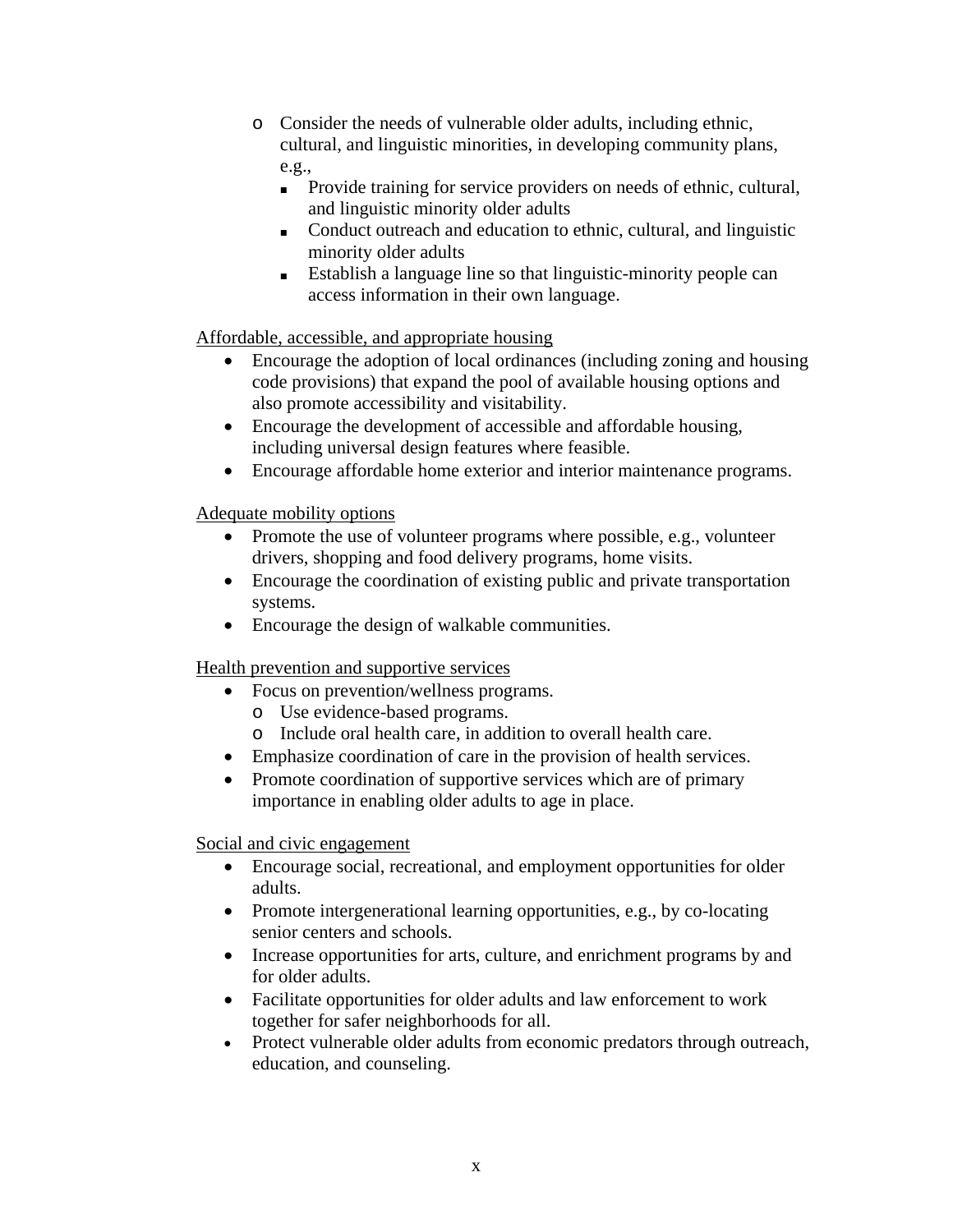- Consider the needs of vulnerable older adults, including ethnic, cultural, and linguistic minorities, in developing community plans, e.g.,
        - Provide training for service providers on needs of ethnic, cultural, and linguistic minority older adults
        - Conduct outreach and education to ethnic, cultural, and linguistic minority older adults
        - Establish a language line so that linguistic-minority people can access information in their own language.

<u>Affordable, accessible, and appropriate housing</u>

- Encourage the adoption of local ordinances (including zoning and housing code provisions) that expand the pool of available housing options and also promote accessibility and visitability.
- Encourage the development of accessible and affordable housing, including universal design features where feasible.
- Encourage affordable home exterior and interior maintenance programs.

<u>Adequate mobility options</u>

- Promote the use of volunteer programs where possible, e.g., volunteer drivers, shopping and food delivery programs, home visits.
- Encourage the coordination of existing public and private transportation systems.
- Encourage the design of walkable communities.

<u>Health prevention and supportive services</u>

- Focus on prevention/wellness programs.
    - Use evidence-based programs.
    - Include oral health care, in addition to overall health care.
- Emphasize coordination of care in the provision of health services.
- Promote coordination of supportive services which are of primary importance in enabling older adults to age in place.

<u>Social and civic engagement</u>

- Encourage social, recreational, and employment opportunities for older adults.
- Promote intergenerational learning opportunities, e.g., by co-locating senior centers and schools.
- Increase opportunities for arts, culture, and enrichment programs by and for older adults.
- Facilitate opportunities for older adults and law enforcement to work together for safer neighborhoods for all.
- Protect vulnerable older adults from economic predators through outreach, education, and counseling.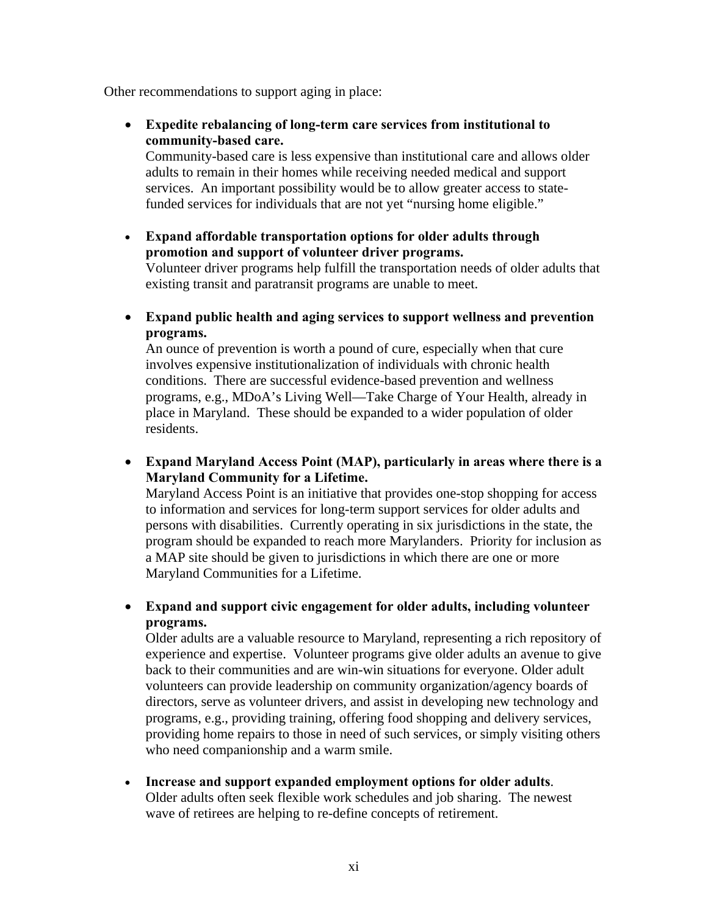Other recommendations to support aging in place:

- **Expedite rebalancing of long-term care services from institutional to community-based care.**
  Community-based care is less expensive than institutional care and allows older adults to remain in their homes while receiving needed medical and support services. An important possibility would be to allow greater access to state-funded services for individuals that are not yet "nursing home eligible."

- **Expand affordable transportation options for older adults through promotion and support of volunteer driver programs.**
  Volunteer driver programs help fulfill the transportation needs of older adults that existing transit and paratransit programs are unable to meet.

- **Expand public health and aging services to support wellness and prevention programs.**
  An ounce of prevention is worth a pound of cure, especially when that cure involves expensive institutionalization of individuals with chronic health conditions. There are successful evidence-based prevention and wellness programs, e.g., MDoA's Living Well—Take Charge of Your Health, already in place in Maryland. These should be expanded to a wider population of older residents.

- **Expand Maryland Access Point (MAP), particularly in areas where there is a Maryland Community for a Lifetime.**
  Maryland Access Point is an initiative that provides one-stop shopping for access to information and services for long-term support services for older adults and persons with disabilities. Currently operating in six jurisdictions in the state, the program should be expanded to reach more Marylanders. Priority for inclusion as a MAP site should be given to jurisdictions in which there are one or more Maryland Communities for a Lifetime.

- **Expand and support civic engagement for older adults, including volunteer programs.**
  Older adults are a valuable resource to Maryland, representing a rich repository of experience and expertise. Volunteer programs give older adults an avenue to give back to their communities and are win-win situations for everyone. Older adult volunteers can provide leadership on community organization/agency boards of directors, serve as volunteer drivers, and assist in developing new technology and programs, e.g., providing training, offering food shopping and delivery services, providing home repairs to those in need of such services, or simply visiting others who need companionship and a warm smile.

- **Increase and support expanded employment options for older adults**.
  Older adults often seek flexible work schedules and job sharing. The newest wave of retirees are helping to re-define concepts of retirement.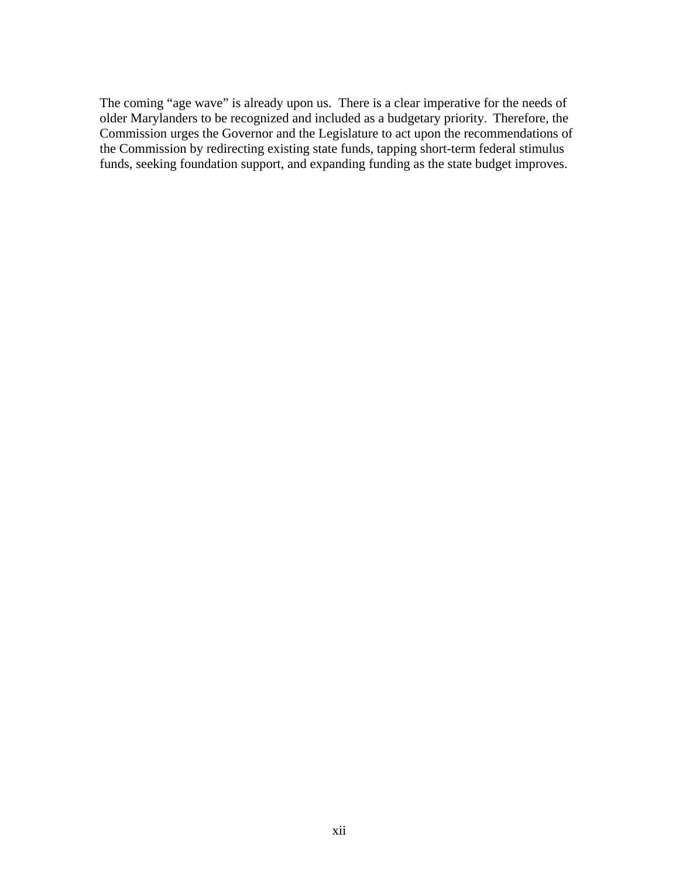The coming "age wave" is already upon us. There is a clear imperative for the needs of older Marylanders to be recognized and included as a budgetary priority. Therefore, the Commission urges the Governor and the Legislature to act upon the recommendations of the Commission by redirecting existing state funds, tapping short-term federal stimulus funds, seeking foundation support, and expanding funding as the state budget improves.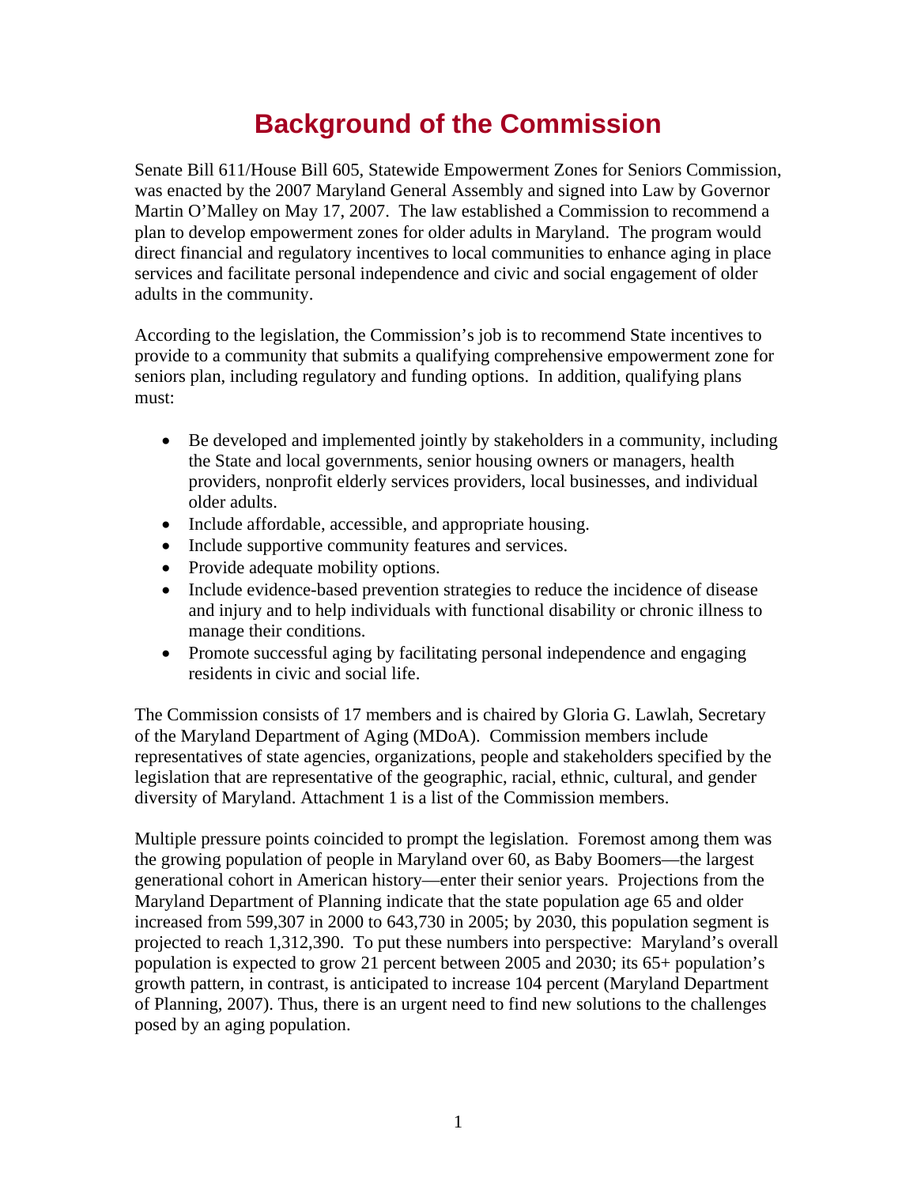# Background of the Commission

Senate Bill 611/House Bill 605, Statewide Empowerment Zones for Seniors Commission, was enacted by the 2007 Maryland General Assembly and signed into Law by Governor Martin O'Malley on May 17, 2007. The law established a Commission to recommend a plan to develop empowerment zones for older adults in Maryland. The program would direct financial and regulatory incentives to local communities to enhance aging in place services and facilitate personal independence and civic and social engagement of older adults in the community.

According to the legislation, the Commission's job is to recommend State incentives to provide to a community that submits a qualifying comprehensive empowerment zone for seniors plan, including regulatory and funding options. In addition, qualifying plans must:

- Be developed and implemented jointly by stakeholders in a community, including the State and local governments, senior housing owners or managers, health providers, nonprofit elderly services providers, local businesses, and individual older adults.
- Include affordable, accessible, and appropriate housing.
- Include supportive community features and services.
- Provide adequate mobility options.
- Include evidence-based prevention strategies to reduce the incidence of disease and injury and to help individuals with functional disability or chronic illness to manage their conditions.
- Promote successful aging by facilitating personal independence and engaging residents in civic and social life.

The Commission consists of 17 members and is chaired by Gloria G. Lawlah, Secretary of the Maryland Department of Aging (MDoA). Commission members include representatives of state agencies, organizations, people and stakeholders specified by the legislation that are representative of the geographic, racial, ethnic, cultural, and gender diversity of Maryland. Attachment 1 is a list of the Commission members.

Multiple pressure points coincided to prompt the legislation. Foremost among them was the growing population of people in Maryland over 60, as Baby Boomers—the largest generational cohort in American history—enter their senior years. Projections from the Maryland Department of Planning indicate that the state population age 65 and older increased from 599,307 in 2000 to 643,730 in 2005; by 2030, this population segment is projected to reach 1,312,390. To put these numbers into perspective: Maryland's overall population is expected to grow 21 percent between 2005 and 2030; its 65+ population's growth pattern, in contrast, is anticipated to increase 104 percent (Maryland Department of Planning, 2007). Thus, there is an urgent need to find new solutions to the challenges posed by an aging population.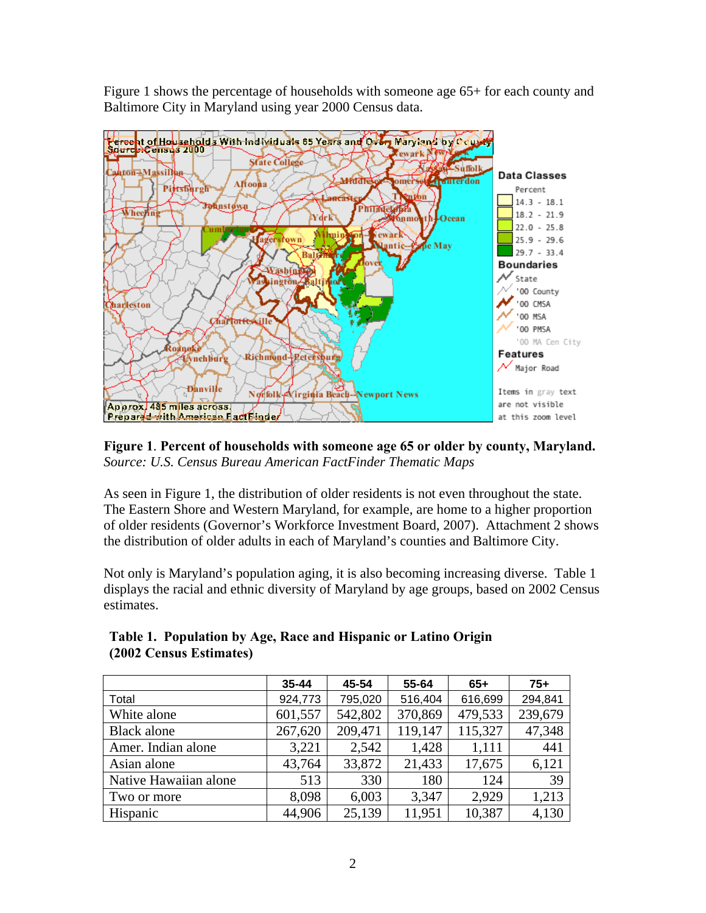Figure 1 shows the percentage of households with someone age 65+ for each county and Baltimore City in Maryland using year 2000 Census data.

**Figure 1**. **Percent of households with someone age 65 or older by county, Maryland.**
*Source: U.S. Census Bureau American FactFinder Thematic Maps*

As seen in Figure 1, the distribution of older residents is not even throughout the state. The Eastern Shore and Western Maryland, for example, are home to a higher proportion of older residents (Governor's Workforce Investment Board, 2007). Attachment 2 shows the distribution of older adults in each of Maryland's counties and Baltimore City.

Not only is Maryland's population aging, it is also becoming increasing diverse. Table 1 displays the racial and ethnic diversity of Maryland by age groups, based on 2002 Census estimates.

**Table 1. Population by Age, Race and Hispanic or Latino Origin (2002 Census Estimates)**

| | 35-44 | 45-54 | 55-64 | 65+ | 75+ |
|---|---|---|---|---|---|
| Total | 924,773 | 795,020 | 516,404 | 616,699 | 294,841 |
| White alone | 601,557 | 542,802 | 370,869 | 479,533 | 239,679 |
| Black alone | 267,620 | 209,471 | 119,147 | 115,327 | 47,348 |
| Amer. Indian alone | 3,221 | 2,542 | 1,428 | 1,111 | 441 |
| Asian alone | 43,764 | 33,872 | 21,433 | 17,675 | 6,121 |
| Native Hawaiian alone | 513 | 330 | 180 | 124 | 39 |
| Two or more | 8,098 | 6,003 | 3,347 | 2,929 | 1,213 |
| Hispanic | 44,906 | 25,139 | 11,951 | 10,387 | 4,130 |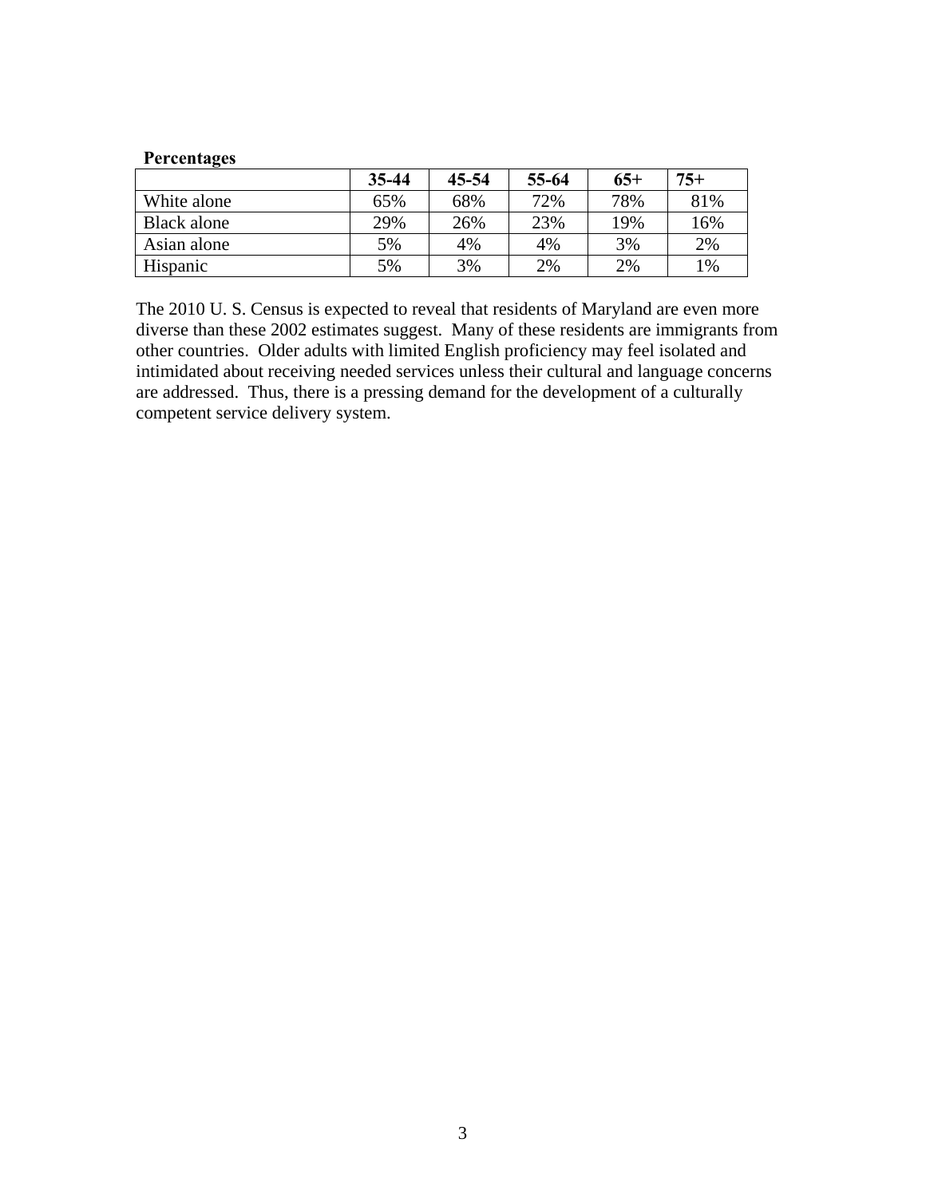**Percentages**

| | 35-44 | 45-54 | 55-64 | 65+ | 75+ |
|---|---|---|---|---|---|
| White alone | 65% | 68% | 72% | 78% | 81% |
| Black alone | 29% | 26% | 23% | 19% | 16% |
| Asian alone | 5% | 4% | 4% | 3% | 2% |
| Hispanic | 5% | 3% | 2% | 2% | 1% |

The 2010 U. S. Census is expected to reveal that residents of Maryland are even more diverse than these 2002 estimates suggest. Many of these residents are immigrants from other countries. Older adults with limited English proficiency may feel isolated and intimidated about receiving needed services unless their cultural and language concerns are addressed. Thus, there is a pressing demand for the development of a culturally competent service delivery system.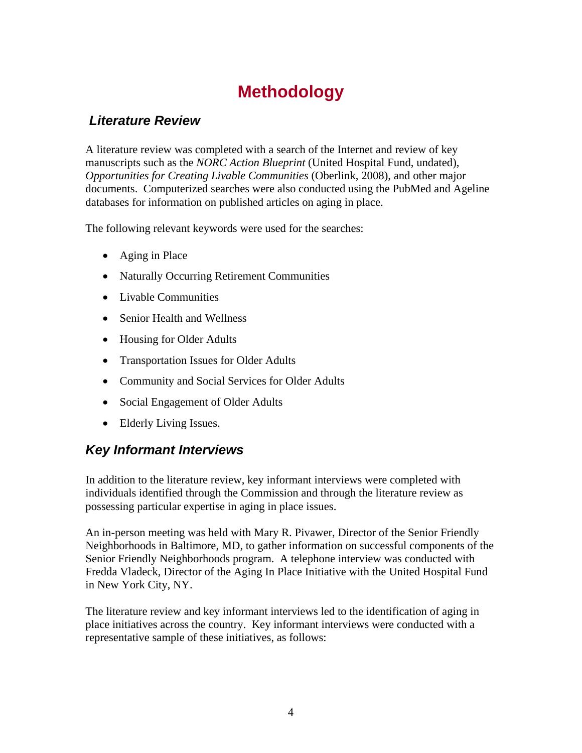# Methodology

## *Literature Review*

A literature review was completed with a search of the Internet and review of key manuscripts such as the *NORC Action Blueprint* (United Hospital Fund, undated), *Opportunities for Creating Livable Communities* (Oberlink, 2008), and other major documents. Computerized searches were also conducted using the PubMed and Ageline databases for information on published articles on aging in place.

The following relevant keywords were used for the searches:

- Aging in Place
- Naturally Occurring Retirement Communities
- Livable Communities
- Senior Health and Wellness
- Housing for Older Adults
- Transportation Issues for Older Adults
- Community and Social Services for Older Adults
- Social Engagement of Older Adults
- Elderly Living Issues.

## *Key Informant Interviews*

In addition to the literature review, key informant interviews were completed with individuals identified through the Commission and through the literature review as possessing particular expertise in aging in place issues.

An in-person meeting was held with Mary R. Pivawer, Director of the Senior Friendly Neighborhoods in Baltimore, MD, to gather information on successful components of the Senior Friendly Neighborhoods program. A telephone interview was conducted with Fredda Vladeck, Director of the Aging In Place Initiative with the United Hospital Fund in New York City, NY.

The literature review and key informant interviews led to the identification of aging in place initiatives across the country. Key informant interviews were conducted with a representative sample of these initiatives, as follows: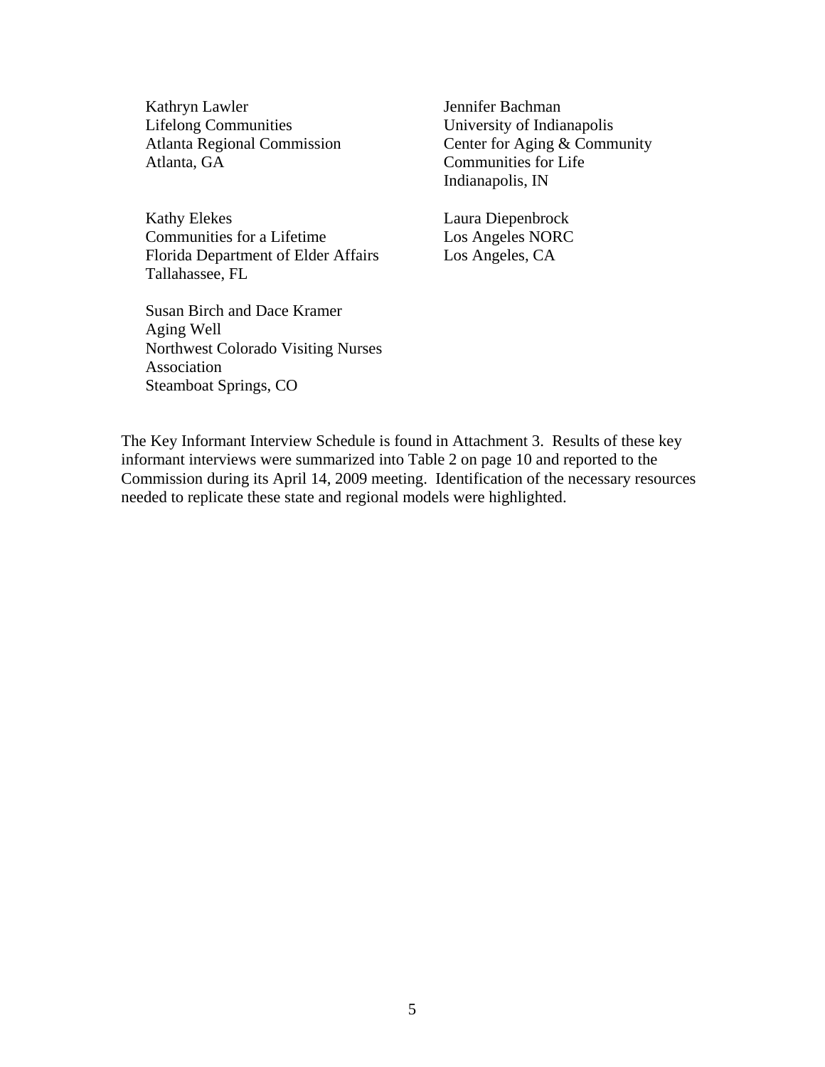Kathryn Lawler
Lifelong Communities
Atlanta Regional Commission
Atlanta, GA

Kathy Elekes
Communities for a Lifetime
Florida Department of Elder Affairs
Tallahassee, FL

Susan Birch and Dace Kramer
Aging Well
Northwest Colorado Visiting Nurses Association
Steamboat Springs, CO

Jennifer Bachman
University of Indianapolis
Center for Aging & Community
Communities for Life
Indianapolis, IN

Laura Diepenbrock
Los Angeles NORC
Los Angeles, CA

The Key Informant Interview Schedule is found in Attachment 3. Results of these key informant interviews were summarized into Table 2 on page 10 and reported to the Commission during its April 14, 2009 meeting. Identification of the necessary resources needed to replicate these state and regional models were highlighted.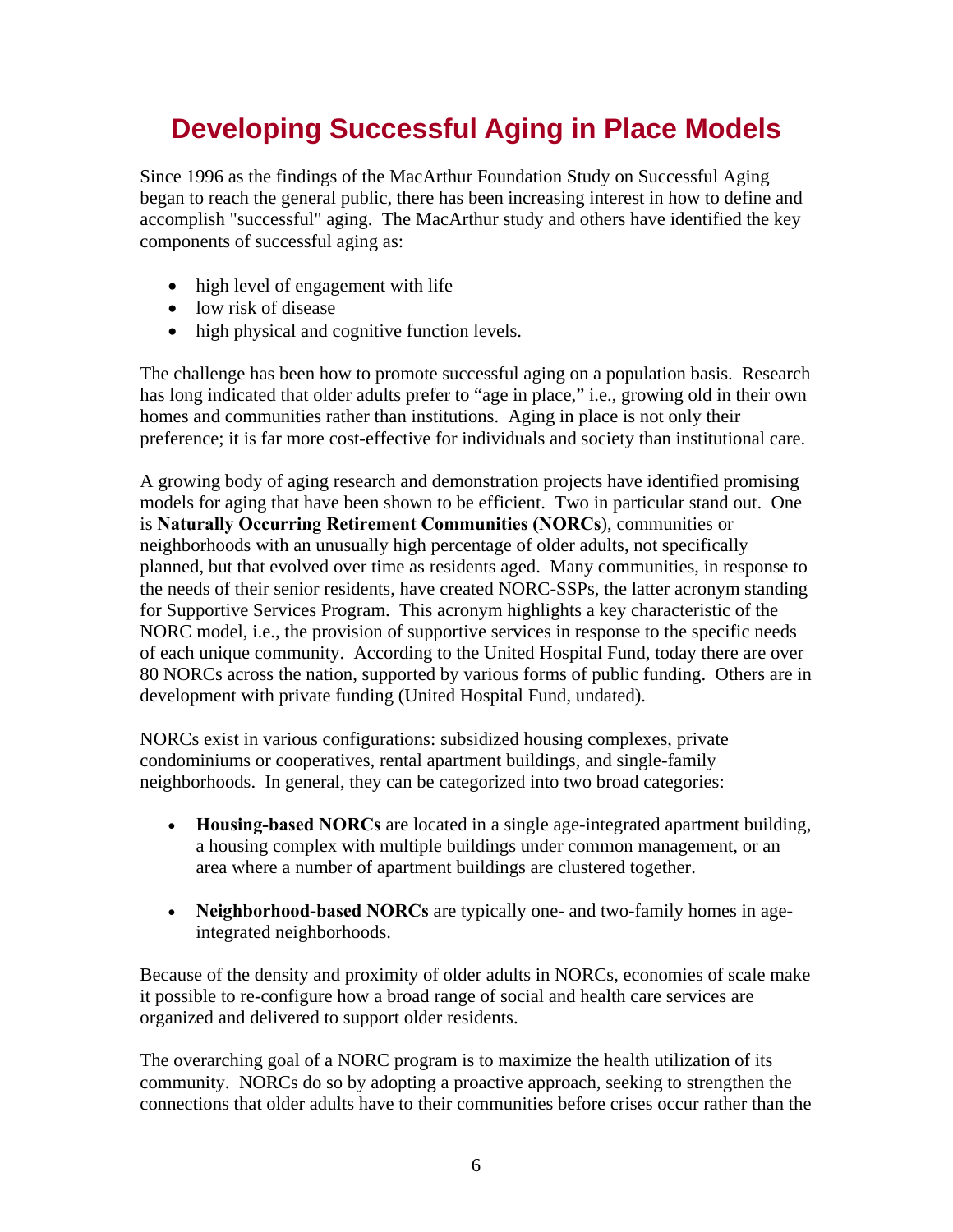# Developing Successful Aging in Place Models

Since 1996 as the findings of the MacArthur Foundation Study on Successful Aging began to reach the general public, there has been increasing interest in how to define and accomplish "successful" aging. The MacArthur study and others have identified the key components of successful aging as:

- high level of engagement with life
- low risk of disease
- high physical and cognitive function levels.

The challenge has been how to promote successful aging on a population basis. Research has long indicated that older adults prefer to "age in place," i.e., growing old in their own homes and communities rather than institutions. Aging in place is not only their preference; it is far more cost-effective for individuals and society than institutional care.

A growing body of aging research and demonstration projects have identified promising models for aging that have been shown to be efficient. Two in particular stand out. One is **Naturally Occurring Retirement Communities (NORCs**), communities or neighborhoods with an unusually high percentage of older adults, not specifically planned, but that evolved over time as residents aged. Many communities, in response to the needs of their senior residents, have created NORC-SSPs, the latter acronym standing for Supportive Services Program. This acronym highlights a key characteristic of the NORC model, i.e., the provision of supportive services in response to the specific needs of each unique community. According to the United Hospital Fund, today there are over 80 NORCs across the nation, supported by various forms of public funding. Others are in development with private funding (United Hospital Fund, undated).

NORCs exist in various configurations: subsidized housing complexes, private condominiums or cooperatives, rental apartment buildings, and single-family neighborhoods. In general, they can be categorized into two broad categories:

- **Housing-based NORCs** are located in a single age-integrated apartment building, a housing complex with multiple buildings under common management, or an area where a number of apartment buildings are clustered together.

- **Neighborhood-based NORCs** are typically one- and two-family homes in age-integrated neighborhoods.

Because of the density and proximity of older adults in NORCs, economies of scale make it possible to re-configure how a broad range of social and health care services are organized and delivered to support older residents.

The overarching goal of a NORC program is to maximize the health utilization of its community. NORCs do so by adopting a proactive approach, seeking to strengthen the connections that older adults have to their communities before crises occur rather than the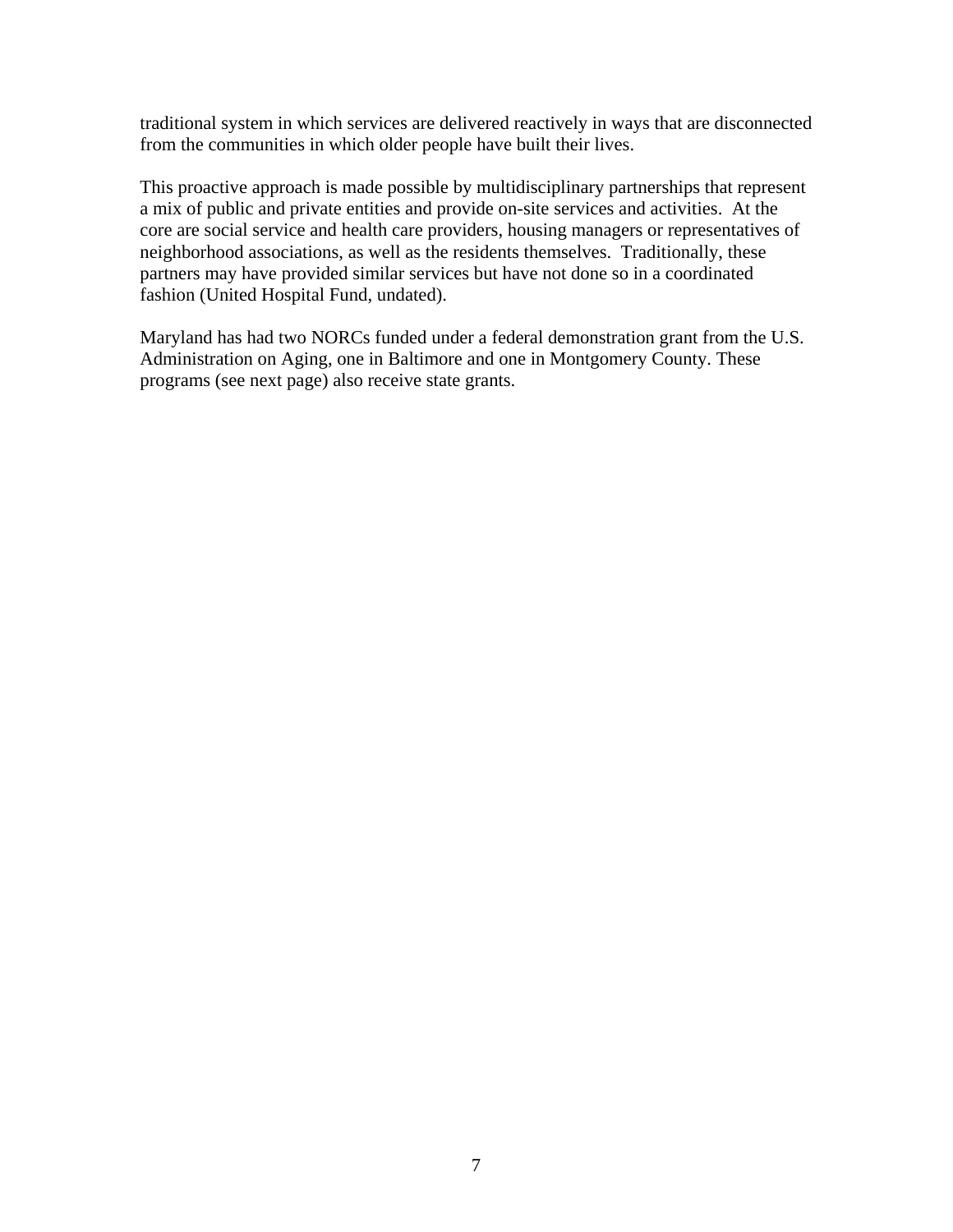traditional system in which services are delivered reactively in ways that are disconnected from the communities in which older people have built their lives.

This proactive approach is made possible by multidisciplinary partnerships that represent a mix of public and private entities and provide on-site services and activities. At the core are social service and health care providers, housing managers or representatives of neighborhood associations, as well as the residents themselves. Traditionally, these partners may have provided similar services but have not done so in a coordinated fashion (United Hospital Fund, undated).

Maryland has had two NORCs funded under a federal demonstration grant from the U.S. Administration on Aging, one in Baltimore and one in Montgomery County. These programs (see next page) also receive state grants.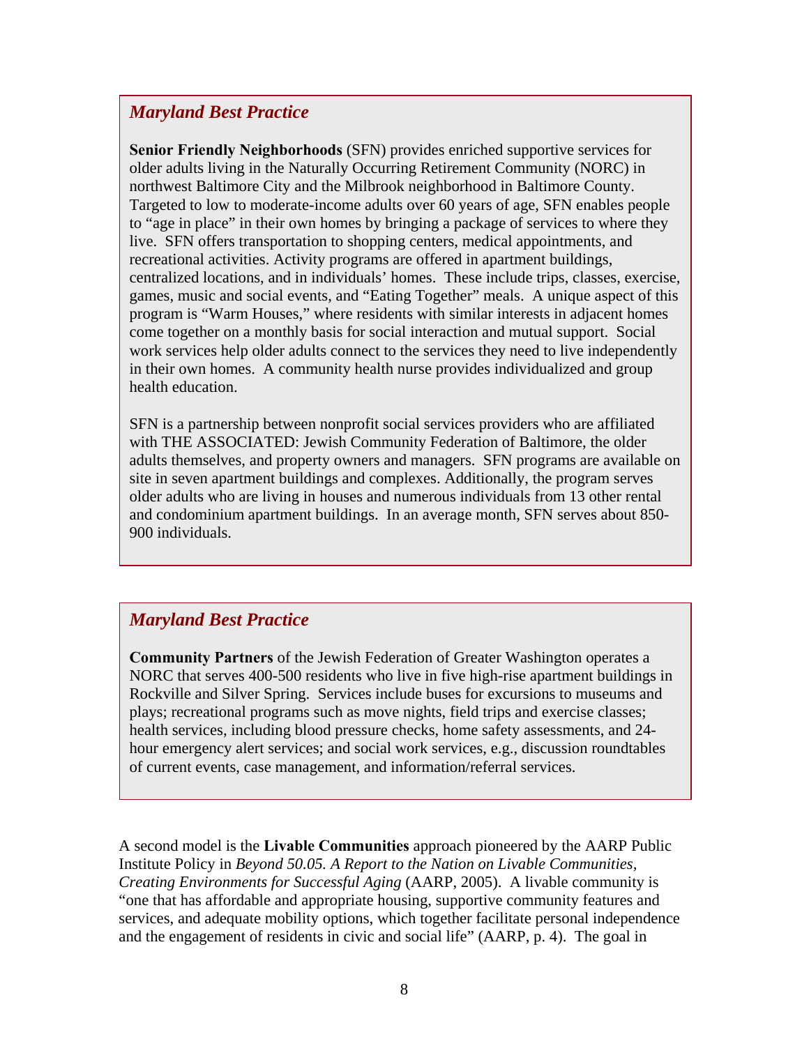### *Maryland Best Practice*

**Senior Friendly Neighborhoods** (SFN) provides enriched supportive services for older adults living in the Naturally Occurring Retirement Community (NORC) in northwest Baltimore City and the Milbrook neighborhood in Baltimore County. Targeted to low to moderate-income adults over 60 years of age, SFN enables people to "age in place" in their own homes by bringing a package of services to where they live. SFN offers transportation to shopping centers, medical appointments, and recreational activities. Activity programs are offered in apartment buildings, centralized locations, and in individuals' homes. These include trips, classes, exercise, games, music and social events, and "Eating Together" meals. A unique aspect of this program is "Warm Houses," where residents with similar interests in adjacent homes come together on a monthly basis for social interaction and mutual support. Social work services help older adults connect to the services they need to live independently in their own homes. A community health nurse provides individualized and group health education.

SFN is a partnership between nonprofit social services providers who are affiliated with THE ASSOCIATED: Jewish Community Federation of Baltimore, the older adults themselves, and property owners and managers. SFN programs are available on site in seven apartment buildings and complexes. Additionally, the program serves older adults who are living in houses and numerous individuals from 13 other rental and condominium apartment buildings. In an average month, SFN serves about 850-900 individuals.

### *Maryland Best Practice*

**Community Partners** of the Jewish Federation of Greater Washington operates a NORC that serves 400-500 residents who live in five high-rise apartment buildings in Rockville and Silver Spring. Services include buses for excursions to museums and plays; recreational programs such as move nights, field trips and exercise classes; health services, including blood pressure checks, home safety assessments, and 24-hour emergency alert services; and social work services, e.g., discussion roundtables of current events, case management, and information/referral services.

A second model is the **Livable Communities** approach pioneered by the AARP Public Institute Policy in *Beyond 50.05. A Report to the Nation on Livable Communities, Creating Environments for Successful Aging* (AARP, 2005). A livable community is "one that has affordable and appropriate housing, supportive community features and services, and adequate mobility options, which together facilitate personal independence and the engagement of residents in civic and social life" (AARP, p. 4). The goal in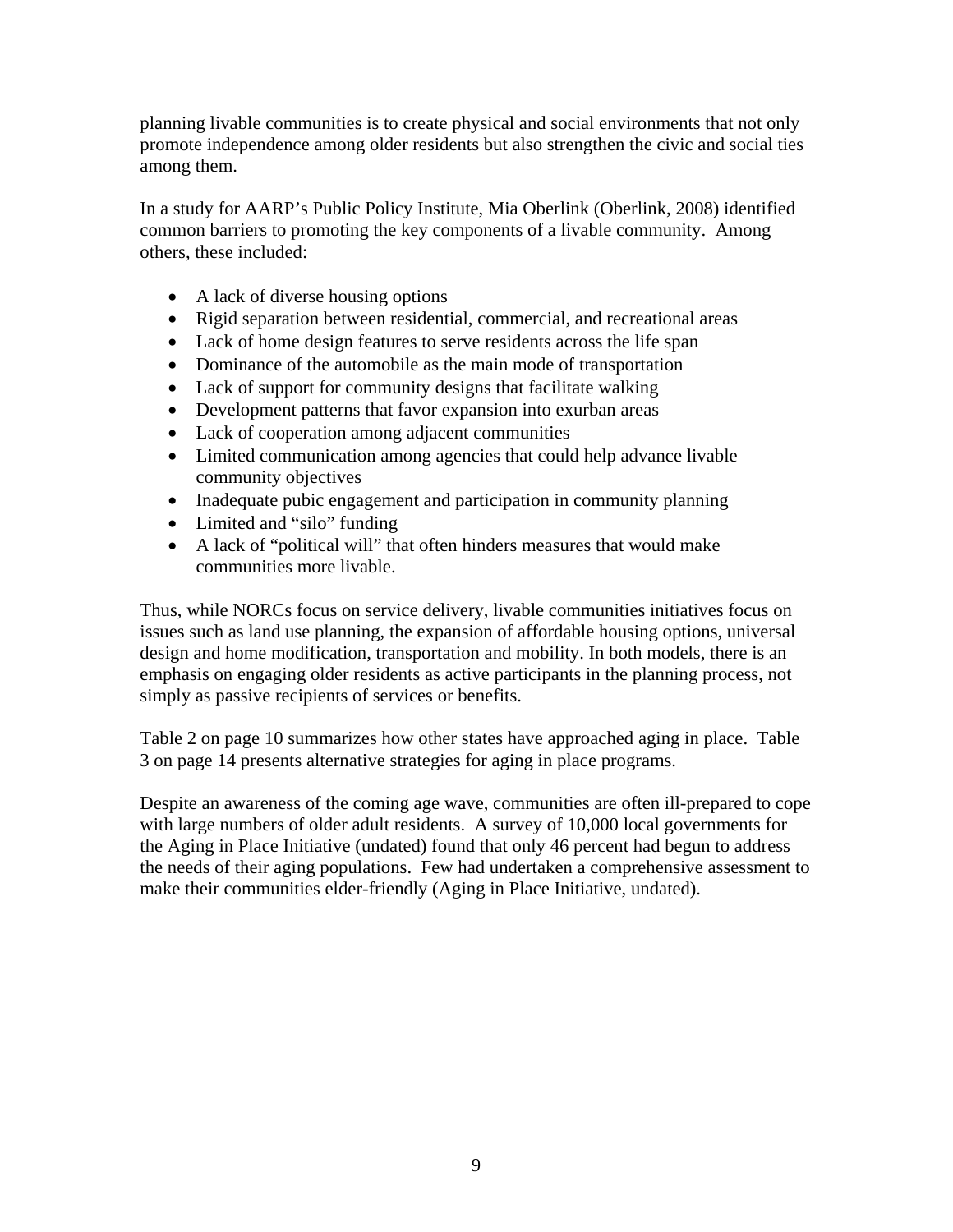planning livable communities is to create physical and social environments that not only promote independence among older residents but also strengthen the civic and social ties among them.

In a study for AARP's Public Policy Institute, Mia Oberlink (Oberlink, 2008) identified common barriers to promoting the key components of a livable community. Among others, these included:

- A lack of diverse housing options
- Rigid separation between residential, commercial, and recreational areas
- Lack of home design features to serve residents across the life span
- Dominance of the automobile as the main mode of transportation
- Lack of support for community designs that facilitate walking
- Development patterns that favor expansion into exurban areas
- Lack of cooperation among adjacent communities
- Limited communication among agencies that could help advance livable community objectives
- Inadequate pubic engagement and participation in community planning
- Limited and "silo" funding
- A lack of "political will" that often hinders measures that would make communities more livable.

Thus, while NORCs focus on service delivery, livable communities initiatives focus on issues such as land use planning, the expansion of affordable housing options, universal design and home modification, transportation and mobility. In both models, there is an emphasis on engaging older residents as active participants in the planning process, not simply as passive recipients of services or benefits.

Table 2 on page 10 summarizes how other states have approached aging in place. Table 3 on page 14 presents alternative strategies for aging in place programs.

Despite an awareness of the coming age wave, communities are often ill-prepared to cope with large numbers of older adult residents. A survey of 10,000 local governments for the Aging in Place Initiative (undated) found that only 46 percent had begun to address the needs of their aging populations. Few had undertaken a comprehensive assessment to make their communities elder-friendly (Aging in Place Initiative, undated).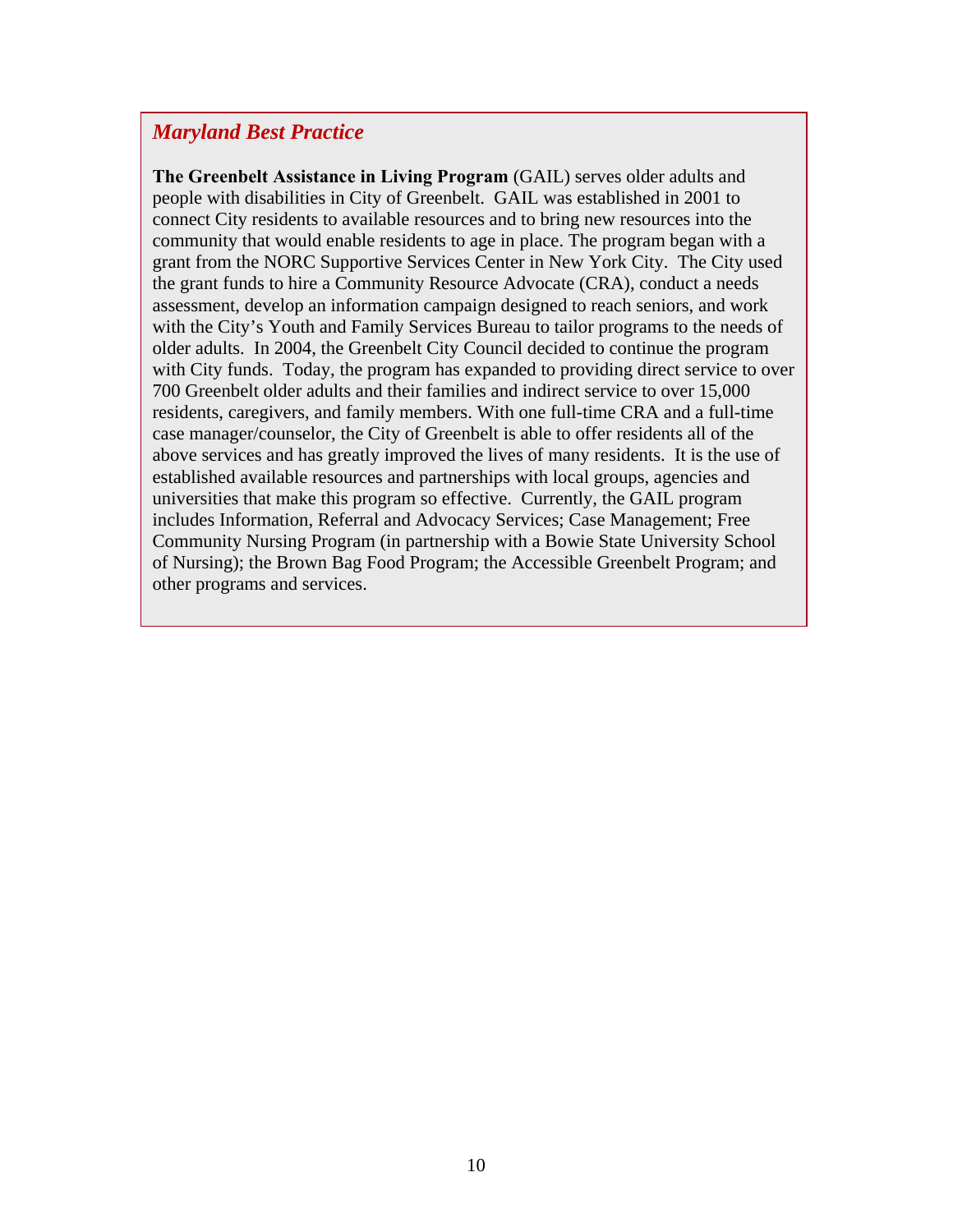### *Maryland Best Practice*

**The Greenbelt Assistance in Living Program** (GAIL) serves older adults and people with disabilities in City of Greenbelt. GAIL was established in 2001 to connect City residents to available resources and to bring new resources into the community that would enable residents to age in place. The program began with a grant from the NORC Supportive Services Center in New York City. The City used the grant funds to hire a Community Resource Advocate (CRA), conduct a needs assessment, develop an information campaign designed to reach seniors, and work with the City's Youth and Family Services Bureau to tailor programs to the needs of older adults. In 2004, the Greenbelt City Council decided to continue the program with City funds. Today, the program has expanded to providing direct service to over 700 Greenbelt older adults and their families and indirect service to over 15,000 residents, caregivers, and family members. With one full-time CRA and a full-time case manager/counselor, the City of Greenbelt is able to offer residents all of the above services and has greatly improved the lives of many residents. It is the use of established available resources and partnerships with local groups, agencies and universities that make this program so effective. Currently, the GAIL program includes Information, Referral and Advocacy Services; Case Management; Free Community Nursing Program (in partnership with a Bowie State University School of Nursing); the Brown Bag Food Program; the Accessible Greenbelt Program; and other programs and services.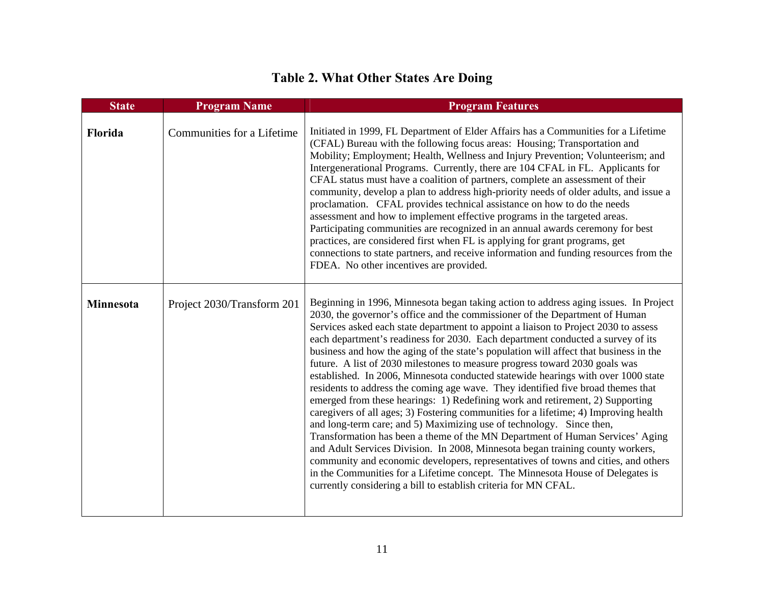## Table 2. What Other States Are Doing

| State | Program Name | Program Features |
|---|---|---|
| **Florida** | Communities for a Lifetime | Initiated in 1999, FL Department of Elder Affairs has a Communities for a Lifetime (CFAL) Bureau with the following focus areas: Housing; Transportation and Mobility; Employment; Health, Wellness and Injury Prevention; Volunteerism; and Intergenerational Programs. Currently, there are 104 CFAL in FL. Applicants for CFAL status must have a coalition of partners, complete an assessment of their community, develop a plan to address high-priority needs of older adults, and issue a proclamation. CFAL provides technical assistance on how to do the needs assessment and how to implement effective programs in the targeted areas. Participating communities are recognized in an annual awards ceremony for best practices, are considered first when FL is applying for grant programs, get connections to state partners, and receive information and funding resources from the FDEA. No other incentives are provided. |
| **Minnesota** | Project 2030/Transform 201 | Beginning in 1996, Minnesota began taking action to address aging issues. In Project 2030, the governor's office and the commissioner of the Department of Human Services asked each state department to appoint a liaison to Project 2030 to assess each department's readiness for 2030. Each department conducted a survey of its business and how the aging of the state's population will affect that business in the future. A list of 2030 milestones to measure progress toward 2030 goals was established. In 2006, Minnesota conducted statewide hearings with over 1000 state residents to address the coming age wave. They identified five broad themes that emerged from these hearings: 1) Redefining work and retirement, 2) Supporting caregivers of all ages; 3) Fostering communities for a lifetime; 4) Improving health and long-term care; and 5) Maximizing use of technology. Since then, Transformation has been a theme of the MN Department of Human Services' Aging and Adult Services Division. In 2008, Minnesota began training county workers, community and economic developers, representatives of towns and cities, and others in the Communities for a Lifetime concept. The Minnesota House of Delegates is currently considering a bill to establish criteria for MN CFAL. |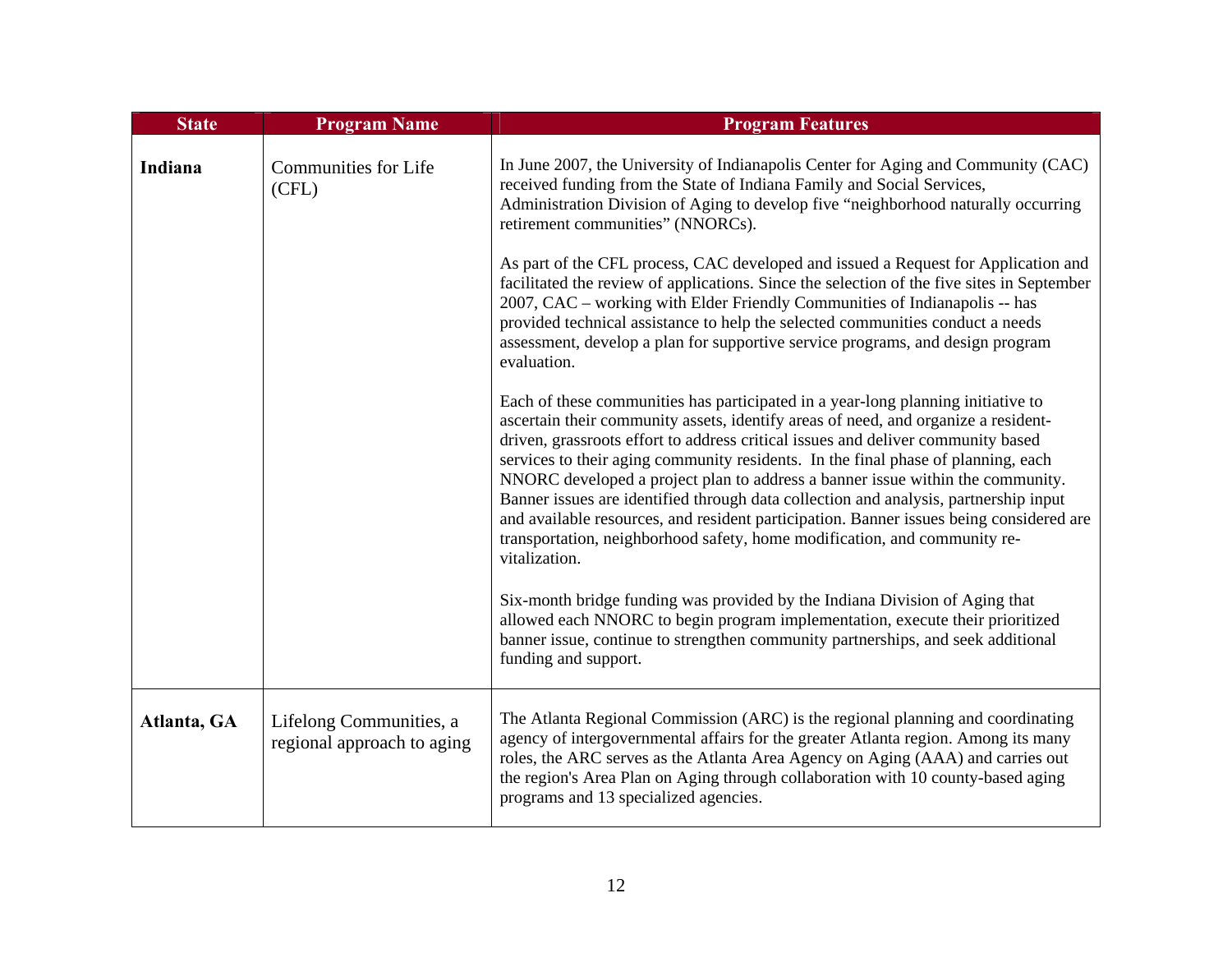| State | Program Name | Program Features |
|---|---|---|
| **Indiana** | Communities for Life (CFL) | In June 2007, the University of Indianapolis Center for Aging and Community (CAC) received funding from the State of Indiana Family and Social Services, Administration Division of Aging to develop five "neighborhood naturally occurring retirement communities" (NNORCs).<br><br>As part of the CFL process, CAC developed and issued a Request for Application and facilitated the review of applications. Since the selection of the five sites in September 2007, CAC – working with Elder Friendly Communities of Indianapolis -- has provided technical assistance to help the selected communities conduct a needs assessment, develop a plan for supportive service programs, and design program evaluation.<br><br>Each of these communities has participated in a year-long planning initiative to ascertain their community assets, identify areas of need, and organize a resident-driven, grassroots effort to address critical issues and deliver community based services to their aging community residents. In the final phase of planning, each NNORC developed a project plan to address a banner issue within the community. Banner issues are identified through data collection and analysis, partnership input and available resources, and resident participation. Banner issues being considered are transportation, neighborhood safety, home modification, and community re-vitalization.<br><br>Six-month bridge funding was provided by the Indiana Division of Aging that allowed each NNORC to begin program implementation, execute their prioritized banner issue, continue to strengthen community partnerships, and seek additional funding and support. |
| **Atlanta, GA** | Lifelong Communities, a regional approach to aging | The Atlanta Regional Commission (ARC) is the regional planning and coordinating agency of intergovernmental affairs for the greater Atlanta region. Among its many roles, the ARC serves as the Atlanta Area Agency on Aging (AAA) and carries out the region's Area Plan on Aging through collaboration with 10 county-based aging programs and 13 specialized agencies. |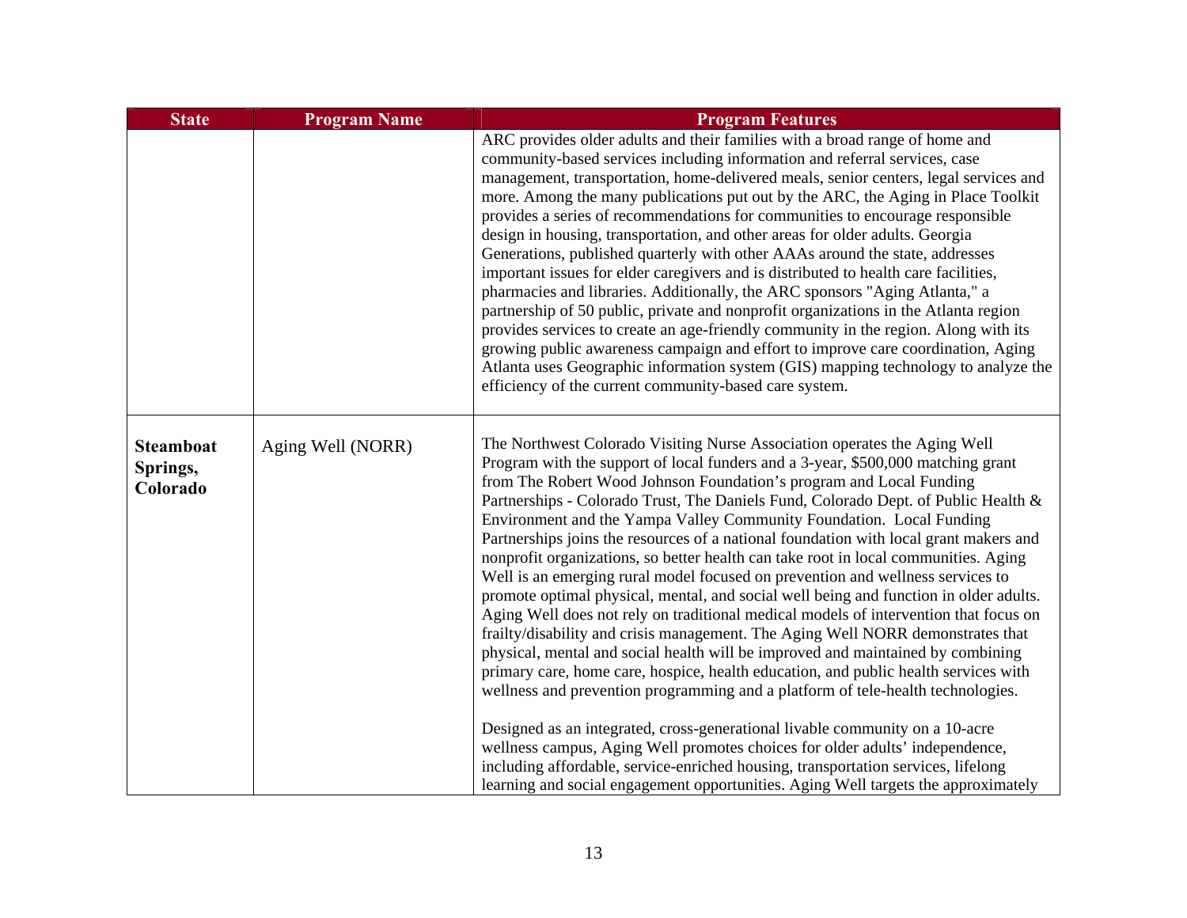| State | Program Name | Program Features |
| --- | --- | --- |
| | | ARC provides older adults and their families with a broad range of home and community-based services including information and referral services, case management, transportation, home-delivered meals, senior centers, legal services and more. Among the many publications put out by the ARC, the Aging in Place Toolkit provides a series of recommendations for communities to encourage responsible design in housing, transportation, and other areas for older adults. Georgia Generations, published quarterly with other AAAs around the state, addresses important issues for elder caregivers and is distributed to health care facilities, pharmacies and libraries. Additionally, the ARC sponsors "Aging Atlanta," a partnership of 50 public, private and nonprofit organizations in the Atlanta region provides services to create an age-friendly community in the region. Along with its growing public awareness campaign and effort to improve care coordination, Aging Atlanta uses Geographic information system (GIS) mapping technology to analyze the efficiency of the current community-based care system. |
| **Steamboat Springs, Colorado** | Aging Well (NORR) | The Northwest Colorado Visiting Nurse Association operates the Aging Well Program with the support of local funders and a 3-year, $500,000 matching grant from The Robert Wood Johnson Foundation's program and Local Funding Partnerships - Colorado Trust, The Daniels Fund, Colorado Dept. of Public Health & Environment and the Yampa Valley Community Foundation. Local Funding Partnerships joins the resources of a national foundation with local grant makers and nonprofit organizations, so better health can take root in local communities. Aging Well is an emerging rural model focused on prevention and wellness services to promote optimal physical, mental, and social well being and function in older adults. Aging Well does not rely on traditional medical models of intervention that focus on frailty/disability and crisis management. The Aging Well NORR demonstrates that physical, mental and social health will be improved and maintained by combining primary care, home care, hospice, health education, and public health services with wellness and prevention programming and a platform of tele-health technologies.<br><br>Designed as an integrated, cross-generational livable community on a 10-acre wellness campus, Aging Well promotes choices for older adults' independence, including affordable, service-enriched housing, transportation services, lifelong learning and social engagement opportunities. Aging Well targets the approximately |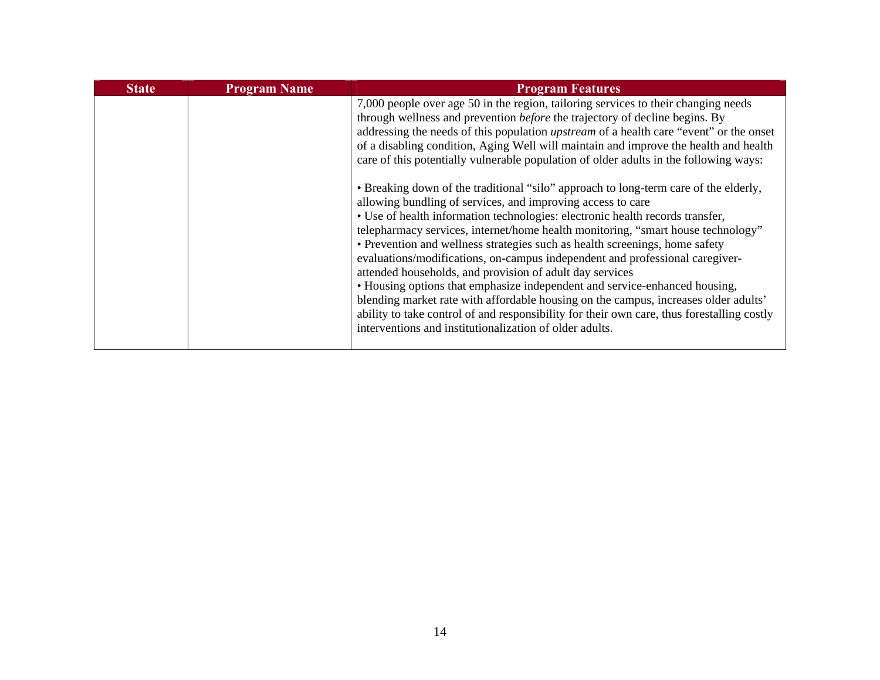| State | Program Name | Program Features |
|---|---|---|
| | | 7,000 people over age 50 in the region, tailoring services to their changing needs through wellness and prevention *before* the trajectory of decline begins. By addressing the needs of this population *upstream* of a health care "event" or the onset of a disabling condition, Aging Well will maintain and improve the health and health care of this potentially vulnerable population of older adults in the following ways:<br><br>• Breaking down of the traditional "silo" approach to long-term care of the elderly, allowing bundling of services, and improving access to care<br>• Use of health information technologies: electronic health records transfer, telepharmacy services, internet/home health monitoring, "smart house technology"<br>• Prevention and wellness strategies such as health screenings, home safety evaluations/modifications, on-campus independent and professional caregiver-attended households, and provision of adult day services<br>• Housing options that emphasize independent and service-enhanced housing, blending market rate with affordable housing on the campus, increases older adults' ability to take control of and responsibility for their own care, thus forestalling costly interventions and institutionalization of older adults. |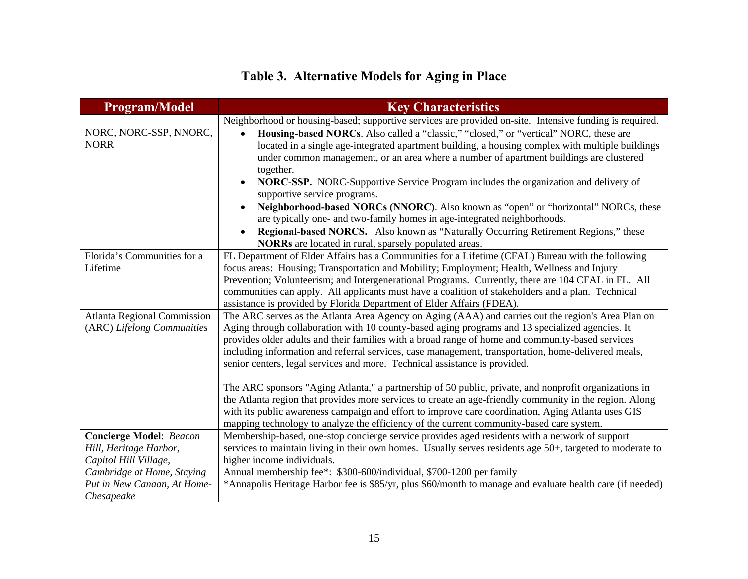# Table 3. Alternative Models for Aging in Place

| Program/Model | Key Characteristics |
|---|---|
| NORC, NORC-SSP, NNORC, NORR | Neighborhood or housing-based; supportive services are provided on-site. Intensive funding is required.<br>• **Housing-based NORCs**. Also called a "classic," "closed," or "vertical" NORC, these are located in a single age-integrated apartment building, a housing complex with multiple buildings under common management, or an area where a number of apartment buildings are clustered together.<br>• **NORC-SSP.** NORC-Supportive Service Program includes the organization and delivery of supportive service programs.<br>• **Neighborhood-based NORCs (NNORC)**. Also known as "open" or "horizontal" NORCs, these are typically one- and two-family homes in age-integrated neighborhoods.<br>• **Regional-based NORCS.** Also known as "Naturally Occurring Retirement Regions," these **NORRs** are located in rural, sparsely populated areas. |
| Florida's Communities for a Lifetime | FL Department of Elder Affairs has a Communities for a Lifetime (CFAL) Bureau with the following focus areas: Housing; Transportation and Mobility; Employment; Health, Wellness and Injury Prevention; Volunteerism; and Intergenerational Programs. Currently, there are 104 CFAL in FL. All communities can apply. All applicants must have a coalition of stakeholders and a plan. Technical assistance is provided by Florida Department of Elder Affairs (FDEA). |
| Atlanta Regional Commission (ARC) *Lifelong Communities* | The ARC serves as the Atlanta Area Agency on Aging (AAA) and carries out the region's Area Plan on Aging through collaboration with 10 county-based aging programs and 13 specialized agencies. It provides older adults and their families with a broad range of home and community-based services including information and referral services, case management, transportation, home-delivered meals, senior centers, legal services and more. Technical assistance is provided.<br><br>The ARC sponsors "Aging Atlanta," a partnership of 50 public, private, and nonprofit organizations in the Atlanta region that provides more services to create an age-friendly community in the region. Along with its public awareness campaign and effort to improve care coordination, Aging Atlanta uses GIS mapping technology to analyze the efficiency of the current community-based care system. |
| **Concierge Model**: *Beacon Hill, Heritage Harbor, Capitol Hill Village, Cambridge at Home, Staying Put in New Canaan, At Home-Chesapeake* | Membership-based, one-stop concierge service provides aged residents with a network of support services to maintain living in their own homes. Usually serves residents age 50+, targeted to moderate to higher income individuals.<br>Annual membership fee*: $300-600/individual, $700-1200 per family<br>*Annapolis Heritage Harbor fee is $85/yr, plus $60/month to manage and evaluate health care (if needed) |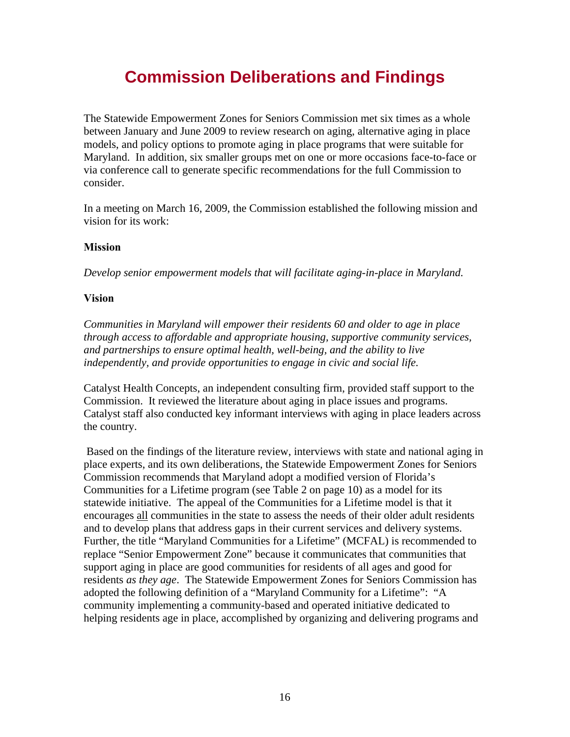# Commission Deliberations and Findings

The Statewide Empowerment Zones for Seniors Commission met six times as a whole between January and June 2009 to review research on aging, alternative aging in place models, and policy options to promote aging in place programs that were suitable for Maryland. In addition, six smaller groups met on one or more occasions face-to-face or via conference call to generate specific recommendations for the full Commission to consider.

In a meeting on March 16, 2009, the Commission established the following mission and vision for its work:

**Mission**

*Develop senior empowerment models that will facilitate aging-in-place in Maryland.*

**Vision**

*Communities in Maryland will empower their residents 60 and older to age in place through access to affordable and appropriate housing, supportive community services, and partnerships to ensure optimal health, well-being, and the ability to live independently, and provide opportunities to engage in civic and social life.*

Catalyst Health Concepts, an independent consulting firm, provided staff support to the Commission. It reviewed the literature about aging in place issues and programs. Catalyst staff also conducted key informant interviews with aging in place leaders across the country.

Based on the findings of the literature review, interviews with state and national aging in place experts, and its own deliberations, the Statewide Empowerment Zones for Seniors Commission recommends that Maryland adopt a modified version of Florida's Communities for a Lifetime program (see Table 2 on page 10) as a model for its statewide initiative. The appeal of the Communities for a Lifetime model is that it encourages <u>all</u> communities in the state to assess the needs of their older adult residents and to develop plans that address gaps in their current services and delivery systems. Further, the title "Maryland Communities for a Lifetime" (MCFAL) is recommended to replace "Senior Empowerment Zone" because it communicates that communities that support aging in place are good communities for residents of all ages and good for residents *as they age*. The Statewide Empowerment Zones for Seniors Commission has adopted the following definition of a "Maryland Community for a Lifetime": "A community implementing a community-based and operated initiative dedicated to helping residents age in place, accomplished by organizing and delivering programs and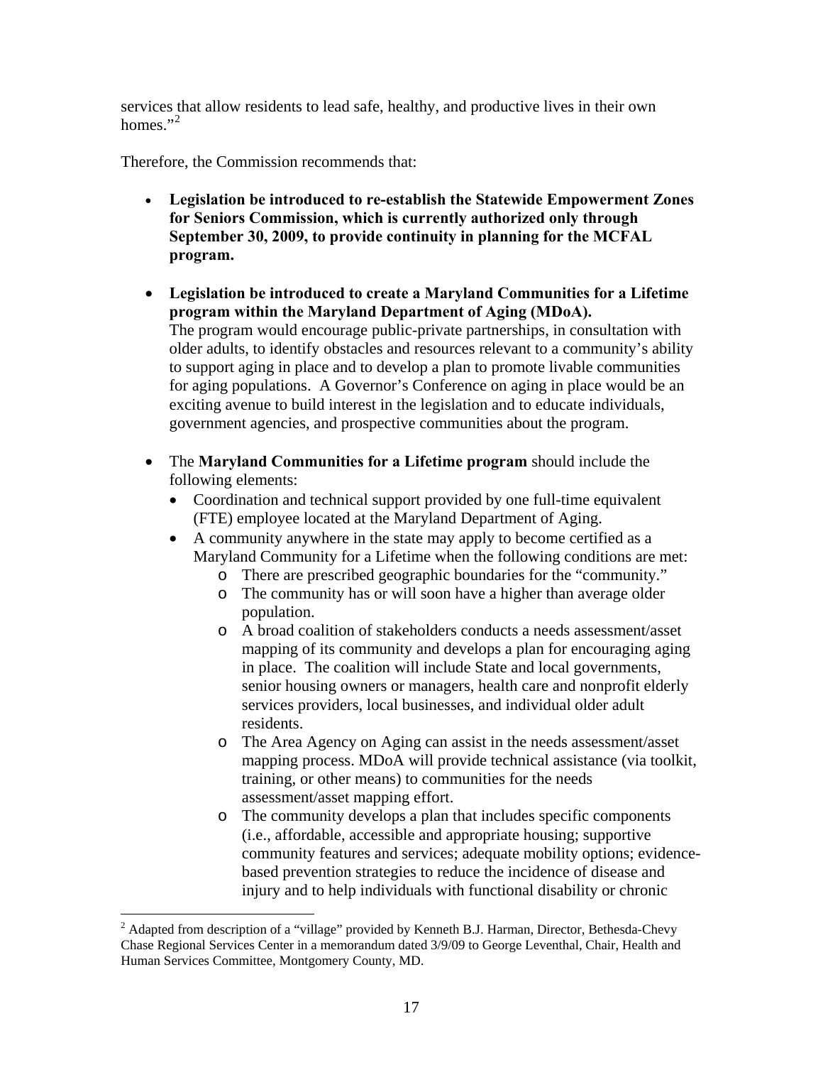services that allow residents to lead safe, healthy, and productive lives in their own homes."[2]

Therefore, the Commission recommends that:

- **Legislation be introduced to re-establish the Statewide Empowerment Zones for Seniors Commission, which is currently authorized only through September 30, 2009, to provide continuity in planning for the MCFAL program.**

- **Legislation be introduced to create a Maryland Communities for a Lifetime program within the Maryland Department of Aging (MDoA).** The program would encourage public-private partnerships, in consultation with older adults, to identify obstacles and resources relevant to a community's ability to support aging in place and to develop a plan to promote livable communities for aging populations. A Governor's Conference on aging in place would be an exciting avenue to build interest in the legislation and to educate individuals, government agencies, and prospective communities about the program.

- The **Maryland Communities for a Lifetime program** should include the following elements:
  - Coordination and technical support provided by one full-time equivalent (FTE) employee located at the Maryland Department of Aging.
  - A community anywhere in the state may apply to become certified as a Maryland Community for a Lifetime when the following conditions are met:
    - There are prescribed geographic boundaries for the "community."
    - The community has or will soon have a higher than average older population.
    - A broad coalition of stakeholders conducts a needs assessment/asset mapping of its community and develops a plan for encouraging aging in place. The coalition will include State and local governments, senior housing owners or managers, health care and nonprofit elderly services providers, local businesses, and individual older adult residents.
    - The Area Agency on Aging can assist in the needs assessment/asset mapping process. MDoA will provide technical assistance (via toolkit, training, or other means) to communities for the needs assessment/asset mapping effort.
    - The community develops a plan that includes specific components (i.e., affordable, accessible and appropriate housing; supportive community features and services; adequate mobility options; evidence-based prevention strategies to reduce the incidence of disease and injury and to help individuals with functional disability or chronic

[2] Adapted from description of a "village" provided by Kenneth B.J. Harman, Director, Bethesda-Chevy Chase Regional Services Center in a memorandum dated 3/9/09 to George Leventhal, Chair, Health and Human Services Committee, Montgomery County, MD.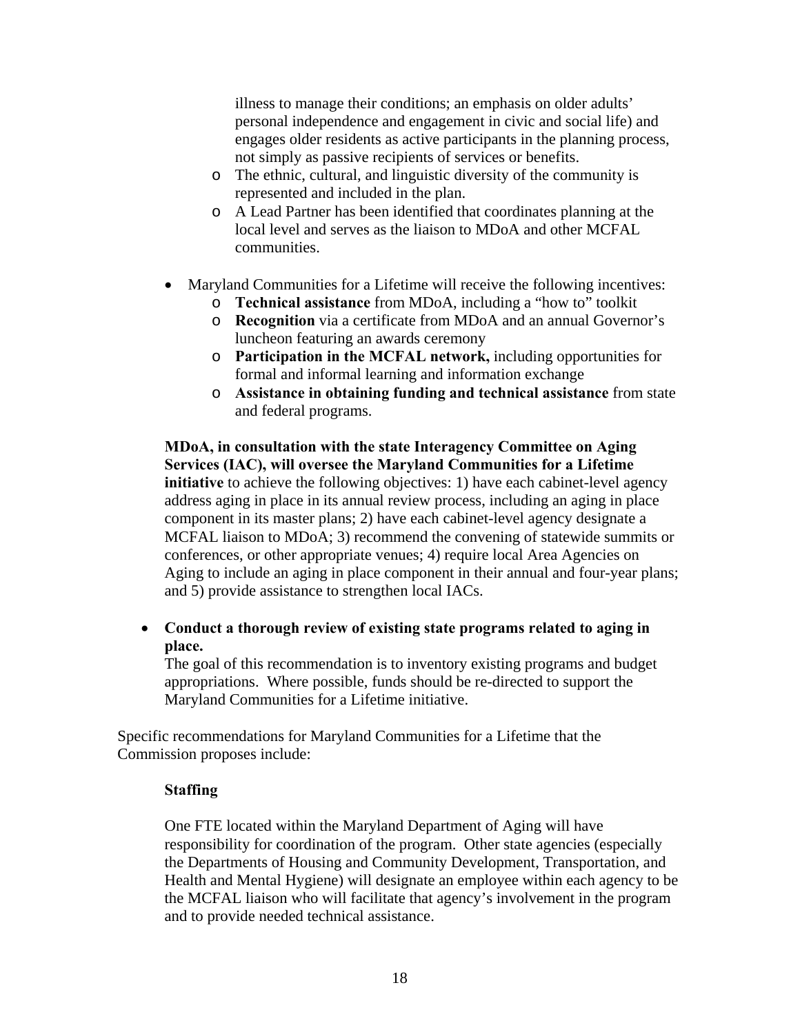illness to manage their conditions; an emphasis on older adults' personal independence and engagement in civic and social life) and engages older residents as active participants in the planning process, not simply as passive recipients of services or benefits.
    - The ethnic, cultural, and linguistic diversity of the community is represented and included in the plan.
    - A Lead Partner has been identified that coordinates planning at the local level and serves as the liaison to MDoA and other MCFAL communities.

- Maryland Communities for a Lifetime will receive the following incentives:
    - **Technical assistance** from MDoA, including a "how to" toolkit
    - **Recognition** via a certificate from MDoA and an annual Governor's luncheon featuring an awards ceremony
    - **Participation in the MCFAL network,** including opportunities for formal and informal learning and information exchange
    - **Assistance in obtaining funding and technical assistance** from state and federal programs.

**MDoA, in consultation with the state Interagency Committee on Aging Services (IAC), will oversee the Maryland Communities for a Lifetime initiative** to achieve the following objectives: 1) have each cabinet-level agency address aging in place in its annual review process, including an aging in place component in its master plans; 2) have each cabinet-level agency designate a MCFAL liaison to MDoA; 3) recommend the convening of statewide summits or conferences, or other appropriate venues; 4) require local Area Agencies on Aging to include an aging in place component in their annual and four-year plans; and 5) provide assistance to strengthen local IACs.

- **Conduct a thorough review of existing state programs related to aging in place.**
  The goal of this recommendation is to inventory existing programs and budget appropriations. Where possible, funds should be re-directed to support the Maryland Communities for a Lifetime initiative.

Specific recommendations for Maryland Communities for a Lifetime that the Commission proposes include:

**Staffing**

One FTE located within the Maryland Department of Aging will have responsibility for coordination of the program. Other state agencies (especially the Departments of Housing and Community Development, Transportation, and Health and Mental Hygiene) will designate an employee within each agency to be the MCFAL liaison who will facilitate that agency's involvement in the program and to provide needed technical assistance.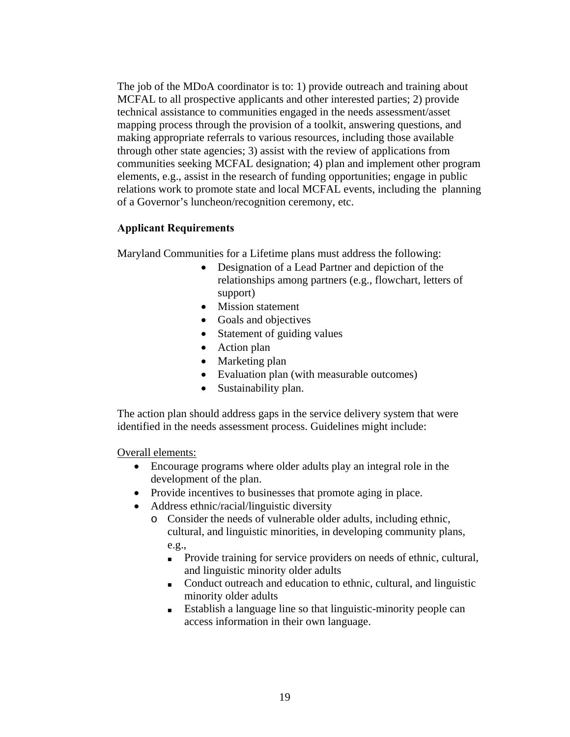The job of the MDoA coordinator is to: 1) provide outreach and training about MCFAL to all prospective applicants and other interested parties; 2) provide technical assistance to communities engaged in the needs assessment/asset mapping process through the provision of a toolkit, answering questions, and making appropriate referrals to various resources, including those available through other state agencies; 3) assist with the review of applications from communities seeking MCFAL designation; 4) plan and implement other program elements, e.g., assist in the research of funding opportunities; engage in public relations work to promote state and local MCFAL events, including the planning of a Governor's luncheon/recognition ceremony, etc.

**Applicant Requirements**

Maryland Communities for a Lifetime plans must address the following:

- Designation of a Lead Partner and depiction of the relationships among partners (e.g., flowchart, letters of support)
- Mission statement
- Goals and objectives
- Statement of guiding values
- Action plan
- Marketing plan
- Evaluation plan (with measurable outcomes)
- Sustainability plan.

The action plan should address gaps in the service delivery system that were identified in the needs assessment process. Guidelines might include:

<u>Overall elements:</u>

- Encourage programs where older adults play an integral role in the development of the plan.
- Provide incentives to businesses that promote aging in place.
- Address ethnic/racial/linguistic diversity
  - Consider the needs of vulnerable older adults, including ethnic, cultural, and linguistic minorities, in developing community plans, e.g.,
    - Provide training for service providers on needs of ethnic, cultural, and linguistic minority older adults
    - Conduct outreach and education to ethnic, cultural, and linguistic minority older adults
    - Establish a language line so that linguistic-minority people can access information in their own language.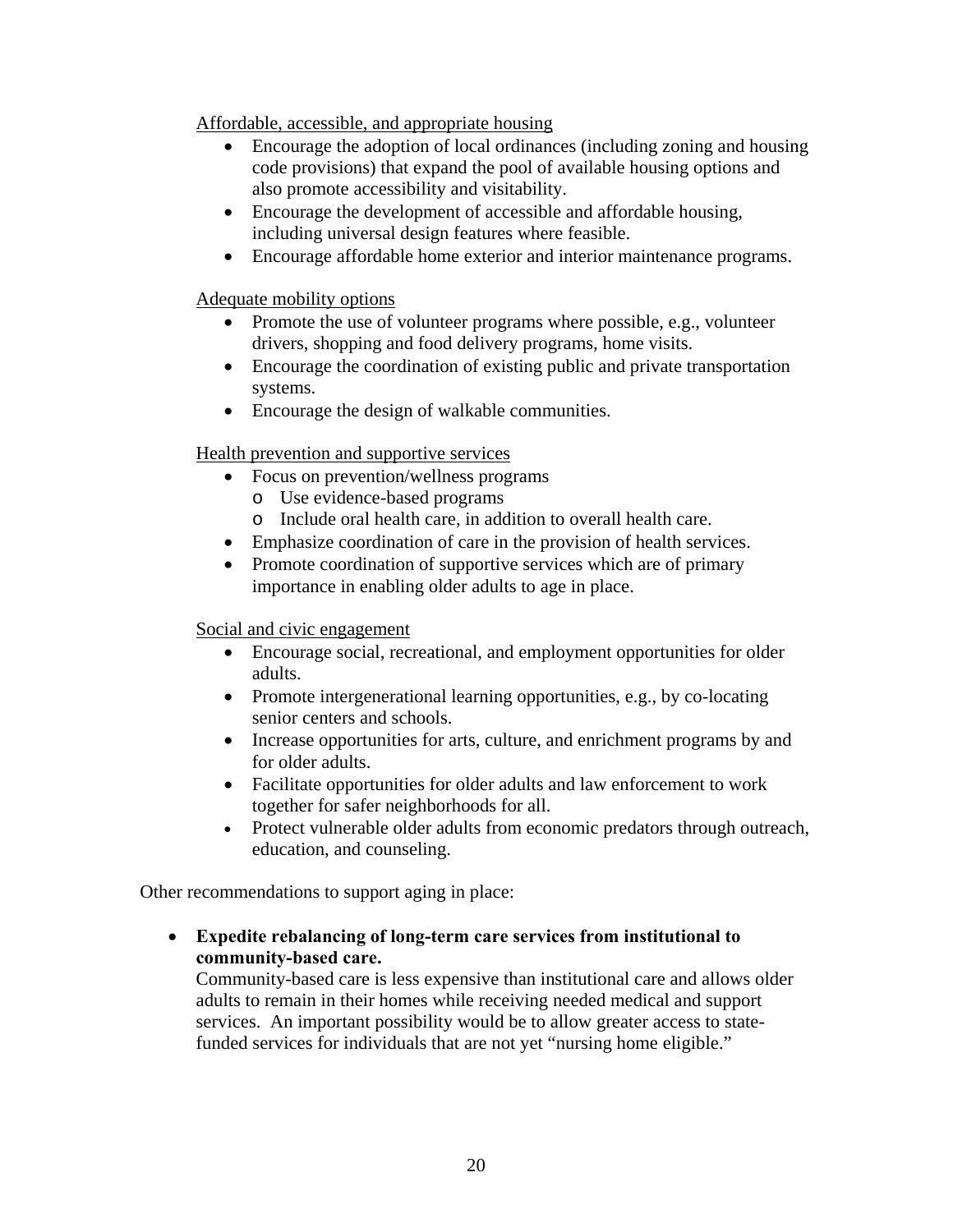Affordable, accessible, and appropriate housing

- Encourage the adoption of local ordinances (including zoning and housing code provisions) that expand the pool of available housing options and also promote accessibility and visitability.
- Encourage the development of accessible and affordable housing, including universal design features where feasible.
- Encourage affordable home exterior and interior maintenance programs.

Adequate mobility options

- Promote the use of volunteer programs where possible, e.g., volunteer drivers, shopping and food delivery programs, home visits.
- Encourage the coordination of existing public and private transportation systems.
- Encourage the design of walkable communities.

Health prevention and supportive services

- Focus on prevention/wellness programs
  - Use evidence-based programs
  - Include oral health care, in addition to overall health care.
- Emphasize coordination of care in the provision of health services.
- Promote coordination of supportive services which are of primary importance in enabling older adults to age in place.

Social and civic engagement

- Encourage social, recreational, and employment opportunities for older adults.
- Promote intergenerational learning opportunities, e.g., by co-locating senior centers and schools.
- Increase opportunities for arts, culture, and enrichment programs by and for older adults.
- Facilitate opportunities for older adults and law enforcement to work together for safer neighborhoods for all.
- Protect vulnerable older adults from economic predators through outreach, education, and counseling.

Other recommendations to support aging in place:

- **Expedite rebalancing of long-term care services from institutional to community-based care.**
  Community-based care is less expensive than institutional care and allows older adults to remain in their homes while receiving needed medical and support services. An important possibility would be to allow greater access to state-funded services for individuals that are not yet "nursing home eligible."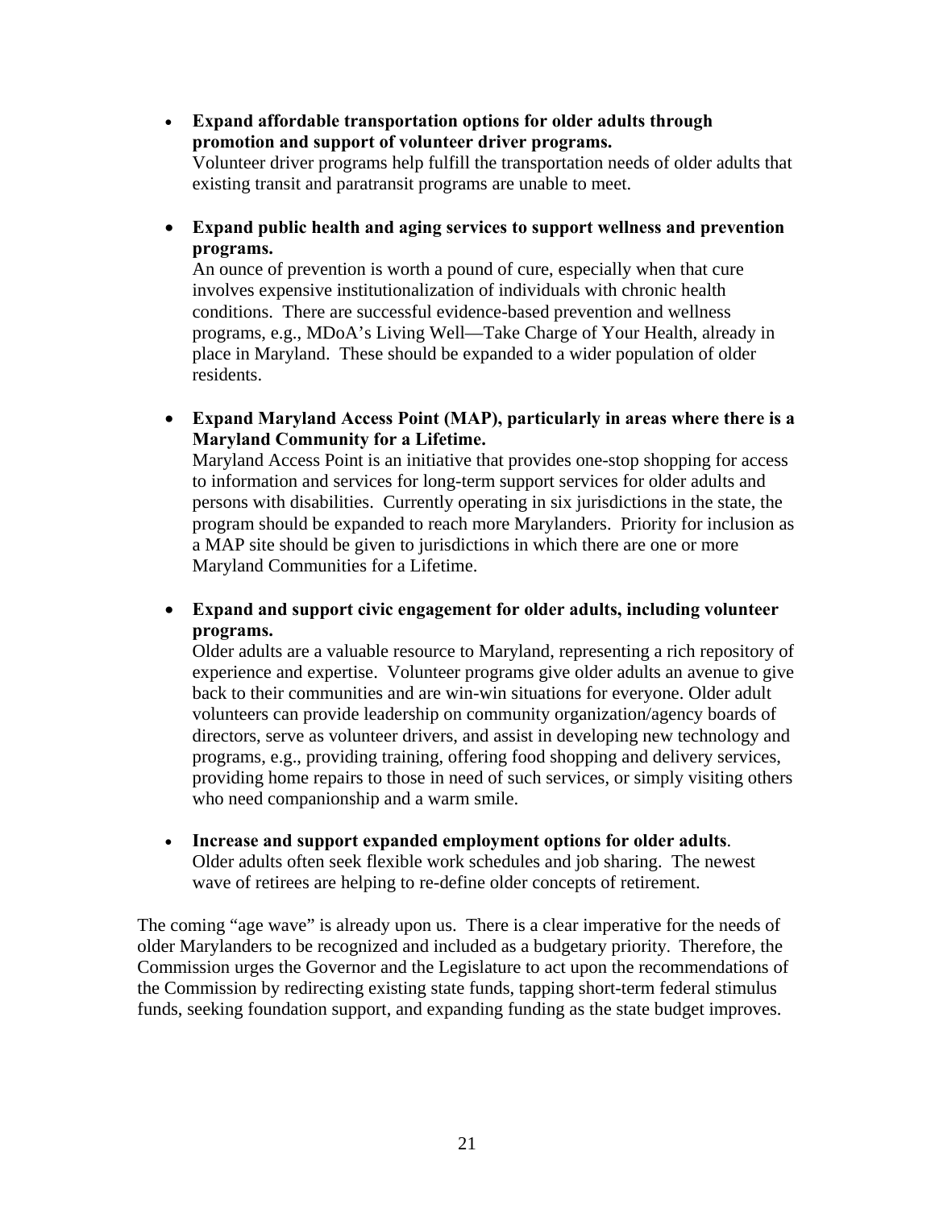- **Expand affordable transportation options for older adults through promotion and support of volunteer driver programs.**
  Volunteer driver programs help fulfill the transportation needs of older adults that existing transit and paratransit programs are unable to meet.

- **Expand public health and aging services to support wellness and prevention programs.**
  An ounce of prevention is worth a pound of cure, especially when that cure involves expensive institutionalization of individuals with chronic health conditions. There are successful evidence-based prevention and wellness programs, e.g., MDoA's Living Well—Take Charge of Your Health, already in place in Maryland. These should be expanded to a wider population of older residents.

- **Expand Maryland Access Point (MAP), particularly in areas where there is a Maryland Community for a Lifetime.**
  Maryland Access Point is an initiative that provides one-stop shopping for access to information and services for long-term support services for older adults and persons with disabilities. Currently operating in six jurisdictions in the state, the program should be expanded to reach more Marylanders. Priority for inclusion as a MAP site should be given to jurisdictions in which there are one or more Maryland Communities for a Lifetime.

- **Expand and support civic engagement for older adults, including volunteer programs.**
  Older adults are a valuable resource to Maryland, representing a rich repository of experience and expertise. Volunteer programs give older adults an avenue to give back to their communities and are win-win situations for everyone. Older adult volunteers can provide leadership on community organization/agency boards of directors, serve as volunteer drivers, and assist in developing new technology and programs, e.g., providing training, offering food shopping and delivery services, providing home repairs to those in need of such services, or simply visiting others who need companionship and a warm smile.

- **Increase and support expanded employment options for older adults**.
  Older adults often seek flexible work schedules and job sharing. The newest wave of retirees are helping to re-define older concepts of retirement.

The coming "age wave" is already upon us. There is a clear imperative for the needs of older Marylanders to be recognized and included as a budgetary priority. Therefore, the Commission urges the Governor and the Legislature to act upon the recommendations of the Commission by redirecting existing state funds, tapping short-term federal stimulus funds, seeking foundation support, and expanding funding as the state budget improves.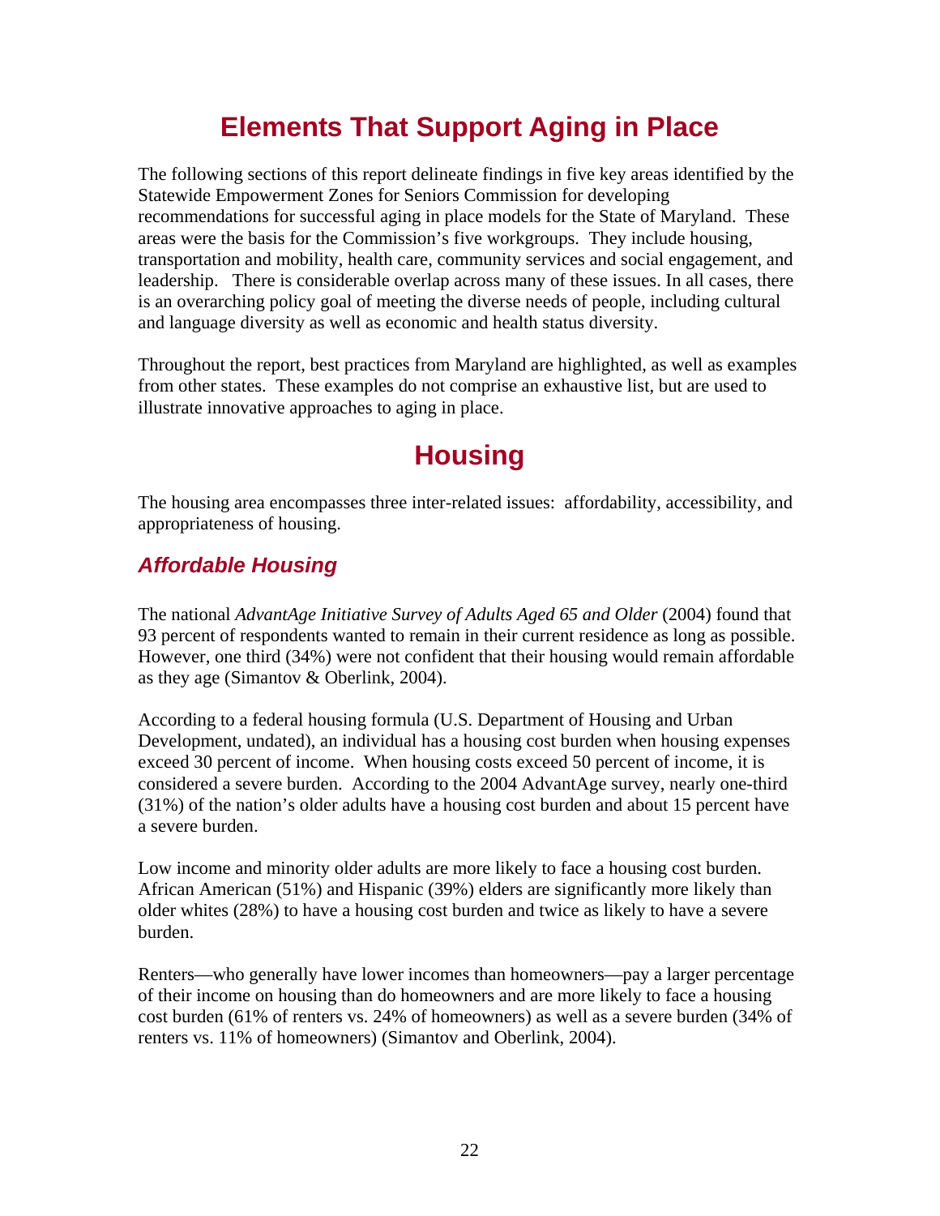# Elements That Support Aging in Place

The following sections of this report delineate findings in five key areas identified by the Statewide Empowerment Zones for Seniors Commission for developing recommendations for successful aging in place models for the State of Maryland. These areas were the basis for the Commission's five workgroups. They include housing, transportation and mobility, health care, community services and social engagement, and leadership. There is considerable overlap across many of these issues. In all cases, there is an overarching policy goal of meeting the diverse needs of people, including cultural and language diversity as well as economic and health status diversity.

Throughout the report, best practices from Maryland are highlighted, as well as examples from other states. These examples do not comprise an exhaustive list, but are used to illustrate innovative approaches to aging in place.

# Housing

The housing area encompasses three inter-related issues: affordability, accessibility, and appropriateness of housing.

## *Affordable Housing*

The national *AdvantAge Initiative Survey of Adults Aged 65 and Older* (2004) found that 93 percent of respondents wanted to remain in their current residence as long as possible. However, one third (34%) were not confident that their housing would remain affordable as they age (Simantov & Oberlink, 2004).

According to a federal housing formula (U.S. Department of Housing and Urban Development, undated), an individual has a housing cost burden when housing expenses exceed 30 percent of income. When housing costs exceed 50 percent of income, it is considered a severe burden. According to the 2004 AdvantAge survey, nearly one-third (31%) of the nation's older adults have a housing cost burden and about 15 percent have a severe burden.

Low income and minority older adults are more likely to face a housing cost burden. African American (51%) and Hispanic (39%) elders are significantly more likely than older whites (28%) to have a housing cost burden and twice as likely to have a severe burden.

Renters—who generally have lower incomes than homeowners—pay a larger percentage of their income on housing than do homeowners and are more likely to face a housing cost burden (61% of renters vs. 24% of homeowners) as well as a severe burden (34% of renters vs. 11% of homeowners) (Simantov and Oberlink, 2004).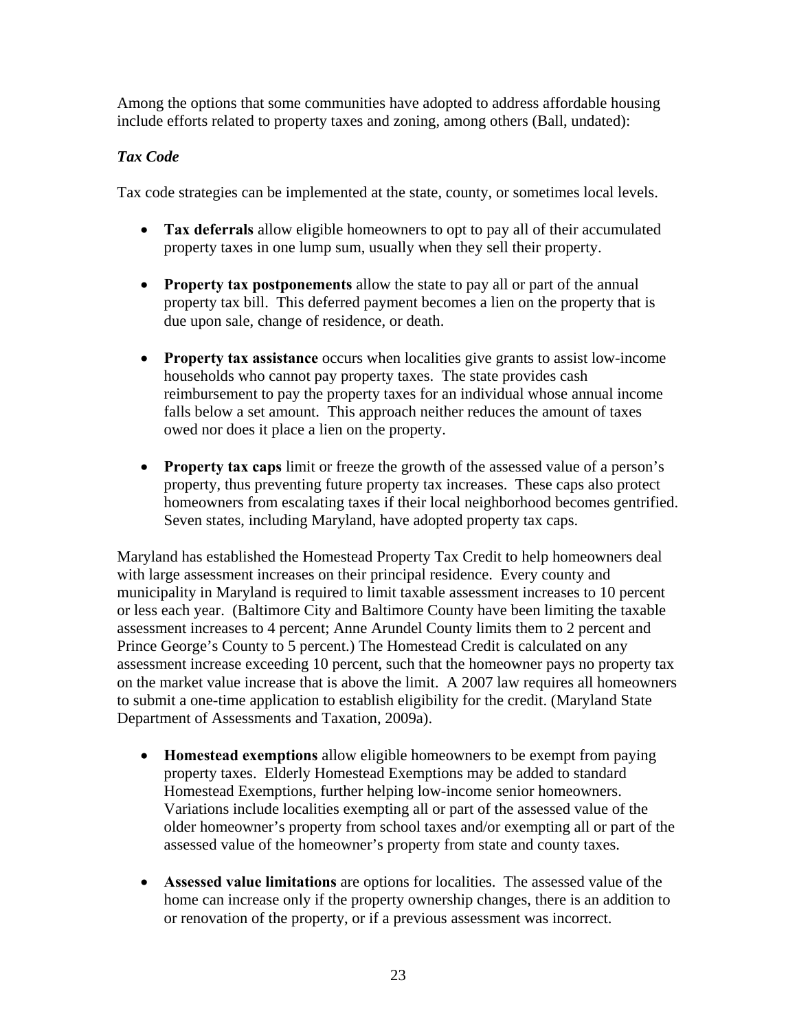Among the options that some communities have adopted to address affordable housing include efforts related to property taxes and zoning, among others (Ball, undated):

### *Tax Code*

Tax code strategies can be implemented at the state, county, or sometimes local levels.

- **Tax deferrals** allow eligible homeowners to opt to pay all of their accumulated property taxes in one lump sum, usually when they sell their property.

- **Property tax postponements** allow the state to pay all or part of the annual property tax bill. This deferred payment becomes a lien on the property that is due upon sale, change of residence, or death.

- **Property tax assistance** occurs when localities give grants to assist low-income households who cannot pay property taxes. The state provides cash reimbursement to pay the property taxes for an individual whose annual income falls below a set amount. This approach neither reduces the amount of taxes owed nor does it place a lien on the property.

- **Property tax caps** limit or freeze the growth of the assessed value of a person's property, thus preventing future property tax increases. These caps also protect homeowners from escalating taxes if their local neighborhood becomes gentrified. Seven states, including Maryland, have adopted property tax caps.

Maryland has established the Homestead Property Tax Credit to help homeowners deal with large assessment increases on their principal residence. Every county and municipality in Maryland is required to limit taxable assessment increases to 10 percent or less each year. (Baltimore City and Baltimore County have been limiting the taxable assessment increases to 4 percent; Anne Arundel County limits them to 2 percent and Prince George's County to 5 percent.) The Homestead Credit is calculated on any assessment increase exceeding 10 percent, such that the homeowner pays no property tax on the market value increase that is above the limit. A 2007 law requires all homeowners to submit a one-time application to establish eligibility for the credit. (Maryland State Department of Assessments and Taxation, 2009a).

- **Homestead exemptions** allow eligible homeowners to be exempt from paying property taxes. Elderly Homestead Exemptions may be added to standard Homestead Exemptions, further helping low-income senior homeowners. Variations include localities exempting all or part of the assessed value of the older homeowner's property from school taxes and/or exempting all or part of the assessed value of the homeowner's property from state and county taxes.

- **Assessed value limitations** are options for localities. The assessed value of the home can increase only if the property ownership changes, there is an addition to or renovation of the property, or if a previous assessment was incorrect.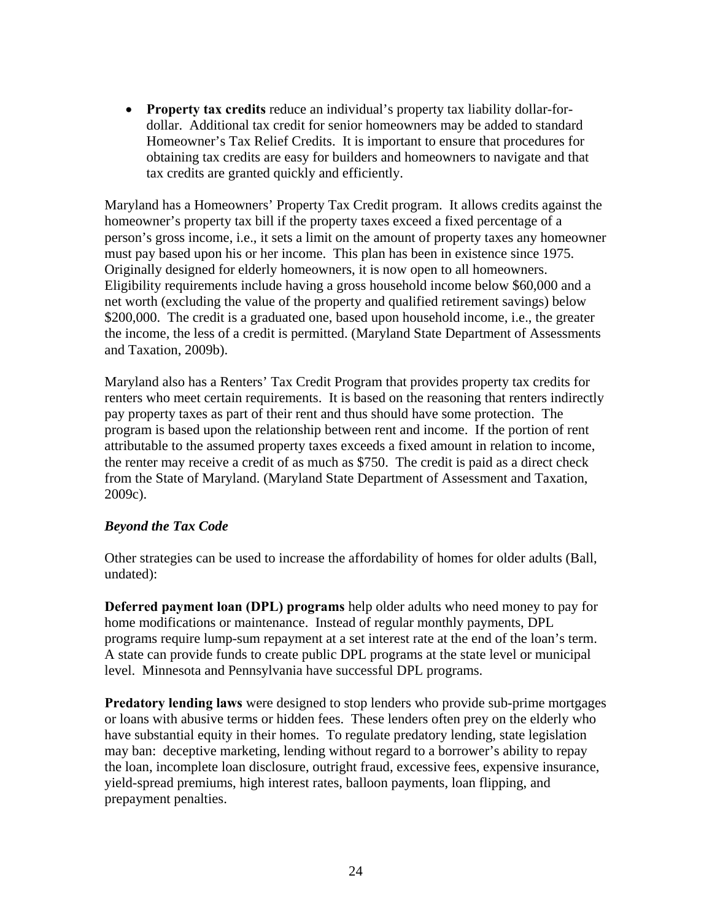- **Property tax credits** reduce an individual's property tax liability dollar-for-dollar. Additional tax credit for senior homeowners may be added to standard Homeowner's Tax Relief Credits. It is important to ensure that procedures for obtaining tax credits are easy for builders and homeowners to navigate and that tax credits are granted quickly and efficiently.

Maryland has a Homeowners' Property Tax Credit program. It allows credits against the homeowner's property tax bill if the property taxes exceed a fixed percentage of a person's gross income, i.e., it sets a limit on the amount of property taxes any homeowner must pay based upon his or her income. This plan has been in existence since 1975. Originally designed for elderly homeowners, it is now open to all homeowners. Eligibility requirements include having a gross household income below $60,000 and a net worth (excluding the value of the property and qualified retirement savings) below $200,000. The credit is a graduated one, based upon household income, i.e., the greater the income, the less of a credit is permitted. (Maryland State Department of Assessments and Taxation, 2009b).

Maryland also has a Renters' Tax Credit Program that provides property tax credits for renters who meet certain requirements. It is based on the reasoning that renters indirectly pay property taxes as part of their rent and thus should have some protection. The program is based upon the relationship between rent and income. If the portion of rent attributable to the assumed property taxes exceeds a fixed amount in relation to income, the renter may receive a credit of as much as $750. The credit is paid as a direct check from the State of Maryland. (Maryland State Department of Assessment and Taxation, 2009c).

### *Beyond the Tax Code*

Other strategies can be used to increase the affordability of homes for older adults (Ball, undated):

**Deferred payment loan (DPL) programs** help older adults who need money to pay for home modifications or maintenance. Instead of regular monthly payments, DPL programs require lump-sum repayment at a set interest rate at the end of the loan's term. A state can provide funds to create public DPL programs at the state level or municipal level. Minnesota and Pennsylvania have successful DPL programs.

**Predatory lending laws** were designed to stop lenders who provide sub-prime mortgages or loans with abusive terms or hidden fees. These lenders often prey on the elderly who have substantial equity in their homes. To regulate predatory lending, state legislation may ban: deceptive marketing, lending without regard to a borrower's ability to repay the loan, incomplete loan disclosure, outright fraud, excessive fees, expensive insurance, yield-spread premiums, high interest rates, balloon payments, loan flipping, and prepayment penalties.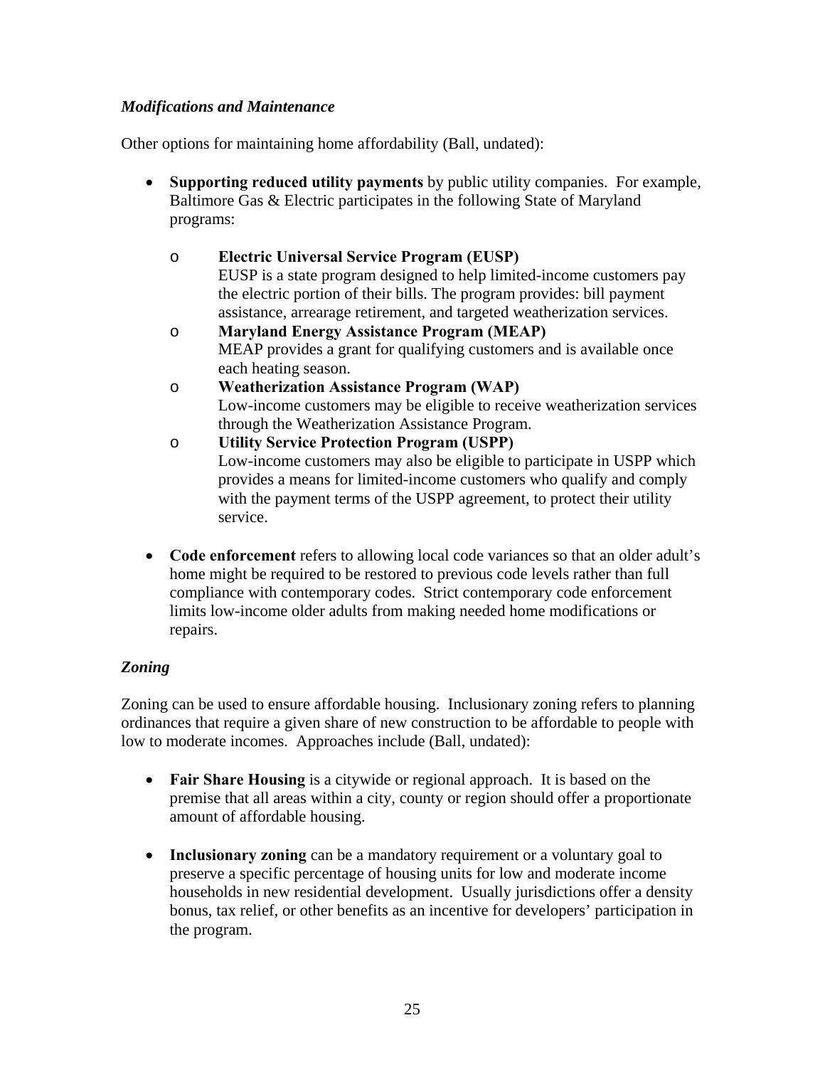### *Modifications and Maintenance*

Other options for maintaining home affordability (Ball, undated):

- **Supporting reduced utility payments** by public utility companies. For example, Baltimore Gas & Electric participates in the following State of Maryland programs:

    - **Electric Universal Service Program (EUSP)**
      EUSP is a state program designed to help limited-income customers pay the electric portion of their bills. The program provides: bill payment assistance, arrearage retirement, and targeted weatherization services.
    - **Maryland Energy Assistance Program (MEAP)**
      MEAP provides a grant for qualifying customers and is available once each heating season.
    - **Weatherization Assistance Program (WAP)**
      Low-income customers may be eligible to receive weatherization services through the Weatherization Assistance Program.
    - **Utility Service Protection Program (USPP)**
      Low-income customers may also be eligible to participate in USPP which provides a means for limited-income customers who qualify and comply with the payment terms of the USPP agreement, to protect their utility service.

- **Code enforcement** refers to allowing local code variances so that an older adult's home might be required to be restored to previous code levels rather than full compliance with contemporary codes. Strict contemporary code enforcement limits low-income older adults from making needed home modifications or repairs.

### *Zoning*

Zoning can be used to ensure affordable housing. Inclusionary zoning refers to planning ordinances that require a given share of new construction to be affordable to people with low to moderate incomes. Approaches include (Ball, undated):

- **Fair Share Housing** is a citywide or regional approach. It is based on the premise that all areas within a city, county or region should offer a proportionate amount of affordable housing.

- **Inclusionary zoning** can be a mandatory requirement or a voluntary goal to preserve a specific percentage of housing units for low and moderate income households in new residential development. Usually jurisdictions offer a density bonus, tax relief, or other benefits as an incentive for developers' participation in the program.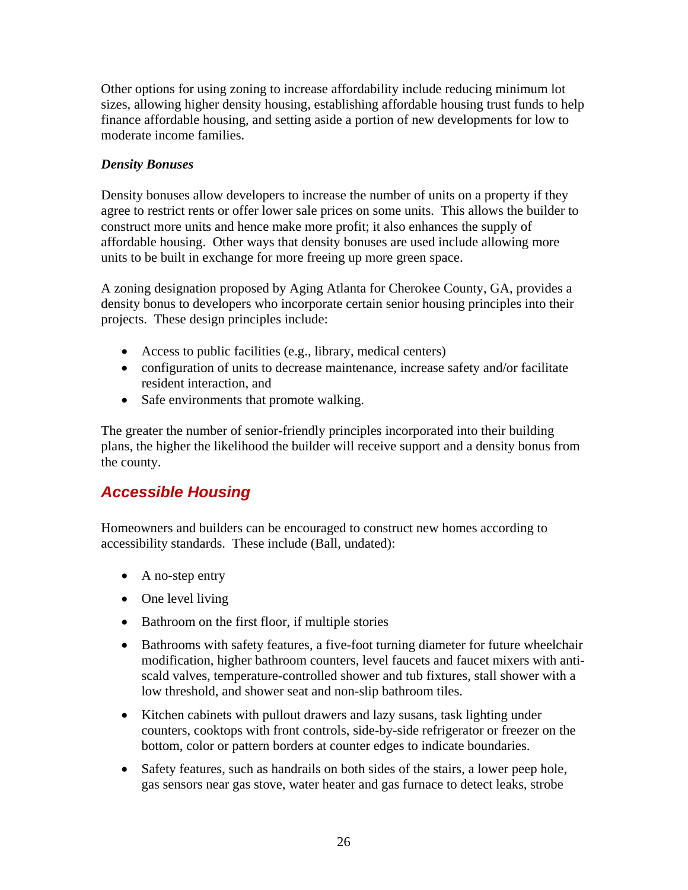Other options for using zoning to increase affordability include reducing minimum lot sizes, allowing higher density housing, establishing affordable housing trust funds to help finance affordable housing, and setting aside a portion of new developments for low to moderate income families.

### *Density Bonuses*

Density bonuses allow developers to increase the number of units on a property if they agree to restrict rents or offer lower sale prices on some units. This allows the builder to construct more units and hence make more profit; it also enhances the supply of affordable housing. Other ways that density bonuses are used include allowing more units to be built in exchange for more freeing up more green space.

A zoning designation proposed by Aging Atlanta for Cherokee County, GA, provides a density bonus to developers who incorporate certain senior housing principles into their projects. These design principles include:

- Access to public facilities (e.g., library, medical centers)
- configuration of units to decrease maintenance, increase safety and/or facilitate resident interaction, and
- Safe environments that promote walking.

The greater the number of senior-friendly principles incorporated into their building plans, the higher the likelihood the builder will receive support and a density bonus from the county.

## Accessible Housing

Homeowners and builders can be encouraged to construct new homes according to accessibility standards. These include (Ball, undated):

- A no-step entry
- One level living
- Bathroom on the first floor, if multiple stories
- Bathrooms with safety features, a five-foot turning diameter for future wheelchair modification, higher bathroom counters, level faucets and faucet mixers with anti-scald valves, temperature-controlled shower and tub fixtures, stall shower with a low threshold, and shower seat and non-slip bathroom tiles.
- Kitchen cabinets with pullout drawers and lazy susans, task lighting under counters, cooktops with front controls, side-by-side refrigerator or freezer on the bottom, color or pattern borders at counter edges to indicate boundaries.
- Safety features, such as handrails on both sides of the stairs, a lower peep hole, gas sensors near gas stove, water heater and gas furnace to detect leaks, strobe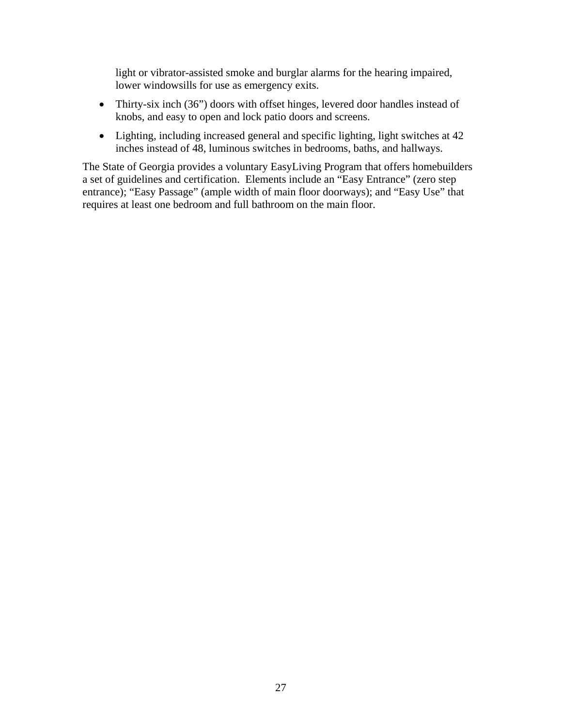light or vibrator-assisted smoke and burglar alarms for the hearing impaired, lower windowsills for use as emergency exits.

- Thirty-six inch (36") doors with offset hinges, levered door handles instead of knobs, and easy to open and lock patio doors and screens.
- Lighting, including increased general and specific lighting, light switches at 42 inches instead of 48, luminous switches in bedrooms, baths, and hallways.

The State of Georgia provides a voluntary EasyLiving Program that offers homebuilders a set of guidelines and certification. Elements include an "Easy Entrance" (zero step entrance); "Easy Passage" (ample width of main floor doorways); and "Easy Use" that requires at least one bedroom and full bathroom on the main floor.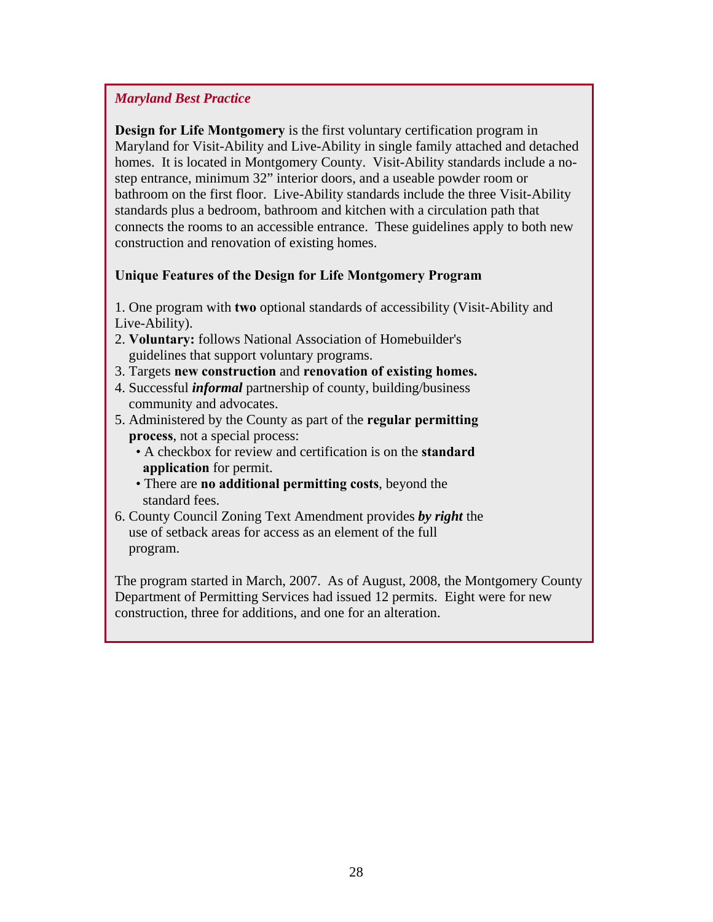*Maryland Best Practice*

**Design for Life Montgomery** is the first voluntary certification program in Maryland for Visit-Ability and Live-Ability in single family attached and detached homes. It is located in Montgomery County. Visit-Ability standards include a no-step entrance, minimum 32" interior doors, and a useable powder room or bathroom on the first floor. Live-Ability standards include the three Visit-Ability standards plus a bedroom, bathroom and kitchen with a circulation path that connects the rooms to an accessible entrance. These guidelines apply to both new construction and renovation of existing homes.

**Unique Features of the Design for Life Montgomery Program**

1. One program with **two** optional standards of accessibility (Visit-Ability and Live-Ability).
2. **Voluntary:** follows National Association of Homebuilder's guidelines that support voluntary programs.
3. Targets **new construction** and **renovation of existing homes.**
4. Successful ***informal*** partnership of county, building/business community and advocates.
5. Administered by the County as part of the **regular permitting process**, not a special process:
   - A checkbox for review and certification is on the **standard application** for permit.
   - There are **no additional permitting costs**, beyond the standard fees.
6. County Council Zoning Text Amendment provides ***by right*** the use of setback areas for access as an element of the full program.

The program started in March, 2007. As of August, 2008, the Montgomery County Department of Permitting Services had issued 12 permits. Eight were for new construction, three for additions, and one for an alteration.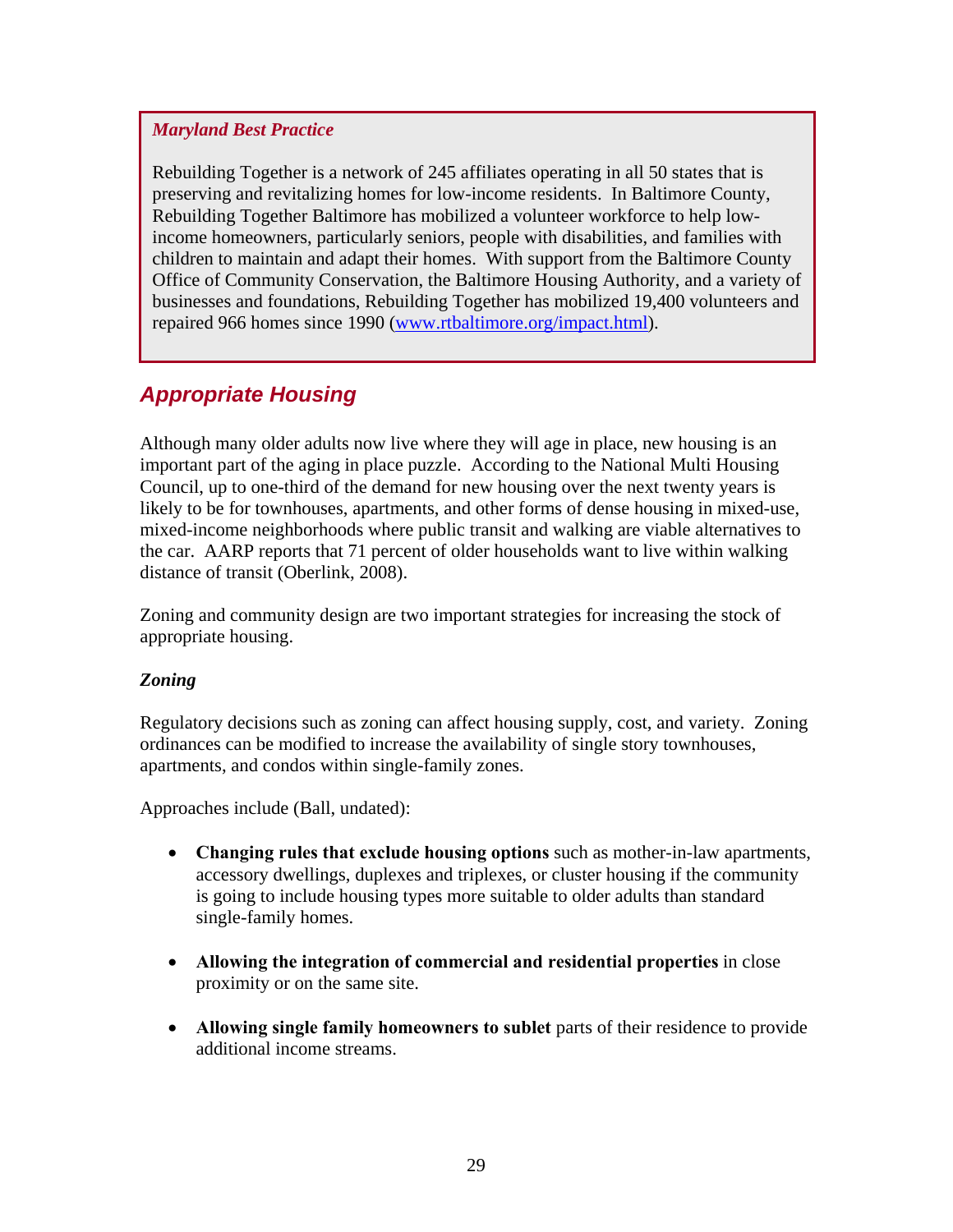***Maryland Best Practice***

Rebuilding Together is a network of 245 affiliates operating in all 50 states that is preserving and revitalizing homes for low-income residents. In Baltimore County, Rebuilding Together Baltimore has mobilized a volunteer workforce to help low-income homeowners, particularly seniors, people with disabilities, and families with children to maintain and adapt their homes. With support from the Baltimore County Office of Community Conservation, the Baltimore Housing Authority, and a variety of businesses and foundations, Rebuilding Together has mobilized 19,400 volunteers and repaired 966 homes since 1990 ([www.rtbaltimore.org/impact.html](www.rtbaltimore.org/impact.html)).

## Appropriate Housing

Although many older adults now live where they will age in place, new housing is an important part of the aging in place puzzle. According to the National Multi Housing Council, up to one-third of the demand for new housing over the next twenty years is likely to be for townhouses, apartments, and other forms of dense housing in mixed-use, mixed-income neighborhoods where public transit and walking are viable alternatives to the car. AARP reports that 71 percent of older households want to live within walking distance of transit (Oberlink, 2008).

Zoning and community design are two important strategies for increasing the stock of appropriate housing.

***Zoning***

Regulatory decisions such as zoning can affect housing supply, cost, and variety. Zoning ordinances can be modified to increase the availability of single story townhouses, apartments, and condos within single-family zones.

Approaches include (Ball, undated):

- **Changing rules that exclude housing options** such as mother-in-law apartments, accessory dwellings, duplexes and triplexes, or cluster housing if the community is going to include housing types more suitable to older adults than standard single-family homes.
- **Allowing the integration of commercial and residential properties** in close proximity or on the same site.
- **Allowing single family homeowners to sublet** parts of their residence to provide additional income streams.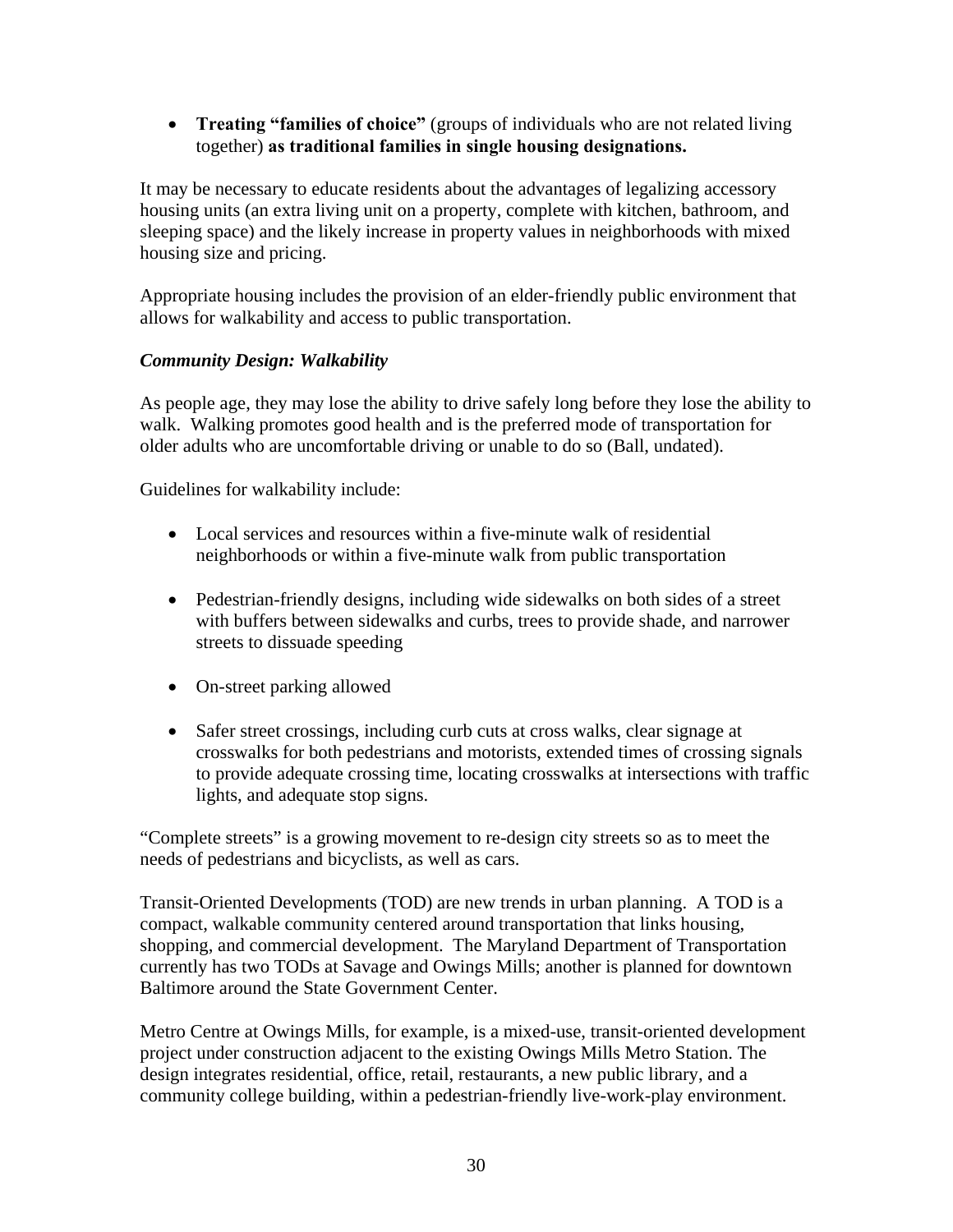- **Treating "families of choice"** (groups of individuals who are not related living together) **as traditional families in single housing designations.**

It may be necessary to educate residents about the advantages of legalizing accessory housing units (an extra living unit on a property, complete with kitchen, bathroom, and sleeping space) and the likely increase in property values in neighborhoods with mixed housing size and pricing.

Appropriate housing includes the provision of an elder-friendly public environment that allows for walkability and access to public transportation.

***Community Design: Walkability***

As people age, they may lose the ability to drive safely long before they lose the ability to walk. Walking promotes good health and is the preferred mode of transportation for older adults who are uncomfortable driving or unable to do so (Ball, undated).

Guidelines for walkability include:

- Local services and resources within a five-minute walk of residential neighborhoods or within a five-minute walk from public transportation

- Pedestrian-friendly designs, including wide sidewalks on both sides of a street with buffers between sidewalks and curbs, trees to provide shade, and narrower streets to dissuade speeding

- On-street parking allowed

- Safer street crossings, including curb cuts at cross walks, clear signage at crosswalks for both pedestrians and motorists, extended times of crossing signals to provide adequate crossing time, locating crosswalks at intersections with traffic lights, and adequate stop signs.

"Complete streets" is a growing movement to re-design city streets so as to meet the needs of pedestrians and bicyclists, as well as cars.

Transit-Oriented Developments (TOD) are new trends in urban planning. A TOD is a compact, walkable community centered around transportation that links housing, shopping, and commercial development. The Maryland Department of Transportation currently has two TODs at Savage and Owings Mills; another is planned for downtown Baltimore around the State Government Center.

Metro Centre at Owings Mills, for example, is a mixed-use, transit-oriented development project under construction adjacent to the existing Owings Mills Metro Station. The design integrates residential, office, retail, restaurants, a new public library, and a community college building, within a pedestrian-friendly live-work-play environment.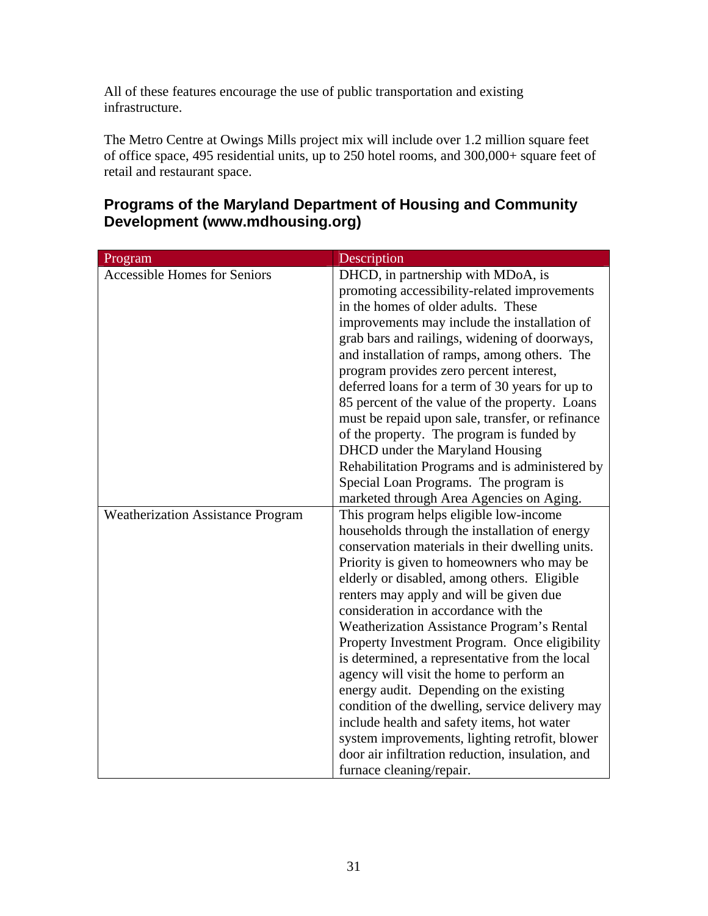All of these features encourage the use of public transportation and existing infrastructure.

The Metro Centre at Owings Mills project mix will include over 1.2 million square feet of office space, 495 residential units, up to 250 hotel rooms, and 300,000+ square feet of retail and restaurant space.

## Programs of the Maryland Department of Housing and Community Development (www.mdhousing.org)

| Program | Description |
|---|---|
| Accessible Homes for Seniors | DHCD, in partnership with MDoA, is promoting accessibility-related improvements in the homes of older adults. These improvements may include the installation of grab bars and railings, widening of doorways, and installation of ramps, among others. The program provides zero percent interest, deferred loans for a term of 30 years for up to 85 percent of the value of the property. Loans must be repaid upon sale, transfer, or refinance of the property. The program is funded by DHCD under the Maryland Housing Rehabilitation Programs and is administered by Special Loan Programs. The program is marketed through Area Agencies on Aging. |
| Weatherization Assistance Program | This program helps eligible low-income households through the installation of energy conservation materials in their dwelling units. Priority is given to homeowners who may be elderly or disabled, among others. Eligible renters may apply and will be given due consideration in accordance with the Weatherization Assistance Program's Rental Property Investment Program. Once eligibility is determined, a representative from the local agency will visit the home to perform an energy audit. Depending on the existing condition of the dwelling, service delivery may include health and safety items, hot water system improvements, lighting retrofit, blower door air infiltration reduction, insulation, and furnace cleaning/repair. |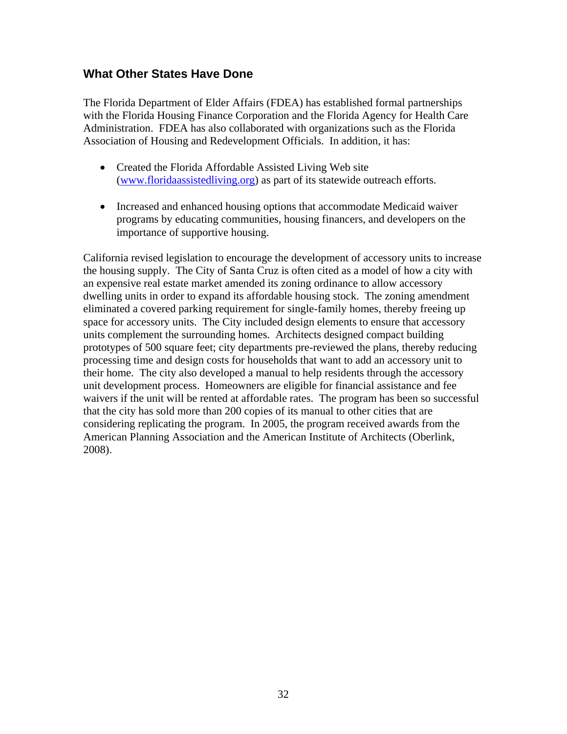## What Other States Have Done

The Florida Department of Elder Affairs (FDEA) has established formal partnerships with the Florida Housing Finance Corporation and the Florida Agency for Health Care Administration. FDEA has also collaborated with organizations such as the Florida Association of Housing and Redevelopment Officials. In addition, it has:

- Created the Florida Affordable Assisted Living Web site ([www.floridaassistedliving.org](www.floridaassistedliving.org)) as part of its statewide outreach efforts.
- Increased and enhanced housing options that accommodate Medicaid waiver programs by educating communities, housing financers, and developers on the importance of supportive housing.

California revised legislation to encourage the development of accessory units to increase the housing supply. The City of Santa Cruz is often cited as a model of how a city with an expensive real estate market amended its zoning ordinance to allow accessory dwelling units in order to expand its affordable housing stock. The zoning amendment eliminated a covered parking requirement for single-family homes, thereby freeing up space for accessory units. The City included design elements to ensure that accessory units complement the surrounding homes. Architects designed compact building prototypes of 500 square feet; city departments pre-reviewed the plans, thereby reducing processing time and design costs for households that want to add an accessory unit to their home. The city also developed a manual to help residents through the accessory unit development process. Homeowners are eligible for financial assistance and fee waivers if the unit will be rented at affordable rates. The program has been so successful that the city has sold more than 200 copies of its manual to other cities that are considering replicating the program. In 2005, the program received awards from the American Planning Association and the American Institute of Architects (Oberlink, 2008).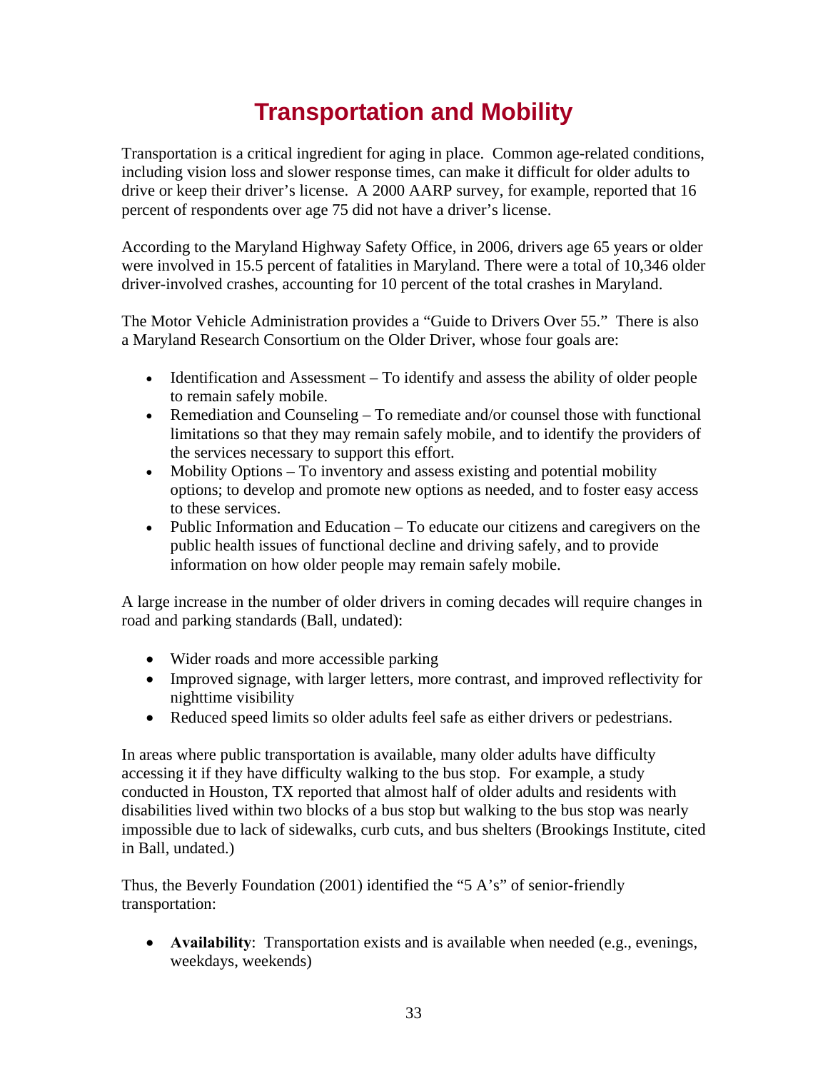# Transportation and Mobility

Transportation is a critical ingredient for aging in place. Common age-related conditions, including vision loss and slower response times, can make it difficult for older adults to drive or keep their driver's license. A 2000 AARP survey, for example, reported that 16 percent of respondents over age 75 did not have a driver's license.

According to the Maryland Highway Safety Office, in 2006, drivers age 65 years or older were involved in 15.5 percent of fatalities in Maryland. There were a total of 10,346 older driver-involved crashes, accounting for 10 percent of the total crashes in Maryland.

The Motor Vehicle Administration provides a "Guide to Drivers Over 55." There is also a Maryland Research Consortium on the Older Driver, whose four goals are:

- Identification and Assessment – To identify and assess the ability of older people to remain safely mobile.
- Remediation and Counseling – To remediate and/or counsel those with functional limitations so that they may remain safely mobile, and to identify the providers of the services necessary to support this effort.
- Mobility Options – To inventory and assess existing and potential mobility options; to develop and promote new options as needed, and to foster easy access to these services.
- Public Information and Education – To educate our citizens and caregivers on the public health issues of functional decline and driving safely, and to provide information on how older people may remain safely mobile.

A large increase in the number of older drivers in coming decades will require changes in road and parking standards (Ball, undated):

- Wider roads and more accessible parking
- Improved signage, with larger letters, more contrast, and improved reflectivity for nighttime visibility
- Reduced speed limits so older adults feel safe as either drivers or pedestrians.

In areas where public transportation is available, many older adults have difficulty accessing it if they have difficulty walking to the bus stop. For example, a study conducted in Houston, TX reported that almost half of older adults and residents with disabilities lived within two blocks of a bus stop but walking to the bus stop was nearly impossible due to lack of sidewalks, curb cuts, and bus shelters (Brookings Institute, cited in Ball, undated.)

Thus, the Beverly Foundation (2001) identified the "5 A's" of senior-friendly transportation:

- **Availability**: Transportation exists and is available when needed (e.g., evenings, weekdays, weekends)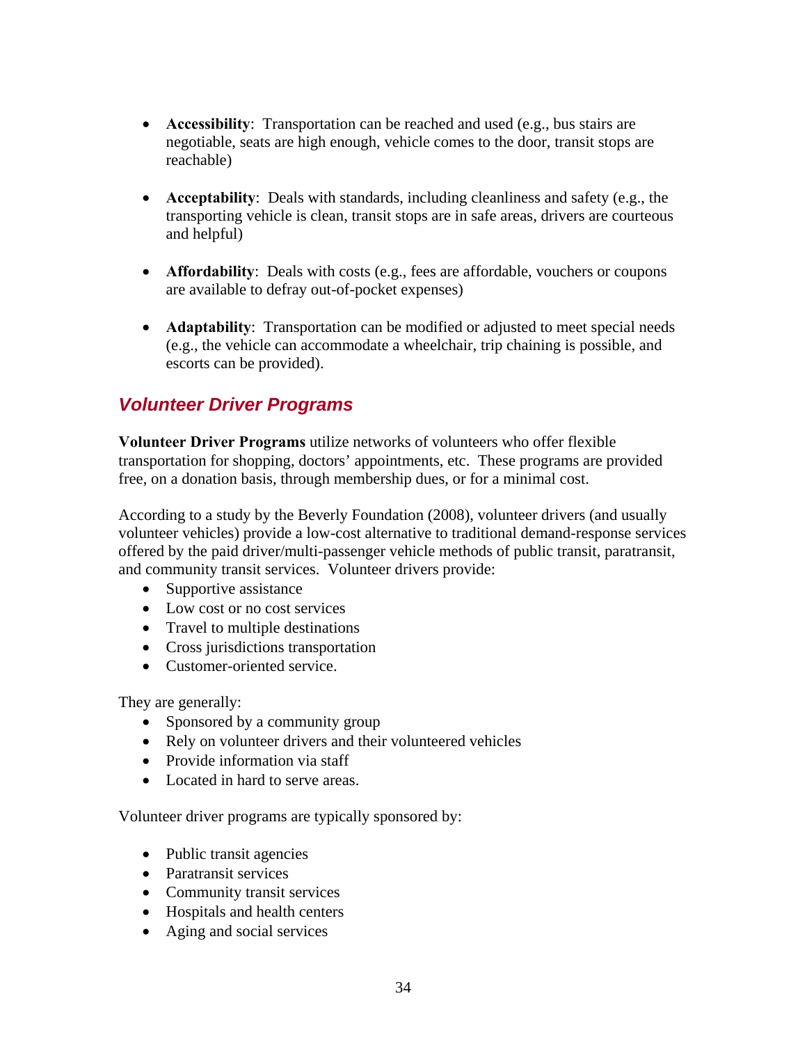- **Accessibility**: Transportation can be reached and used (e.g., bus stairs are negotiable, seats are high enough, vehicle comes to the door, transit stops are reachable)

- **Acceptability**: Deals with standards, including cleanliness and safety (e.g., the transporting vehicle is clean, transit stops are in safe areas, drivers are courteous and helpful)

- **Affordability**: Deals with costs (e.g., fees are affordable, vouchers or coupons are available to defray out-of-pocket expenses)

- **Adaptability**: Transportation can be modified or adjusted to meet special needs (e.g., the vehicle can accommodate a wheelchair, trip chaining is possible, and escorts can be provided).

## *Volunteer Driver Programs*

**Volunteer Driver Programs** utilize networks of volunteers who offer flexible transportation for shopping, doctors' appointments, etc. These programs are provided free, on a donation basis, through membership dues, or for a minimal cost.

According to a study by the Beverly Foundation (2008), volunteer drivers (and usually volunteer vehicles) provide a low-cost alternative to traditional demand-response services offered by the paid driver/multi-passenger vehicle methods of public transit, paratransit, and community transit services. Volunteer drivers provide:

- Supportive assistance
- Low cost or no cost services
- Travel to multiple destinations
- Cross jurisdictions transportation
- Customer-oriented service.

They are generally:

- Sponsored by a community group
- Rely on volunteer drivers and their volunteered vehicles
- Provide information via staff
- Located in hard to serve areas.

Volunteer driver programs are typically sponsored by:

- Public transit agencies
- Paratransit services
- Community transit services
- Hospitals and health centers
- Aging and social services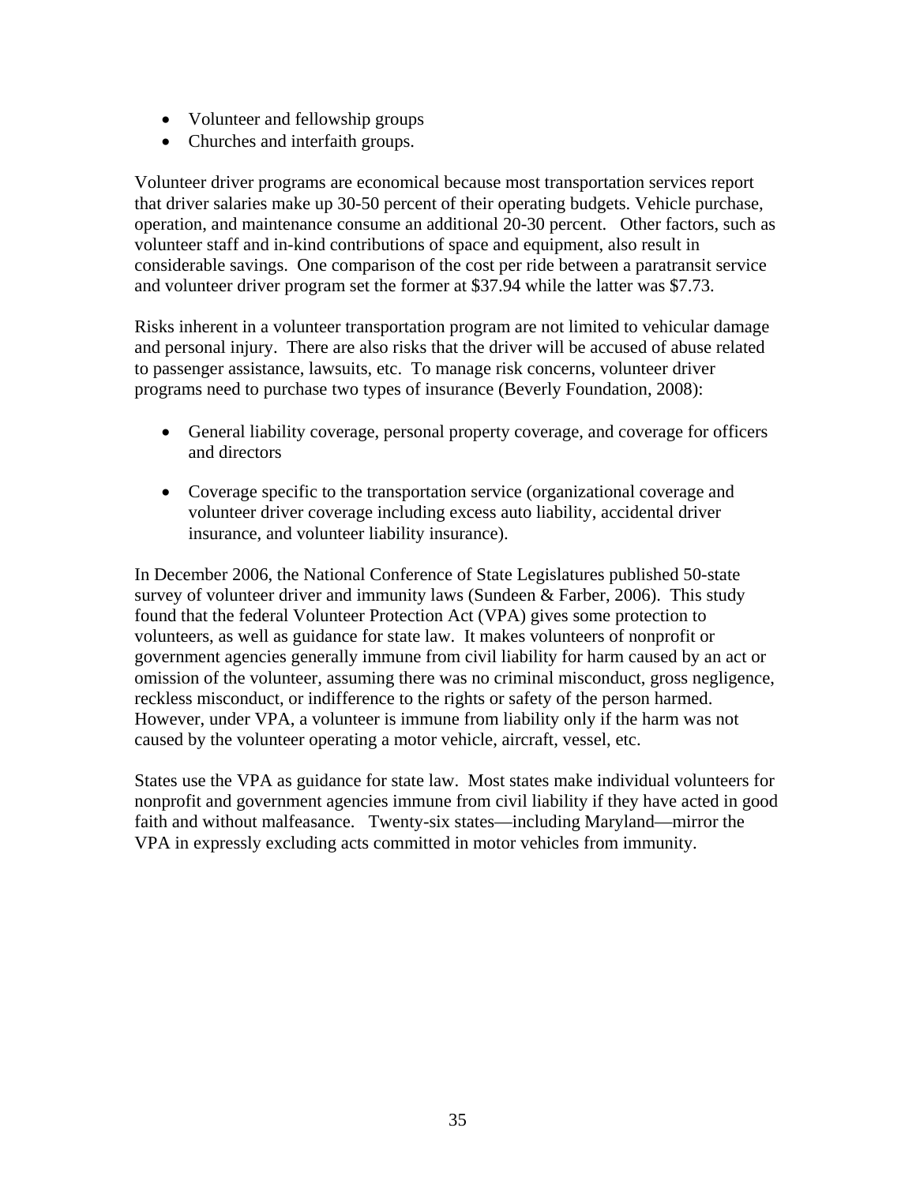- Volunteer and fellowship groups
- Churches and interfaith groups.

Volunteer driver programs are economical because most transportation services report that driver salaries make up 30-50 percent of their operating budgets. Vehicle purchase, operation, and maintenance consume an additional 20-30 percent. Other factors, such as volunteer staff and in-kind contributions of space and equipment, also result in considerable savings. One comparison of the cost per ride between a paratransit service and volunteer driver program set the former at $37.94 while the latter was $7.73.

Risks inherent in a volunteer transportation program are not limited to vehicular damage and personal injury. There are also risks that the driver will be accused of abuse related to passenger assistance, lawsuits, etc. To manage risk concerns, volunteer driver programs need to purchase two types of insurance (Beverly Foundation, 2008):

- General liability coverage, personal property coverage, and coverage for officers and directors

- Coverage specific to the transportation service (organizational coverage and volunteer driver coverage including excess auto liability, accidental driver insurance, and volunteer liability insurance).

In December 2006, the National Conference of State Legislatures published 50-state survey of volunteer driver and immunity laws (Sundeen & Farber, 2006). This study found that the federal Volunteer Protection Act (VPA) gives some protection to volunteers, as well as guidance for state law. It makes volunteers of nonprofit or government agencies generally immune from civil liability for harm caused by an act or omission of the volunteer, assuming there was no criminal misconduct, gross negligence, reckless misconduct, or indifference to the rights or safety of the person harmed. However, under VPA, a volunteer is immune from liability only if the harm was not caused by the volunteer operating a motor vehicle, aircraft, vessel, etc.

States use the VPA as guidance for state law. Most states make individual volunteers for nonprofit and government agencies immune from civil liability if they have acted in good faith and without malfeasance. Twenty-six states—including Maryland—mirror the VPA in expressly excluding acts committed in motor vehicles from immunity.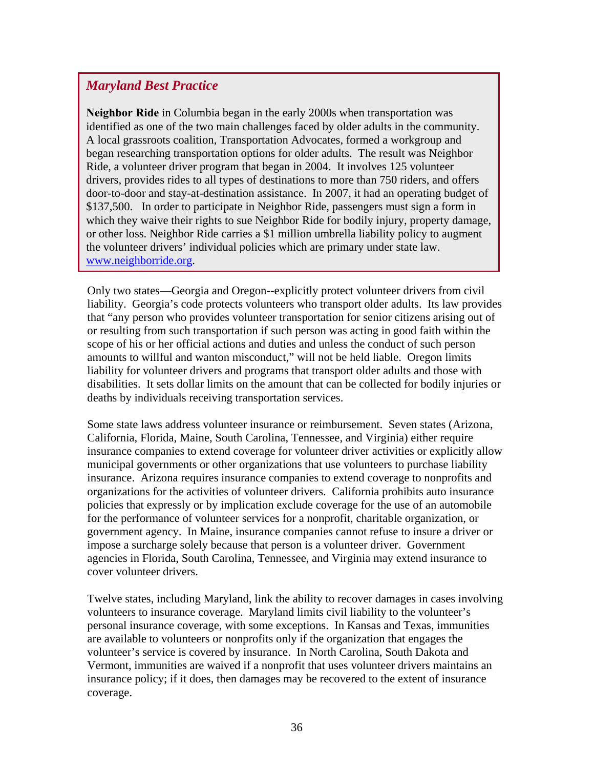### *Maryland Best Practice*

**Neighbor Ride** in Columbia began in the early 2000s when transportation was identified as one of the two main challenges faced by older adults in the community. A local grassroots coalition, Transportation Advocates, formed a workgroup and began researching transportation options for older adults. The result was Neighbor Ride, a volunteer driver program that began in 2004. It involves 125 volunteer drivers, provides rides to all types of destinations to more than 750 riders, and offers door-to-door and stay-at-destination assistance. In 2007, it had an operating budget of $137,500. In order to participate in Neighbor Ride, passengers must sign a form in which they waive their rights to sue Neighbor Ride for bodily injury, property damage, or other loss. Neighbor Ride carries a $1 million umbrella liability policy to augment the volunteer drivers' individual policies which are primary under state law. [www.neighborride.org](http://www.neighborride.org).

Only two states—Georgia and Oregon--explicitly protect volunteer drivers from civil liability. Georgia's code protects volunteers who transport older adults. Its law provides that "any person who provides volunteer transportation for senior citizens arising out of or resulting from such transportation if such person was acting in good faith within the scope of his or her official actions and duties and unless the conduct of such person amounts to willful and wanton misconduct," will not be held liable. Oregon limits liability for volunteer drivers and programs that transport older adults and those with disabilities. It sets dollar limits on the amount that can be collected for bodily injuries or deaths by individuals receiving transportation services.

Some state laws address volunteer insurance or reimbursement. Seven states (Arizona, California, Florida, Maine, South Carolina, Tennessee, and Virginia) either require insurance companies to extend coverage for volunteer driver activities or explicitly allow municipal governments or other organizations that use volunteers to purchase liability insurance. Arizona requires insurance companies to extend coverage to nonprofits and organizations for the activities of volunteer drivers. California prohibits auto insurance policies that expressly or by implication exclude coverage for the use of an automobile for the performance of volunteer services for a nonprofit, charitable organization, or government agency. In Maine, insurance companies cannot refuse to insure a driver or impose a surcharge solely because that person is a volunteer driver. Government agencies in Florida, South Carolina, Tennessee, and Virginia may extend insurance to cover volunteer drivers.

Twelve states, including Maryland, link the ability to recover damages in cases involving volunteers to insurance coverage. Maryland limits civil liability to the volunteer's personal insurance coverage, with some exceptions. In Kansas and Texas, immunities are available to volunteers or nonprofits only if the organization that engages the volunteer's service is covered by insurance. In North Carolina, South Dakota and Vermont, immunities are waived if a nonprofit that uses volunteer drivers maintains an insurance policy; if it does, then damages may be recovered to the extent of insurance coverage.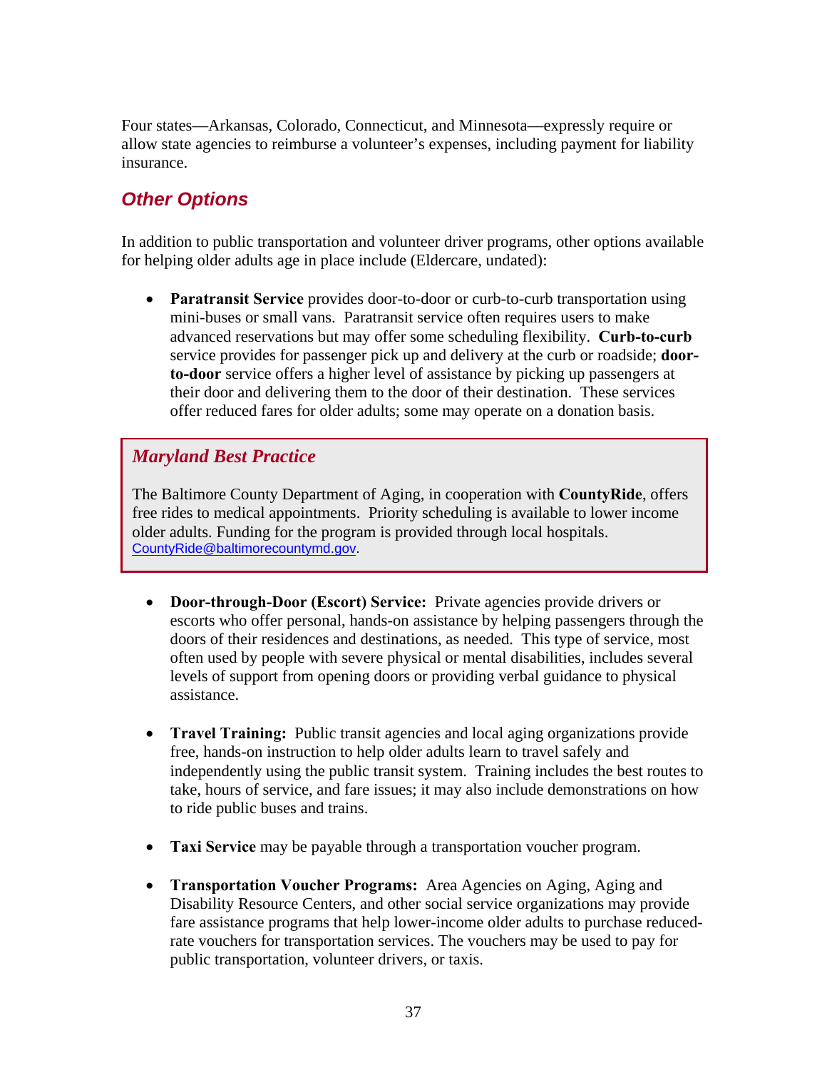Four states—Arkansas, Colorado, Connecticut, and Minnesota—expressly require or allow state agencies to reimburse a volunteer's expenses, including payment for liability insurance.

## *Other Options*

In addition to public transportation and volunteer driver programs, other options available for helping older adults age in place include (Eldercare, undated):

- **Paratransit Service** provides door-to-door or curb-to-curb transportation using mini-buses or small vans. Paratransit service often requires users to make advanced reservations but may offer some scheduling flexibility. **Curb-to-curb** service provides for passenger pick up and delivery at the curb or roadside; **door-to-door** service offers a higher level of assistance by picking up passengers at their door and delivering them to the door of their destination. These services offer reduced fares for older adults; some may operate on a donation basis.

> ### *Maryland Best Practice*
>
> The Baltimore County Department of Aging, in cooperation with **CountyRide**, offers free rides to medical appointments. Priority scheduling is available to lower income older adults. Funding for the program is provided through local hospitals. CountyRide@baltimorecountymd.gov.

- **Door-through-Door (Escort) Service:** Private agencies provide drivers or escorts who offer personal, hands-on assistance by helping passengers through the doors of their residences and destinations, as needed. This type of service, most often used by people with severe physical or mental disabilities, includes several levels of support from opening doors or providing verbal guidance to physical assistance.

- **Travel Training:** Public transit agencies and local aging organizations provide free, hands-on instruction to help older adults learn to travel safely and independently using the public transit system. Training includes the best routes to take, hours of service, and fare issues; it may also include demonstrations on how to ride public buses and trains.

- **Taxi Service** may be payable through a transportation voucher program.

- **Transportation Voucher Programs:** Area Agencies on Aging, Aging and Disability Resource Centers, and other social service organizations may provide fare assistance programs that help lower-income older adults to purchase reduced-rate vouchers for transportation services. The vouchers may be used to pay for public transportation, volunteer drivers, or taxis.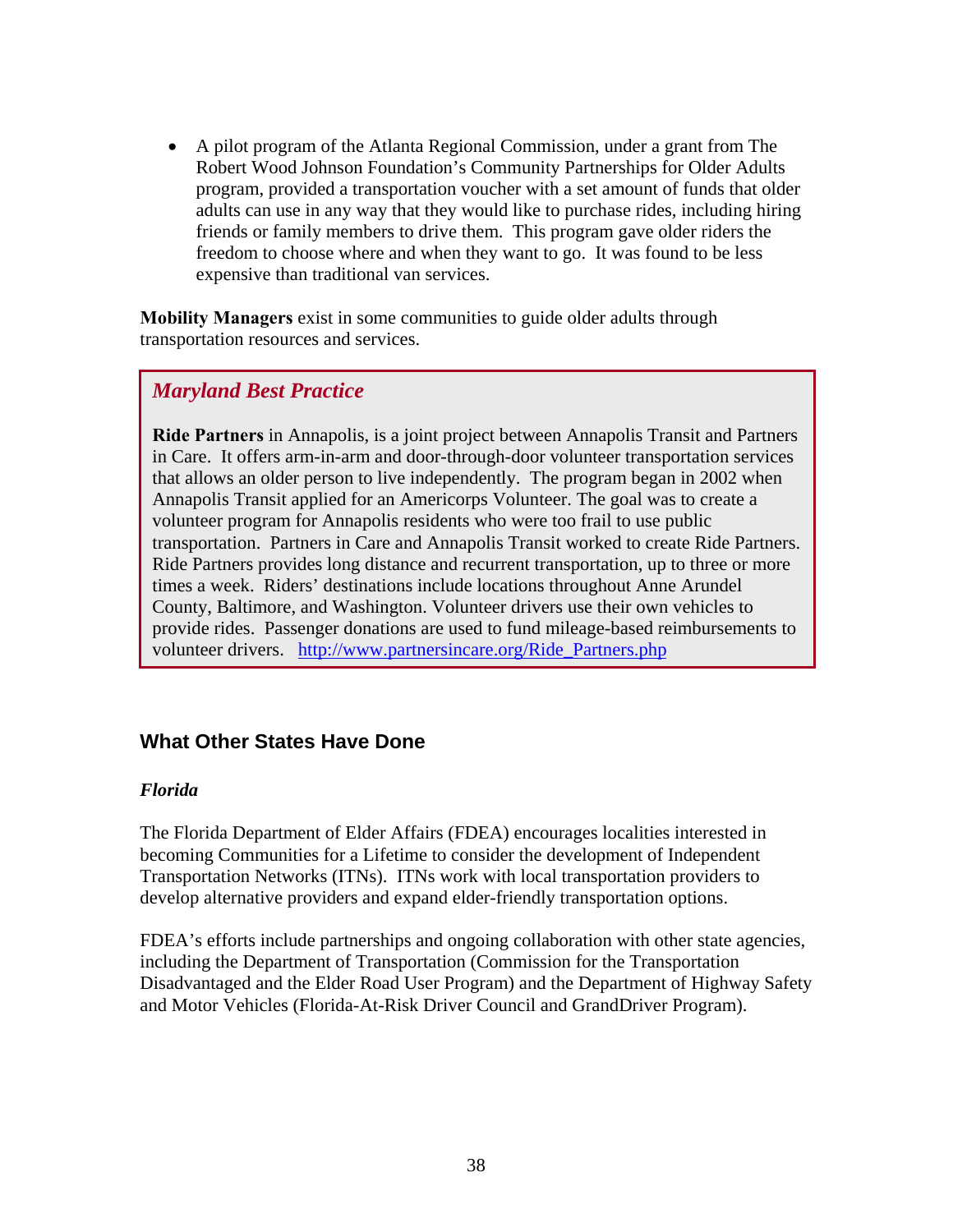- A pilot program of the Atlanta Regional Commission, under a grant from The Robert Wood Johnson Foundation's Community Partnerships for Older Adults program, provided a transportation voucher with a set amount of funds that older adults can use in any way that they would like to purchase rides, including hiring friends or family members to drive them. This program gave older riders the freedom to choose where and when they want to go. It was found to be less expensive than traditional van services.

**Mobility Managers** exist in some communities to guide older adults through transportation resources and services.

> ***Maryland Best Practice***
>
> **Ride Partners** in Annapolis, is a joint project between Annapolis Transit and Partners in Care. It offers arm-in-arm and door-through-door volunteer transportation services that allows an older person to live independently. The program began in 2002 when Annapolis Transit applied for an Americorps Volunteer. The goal was to create a volunteer program for Annapolis residents who were too frail to use public transportation. Partners in Care and Annapolis Transit worked to create Ride Partners. Ride Partners provides long distance and recurrent transportation, up to three or more times a week. Riders' destinations include locations throughout Anne Arundel County, Baltimore, and Washington. Volunteer drivers use their own vehicles to provide rides. Passenger donations are used to fund mileage-based reimbursements to volunteer drivers. http://www.partnersincare.org/Ride_Partners.php

## What Other States Have Done

### *Florida*

The Florida Department of Elder Affairs (FDEA) encourages localities interested in becoming Communities for a Lifetime to consider the development of Independent Transportation Networks (ITNs). ITNs work with local transportation providers to develop alternative providers and expand elder-friendly transportation options.

FDEA's efforts include partnerships and ongoing collaboration with other state agencies, including the Department of Transportation (Commission for the Transportation Disadvantaged and the Elder Road User Program) and the Department of Highway Safety and Motor Vehicles (Florida-At-Risk Driver Council and GrandDriver Program).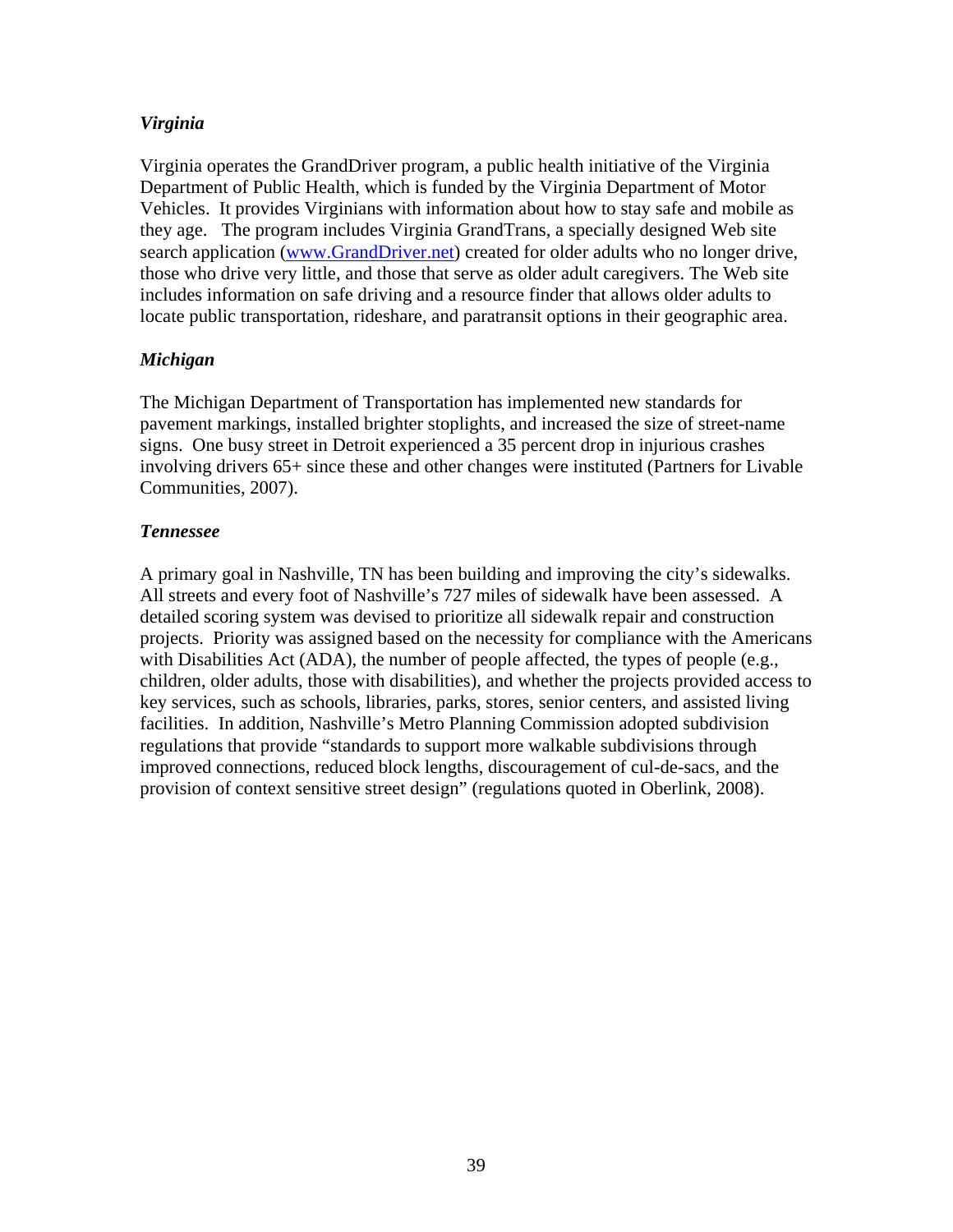### *Virginia*

Virginia operates the GrandDriver program, a public health initiative of the Virginia Department of Public Health, which is funded by the Virginia Department of Motor Vehicles. It provides Virginians with information about how to stay safe and mobile as they age. The program includes Virginia GrandTrans, a specially designed Web site search application ([www.GrandDriver.net](http://www.GrandDriver.net)) created for older adults who no longer drive, those who drive very little, and those that serve as older adult caregivers. The Web site includes information on safe driving and a resource finder that allows older adults to locate public transportation, rideshare, and paratransit options in their geographic area.

### *Michigan*

The Michigan Department of Transportation has implemented new standards for pavement markings, installed brighter stoplights, and increased the size of street-name signs. One busy street in Detroit experienced a 35 percent drop in injurious crashes involving drivers 65+ since these and other changes were instituted (Partners for Livable Communities, 2007).

### *Tennessee*

A primary goal in Nashville, TN has been building and improving the city's sidewalks. All streets and every foot of Nashville's 727 miles of sidewalk have been assessed. A detailed scoring system was devised to prioritize all sidewalk repair and construction projects. Priority was assigned based on the necessity for compliance with the Americans with Disabilities Act (ADA), the number of people affected, the types of people (e.g., children, older adults, those with disabilities), and whether the projects provided access to key services, such as schools, libraries, parks, stores, senior centers, and assisted living facilities. In addition, Nashville's Metro Planning Commission adopted subdivision regulations that provide "standards to support more walkable subdivisions through improved connections, reduced block lengths, discouragement of cul-de-sacs, and the provision of context sensitive street design" (regulations quoted in Oberlink, 2008).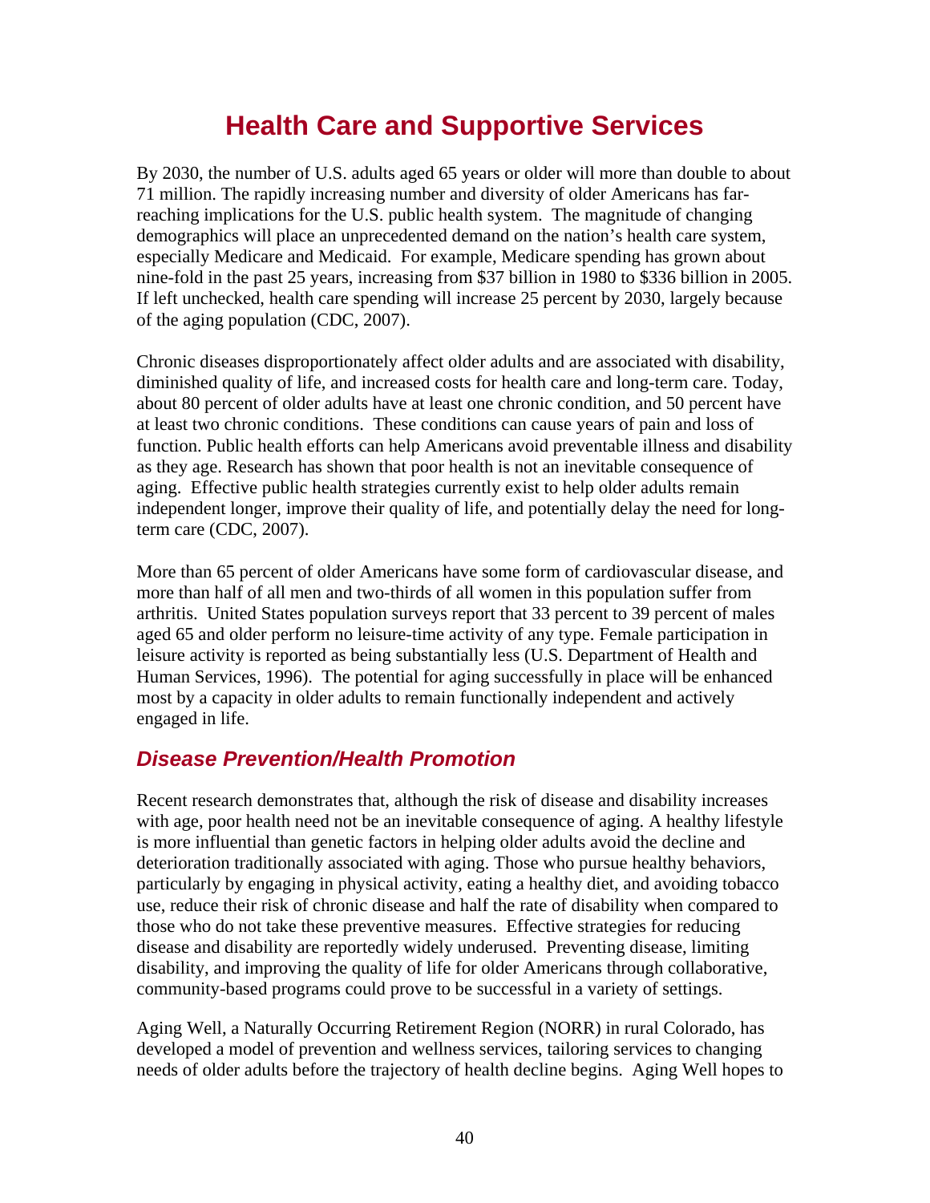# Health Care and Supportive Services

By 2030, the number of U.S. adults aged 65 years or older will more than double to about 71 million. The rapidly increasing number and diversity of older Americans has far-reaching implications for the U.S. public health system. The magnitude of changing demographics will place an unprecedented demand on the nation's health care system, especially Medicare and Medicaid. For example, Medicare spending has grown about nine-fold in the past 25 years, increasing from $37 billion in 1980 to $336 billion in 2005. If left unchecked, health care spending will increase 25 percent by 2030, largely because of the aging population (CDC, 2007).

Chronic diseases disproportionately affect older adults and are associated with disability, diminished quality of life, and increased costs for health care and long-term care. Today, about 80 percent of older adults have at least one chronic condition, and 50 percent have at least two chronic conditions. These conditions can cause years of pain and loss of function. Public health efforts can help Americans avoid preventable illness and disability as they age. Research has shown that poor health is not an inevitable consequence of aging. Effective public health strategies currently exist to help older adults remain independent longer, improve their quality of life, and potentially delay the need for long-term care (CDC, 2007).

More than 65 percent of older Americans have some form of cardiovascular disease, and more than half of all men and two-thirds of all women in this population suffer from arthritis. United States population surveys report that 33 percent to 39 percent of males aged 65 and older perform no leisure-time activity of any type. Female participation in leisure activity is reported as being substantially less (U.S. Department of Health and Human Services, 1996). The potential for aging successfully in place will be enhanced most by a capacity in older adults to remain functionally independent and actively engaged in life.

## *Disease Prevention/Health Promotion*

Recent research demonstrates that, although the risk of disease and disability increases with age, poor health need not be an inevitable consequence of aging. A healthy lifestyle is more influential than genetic factors in helping older adults avoid the decline and deterioration traditionally associated with aging. Those who pursue healthy behaviors, particularly by engaging in physical activity, eating a healthy diet, and avoiding tobacco use, reduce their risk of chronic disease and half the rate of disability when compared to those who do not take these preventive measures. Effective strategies for reducing disease and disability are reportedly widely underused. Preventing disease, limiting disability, and improving the quality of life for older Americans through collaborative, community-based programs could prove to be successful in a variety of settings.

Aging Well, a Naturally Occurring Retirement Region (NORR) in rural Colorado, has developed a model of prevention and wellness services, tailoring services to changing needs of older adults before the trajectory of health decline begins. Aging Well hopes to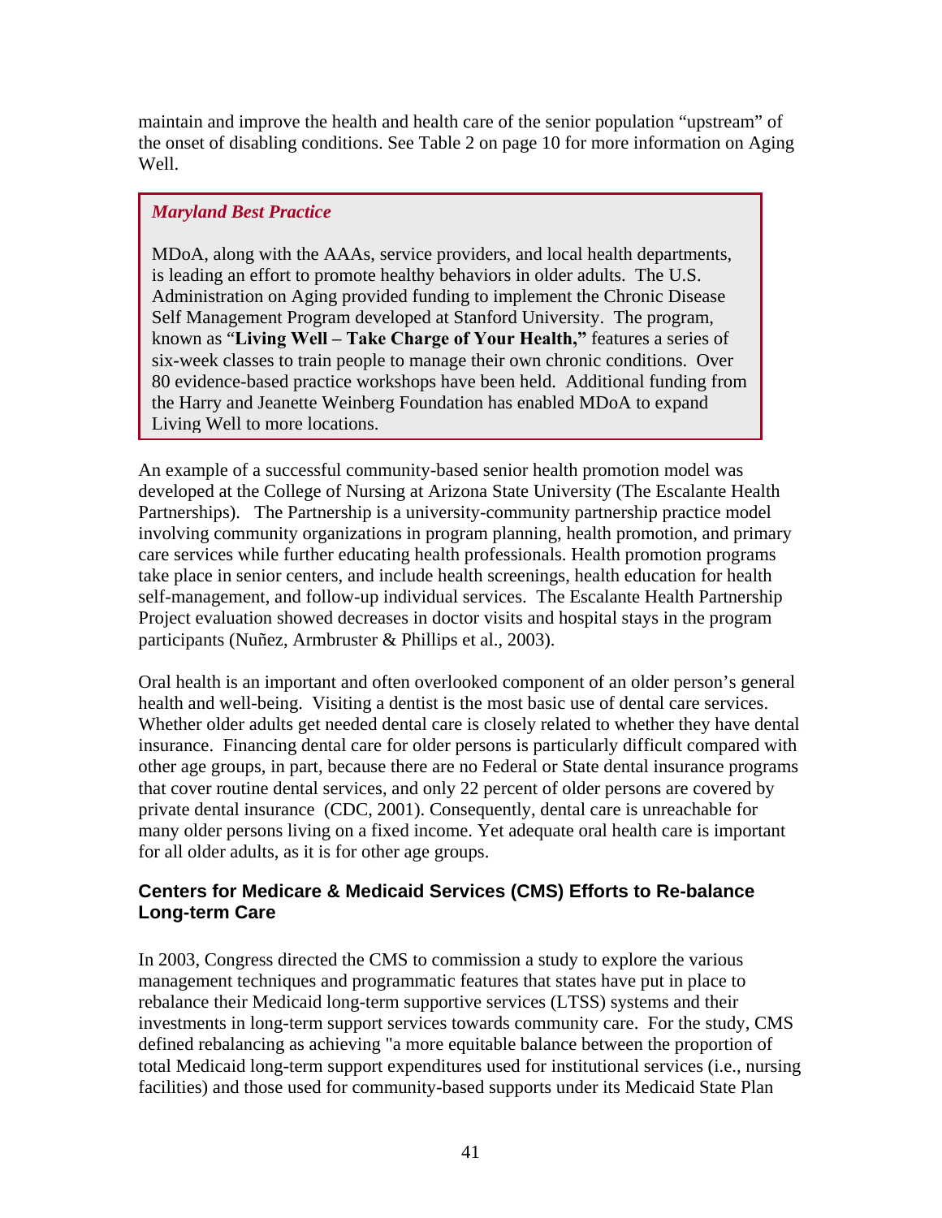maintain and improve the health and health care of the senior population "upstream" of the onset of disabling conditions. See Table 2 on page 10 for more information on Aging Well.

> ***Maryland Best Practice***
>
> MDoA, along with the AAAs, service providers, and local health departments, is leading an effort to promote healthy behaviors in older adults. The U.S. Administration on Aging provided funding to implement the Chronic Disease Self Management Program developed at Stanford University. The program, known as "**Living Well – Take Charge of Your Health,"** features a series of six-week classes to train people to manage their own chronic conditions. Over 80 evidence-based practice workshops have been held. Additional funding from the Harry and Jeanette Weinberg Foundation has enabled MDoA to expand Living Well to more locations.

An example of a successful community-based senior health promotion model was developed at the College of Nursing at Arizona State University (The Escalante Health Partnerships). The Partnership is a university-community partnership practice model involving community organizations in program planning, health promotion, and primary care services while further educating health professionals. Health promotion programs take place in senior centers, and include health screenings, health education for health self-management, and follow-up individual services. The Escalante Health Partnership Project evaluation showed decreases in doctor visits and hospital stays in the program participants (Nuñez, Armbruster & Phillips et al., 2003).

Oral health is an important and often overlooked component of an older person's general health and well-being. Visiting a dentist is the most basic use of dental care services. Whether older adults get needed dental care is closely related to whether they have dental insurance. Financing dental care for older persons is particularly difficult compared with other age groups, in part, because there are no Federal or State dental insurance programs that cover routine dental services, and only 22 percent of older persons are covered by private dental insurance (CDC, 2001). Consequently, dental care is unreachable for many older persons living on a fixed income. Yet adequate oral health care is important for all older adults, as it is for other age groups.

### Centers for Medicare & Medicaid Services (CMS) Efforts to Re-balance Long-term Care

In 2003, Congress directed the CMS to commission a study to explore the various management techniques and programmatic features that states have put in place to rebalance their Medicaid long-term supportive services (LTSS) systems and their investments in long-term support services towards community care. For the study, CMS defined rebalancing as achieving "a more equitable balance between the proportion of total Medicaid long-term support expenditures used for institutional services (i.e., nursing facilities) and those used for community-based supports under its Medicaid State Plan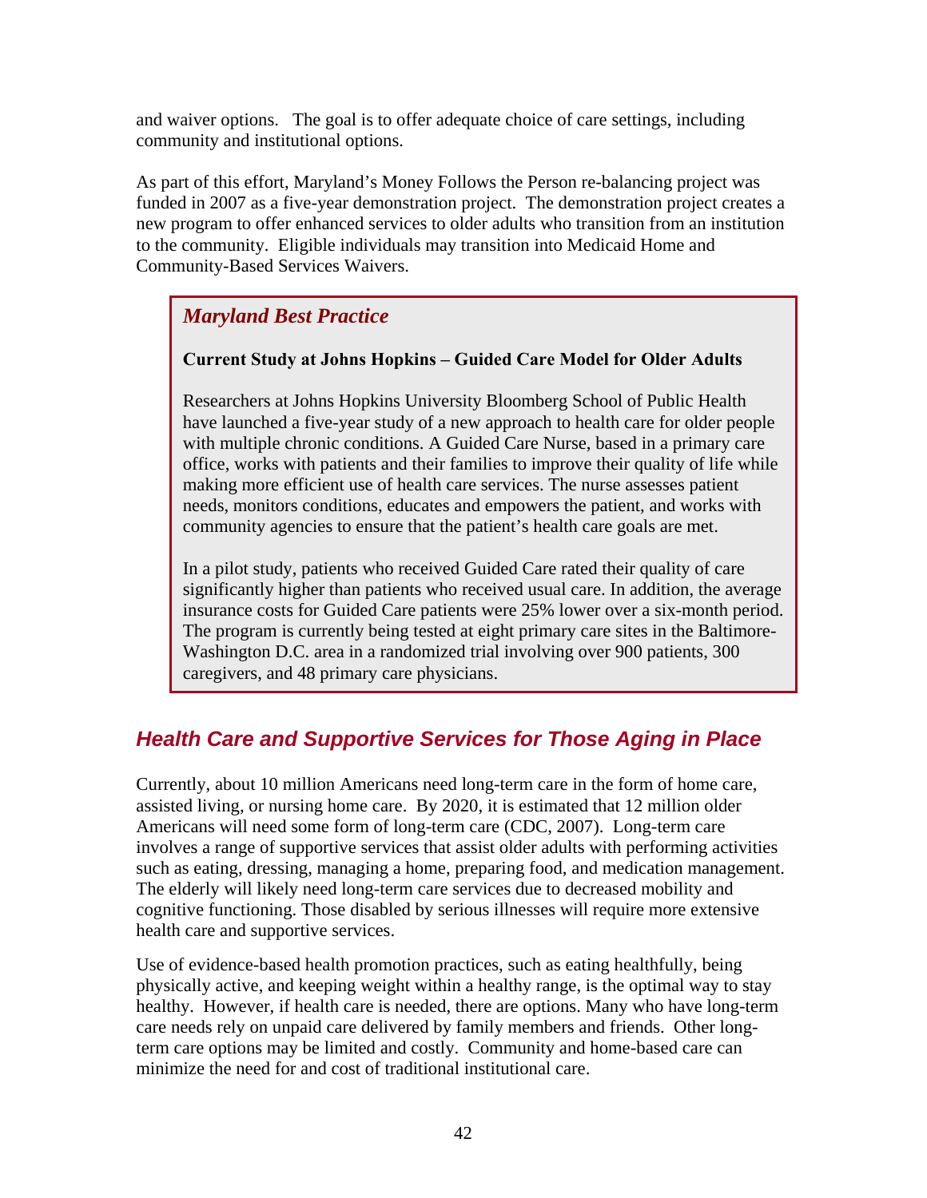and waiver options. The goal is to offer adequate choice of care settings, including community and institutional options.

As part of this effort, Maryland's Money Follows the Person re-balancing project was funded in 2007 as a five-year demonstration project. The demonstration project creates a new program to offer enhanced services to older adults who transition from an institution to the community. Eligible individuals may transition into Medicaid Home and Community-Based Services Waivers.

> ***Maryland Best Practice***
>
> **Current Study at Johns Hopkins – Guided Care Model for Older Adults**
>
> Researchers at Johns Hopkins University Bloomberg School of Public Health have launched a five-year study of a new approach to health care for older people with multiple chronic conditions. A Guided Care Nurse, based in a primary care office, works with patients and their families to improve their quality of life while making more efficient use of health care services. The nurse assesses patient needs, monitors conditions, educates and empowers the patient, and works with community agencies to ensure that the patient's health care goals are met.
>
> In a pilot study, patients who received Guided Care rated their quality of care significantly higher than patients who received usual care. In addition, the average insurance costs for Guided Care patients were 25% lower over a six-month period. The program is currently being tested at eight primary care sites in the Baltimore-Washington D.C. area in a randomized trial involving over 900 patients, 300 caregivers, and 48 primary care physicians.

## *Health Care and Supportive Services for Those Aging in Place*

Currently, about 10 million Americans need long-term care in the form of home care, assisted living, or nursing home care. By 2020, it is estimated that 12 million older Americans will need some form of long-term care (CDC, 2007). Long-term care involves a range of supportive services that assist older adults with performing activities such as eating, dressing, managing a home, preparing food, and medication management. The elderly will likely need long-term care services due to decreased mobility and cognitive functioning. Those disabled by serious illnesses will require more extensive health care and supportive services.

Use of evidence-based health promotion practices, such as eating healthfully, being physically active, and keeping weight within a healthy range, is the optimal way to stay healthy. However, if health care is needed, there are options. Many who have long-term care needs rely on unpaid care delivered by family members and friends. Other long-term care options may be limited and costly. Community and home-based care can minimize the need for and cost of traditional institutional care.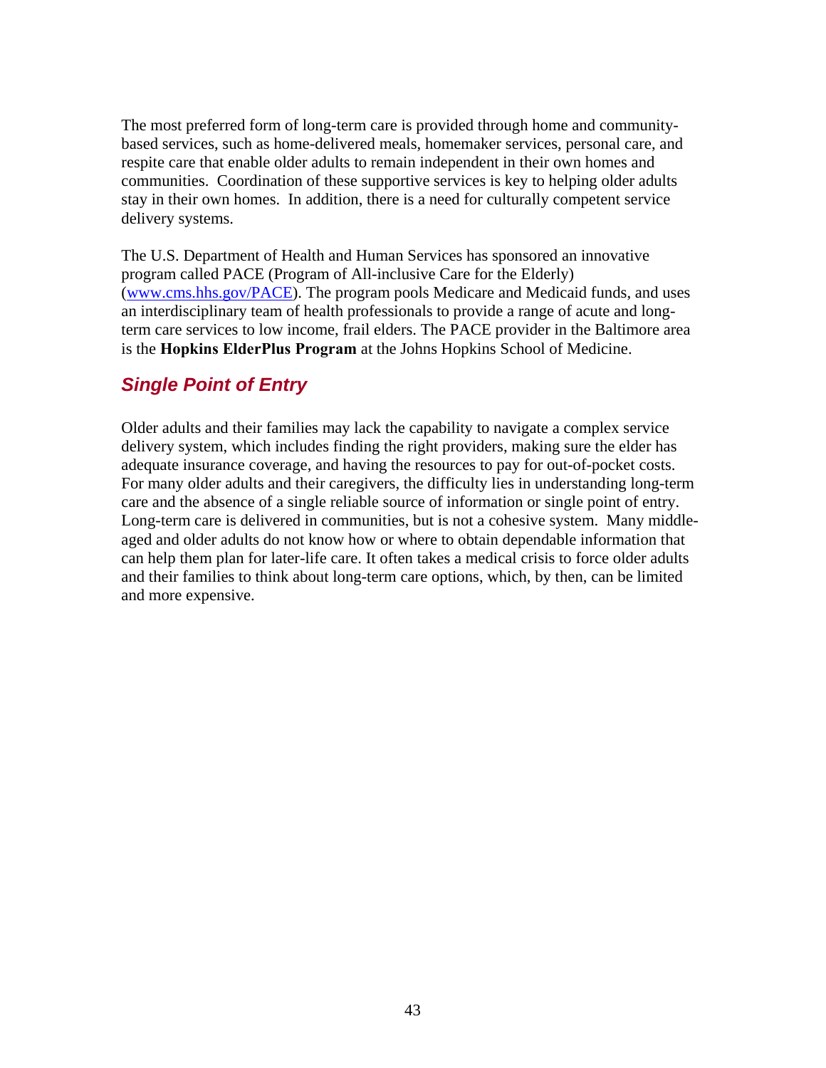The most preferred form of long-term care is provided through home and community-based services, such as home-delivered meals, homemaker services, personal care, and respite care that enable older adults to remain independent in their own homes and communities. Coordination of these supportive services is key to helping older adults stay in their own homes. In addition, there is a need for culturally competent service delivery systems.

The U.S. Department of Health and Human Services has sponsored an innovative program called PACE (Program of All-inclusive Care for the Elderly) (www.cms.hhs.gov/PACE). The program pools Medicare and Medicaid funds, and uses an interdisciplinary team of health professionals to provide a range of acute and long-term care services to low income, frail elders. The PACE provider in the Baltimore area is the **Hopkins ElderPlus Program** at the Johns Hopkins School of Medicine.

## *Single Point of Entry*

Older adults and their families may lack the capability to navigate a complex service delivery system, which includes finding the right providers, making sure the elder has adequate insurance coverage, and having the resources to pay for out-of-pocket costs. For many older adults and their caregivers, the difficulty lies in understanding long-term care and the absence of a single reliable source of information or single point of entry. Long-term care is delivered in communities, but is not a cohesive system. Many middle-aged and older adults do not know how or where to obtain dependable information that can help them plan for later-life care. It often takes a medical crisis to force older adults and their families to think about long-term care options, which, by then, can be limited and more expensive.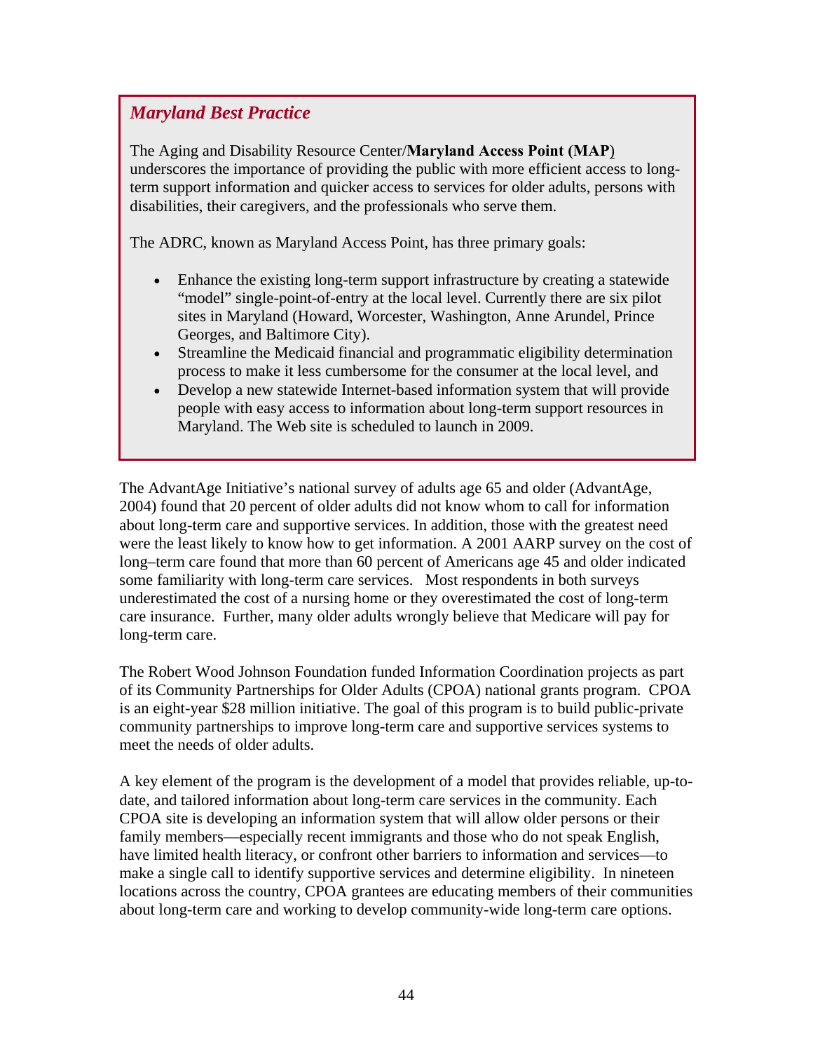### *Maryland Best Practice*

The Aging and Disability Resource Center/**Maryland Access Point (MAP)** underscores the importance of providing the public with more efficient access to long-term support information and quicker access to services for older adults, persons with disabilities, their caregivers, and the professionals who serve them.

The ADRC, known as Maryland Access Point, has three primary goals:

- Enhance the existing long-term support infrastructure by creating a statewide "model" single-point-of-entry at the local level. Currently there are six pilot sites in Maryland (Howard, Worcester, Washington, Anne Arundel, Prince Georges, and Baltimore City).
- Streamline the Medicaid financial and programmatic eligibility determination process to make it less cumbersome for the consumer at the local level, and
- Develop a new statewide Internet-based information system that will provide people with easy access to information about long-term support resources in Maryland. The Web site is scheduled to launch in 2009.

The AdvantAge Initiative's national survey of adults age 65 and older (AdvantAge, 2004) found that 20 percent of older adults did not know whom to call for information about long-term care and supportive services. In addition, those with the greatest need were the least likely to know how to get information. A 2001 AARP survey on the cost of long–term care found that more than 60 percent of Americans age 45 and older indicated some familiarity with long-term care services. Most respondents in both surveys underestimated the cost of a nursing home or they overestimated the cost of long-term care insurance. Further, many older adults wrongly believe that Medicare will pay for long-term care.

The Robert Wood Johnson Foundation funded Information Coordination projects as part of its Community Partnerships for Older Adults (CPOA) national grants program. CPOA is an eight-year $28 million initiative. The goal of this program is to build public-private community partnerships to improve long-term care and supportive services systems to meet the needs of older adults.

A key element of the program is the development of a model that provides reliable, up-to-date, and tailored information about long-term care services in the community. Each CPOA site is developing an information system that will allow older persons or their family members—especially recent immigrants and those who do not speak English, have limited health literacy, or confront other barriers to information and services—to make a single call to identify supportive services and determine eligibility. In nineteen locations across the country, CPOA grantees are educating members of their communities about long-term care and working to develop community-wide long-term care options.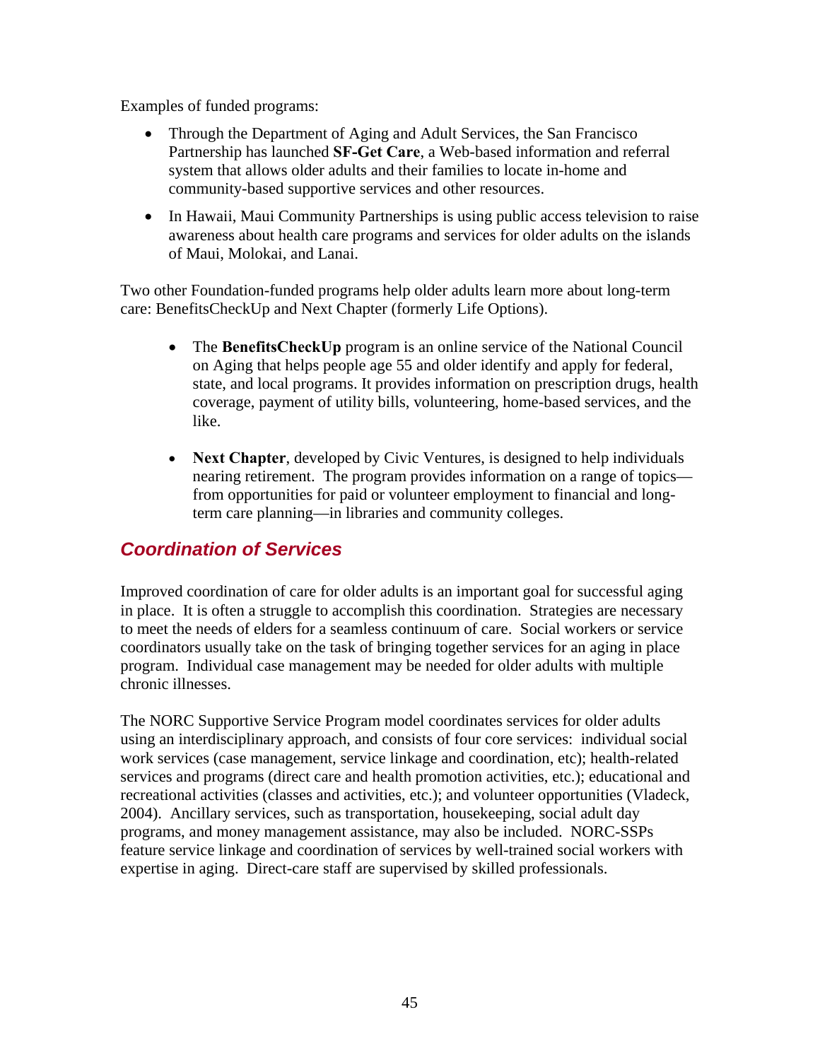Examples of funded programs:

- Through the Department of Aging and Adult Services, the San Francisco Partnership has launched **SF-Get Care**, a Web-based information and referral system that allows older adults and their families to locate in-home and community-based supportive services and other resources.
- In Hawaii, Maui Community Partnerships is using public access television to raise awareness about health care programs and services for older adults on the islands of Maui, Molokai, and Lanai.

Two other Foundation-funded programs help older adults learn more about long-term care: BenefitsCheckUp and Next Chapter (formerly Life Options).

- The **BenefitsCheckUp** program is an online service of the National Council on Aging that helps people age 55 and older identify and apply for federal, state, and local programs. It provides information on prescription drugs, health coverage, payment of utility bills, volunteering, home-based services, and the like.
- **Next Chapter**, developed by Civic Ventures, is designed to help individuals nearing retirement. The program provides information on a range of topics—from opportunities for paid or volunteer employment to financial and long-term care planning—in libraries and community colleges.

## *Coordination of Services*

Improved coordination of care for older adults is an important goal for successful aging in place. It is often a struggle to accomplish this coordination. Strategies are necessary to meet the needs of elders for a seamless continuum of care. Social workers or service coordinators usually take on the task of bringing together services for an aging in place program. Individual case management may be needed for older adults with multiple chronic illnesses.

The NORC Supportive Service Program model coordinates services for older adults using an interdisciplinary approach, and consists of four core services: individual social work services (case management, service linkage and coordination, etc); health-related services and programs (direct care and health promotion activities, etc.); educational and recreational activities (classes and activities, etc.); and volunteer opportunities (Vladeck, 2004). Ancillary services, such as transportation, housekeeping, social adult day programs, and money management assistance, may also be included. NORC-SSPs feature service linkage and coordination of services by well-trained social workers with expertise in aging. Direct-care staff are supervised by skilled professionals.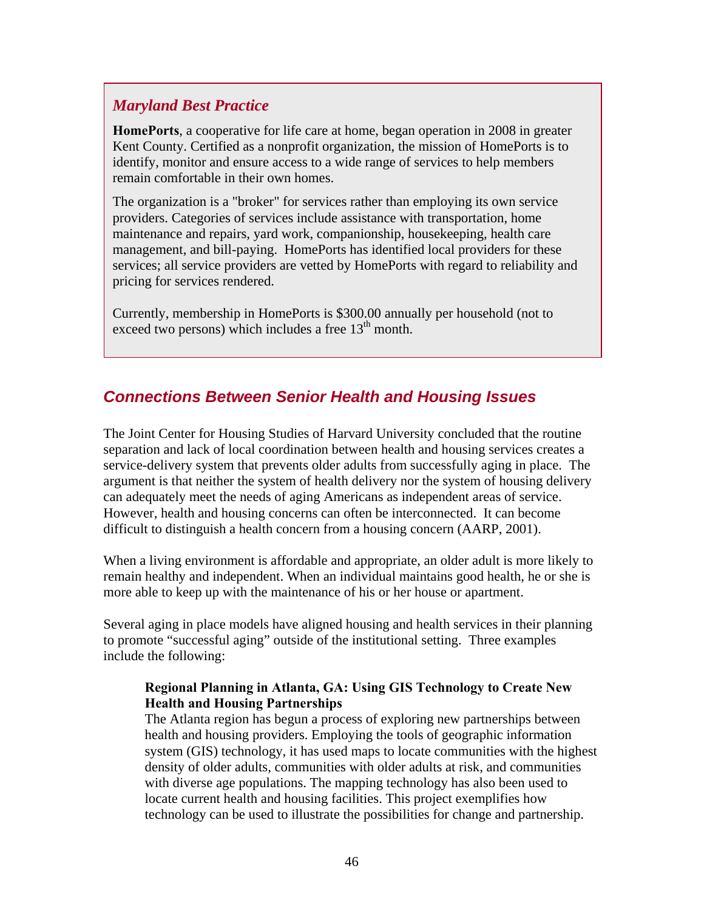### *Maryland Best Practice*

**HomePorts**, a cooperative for life care at home, began operation in 2008 in greater Kent County. Certified as a nonprofit organization, the mission of HomePorts is to identify, monitor and ensure access to a wide range of services to help members remain comfortable in their own homes.

The organization is a "broker" for services rather than employing its own service providers. Categories of services include assistance with transportation, home maintenance and repairs, yard work, companionship, housekeeping, health care management, and bill-paying. HomePorts has identified local providers for these services; all service providers are vetted by HomePorts with regard to reliability and pricing for services rendered.

Currently, membership in HomePorts is $300.00 annually per household (not to exceed two persons) which includes a free 13th month.

## *Connections Between Senior Health and Housing Issues*

The Joint Center for Housing Studies of Harvard University concluded that the routine separation and lack of local coordination between health and housing services creates a service-delivery system that prevents older adults from successfully aging in place. The argument is that neither the system of health delivery nor the system of housing delivery can adequately meet the needs of aging Americans as independent areas of service. However, health and housing concerns can often be interconnected. It can become difficult to distinguish a health concern from a housing concern (AARP, 2001).

When a living environment is affordable and appropriate, an older adult is more likely to remain healthy and independent. When an individual maintains good health, he or she is more able to keep up with the maintenance of his or her house or apartment.

Several aging in place models have aligned housing and health services in their planning to promote "successful aging" outside of the institutional setting. Three examples include the following:

**Regional Planning in Atlanta, GA: Using GIS Technology to Create New Health and Housing Partnerships**
The Atlanta region has begun a process of exploring new partnerships between health and housing providers. Employing the tools of geographic information system (GIS) technology, it has used maps to locate communities with the highest density of older adults, communities with older adults at risk, and communities with diverse age populations. The mapping technology has also been used to locate current health and housing facilities. This project exemplifies how technology can be used to illustrate the possibilities for change and partnership.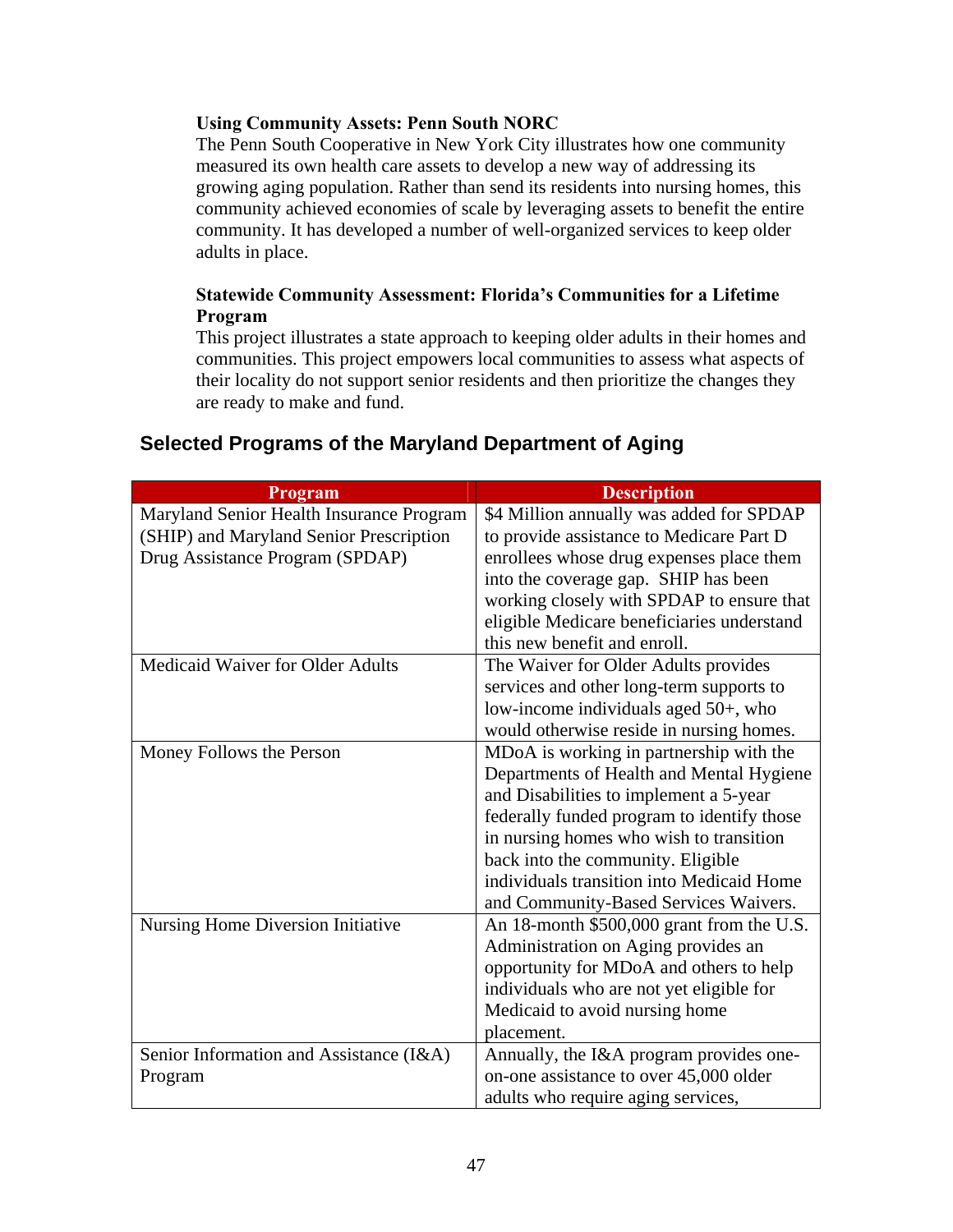**Using Community Assets: Penn South NORC**

The Penn South Cooperative in New York City illustrates how one community measured its own health care assets to develop a new way of addressing its growing aging population. Rather than send its residents into nursing homes, this community achieved economies of scale by leveraging assets to benefit the entire community. It has developed a number of well-organized services to keep older adults in place.

**Statewide Community Assessment: Florida's Communities for a Lifetime Program**

This project illustrates a state approach to keeping older adults in their homes and communities. This project empowers local communities to assess what aspects of their locality do not support senior residents and then prioritize the changes they are ready to make and fund.

## Selected Programs of the Maryland Department of Aging

| Program | Description |
|---|---|
| Maryland Senior Health Insurance Program (SHIP) and Maryland Senior Prescription Drug Assistance Program (SPDAP) | $4 Million annually was added for SPDAP to provide assistance to Medicare Part D enrollees whose drug expenses place them into the coverage gap. SHIP has been working closely with SPDAP to ensure that eligible Medicare beneficiaries understand this new benefit and enroll. |
| Medicaid Waiver for Older Adults | The Waiver for Older Adults provides services and other long-term supports to low-income individuals aged 50+, who would otherwise reside in nursing homes. |
| Money Follows the Person | MDoA is working in partnership with the Departments of Health and Mental Hygiene and Disabilities to implement a 5-year federally funded program to identify those in nursing homes who wish to transition back into the community. Eligible individuals transition into Medicaid Home and Community-Based Services Waivers. |
| Nursing Home Diversion Initiative | An 18-month $500,000 grant from the U.S. Administration on Aging provides an opportunity for MDoA and others to help individuals who are not yet eligible for Medicaid to avoid nursing home placement. |
| Senior Information and Assistance (I&A) Program | Annually, the I&A program provides one-on-one assistance to over 45,000 older adults who require aging services, |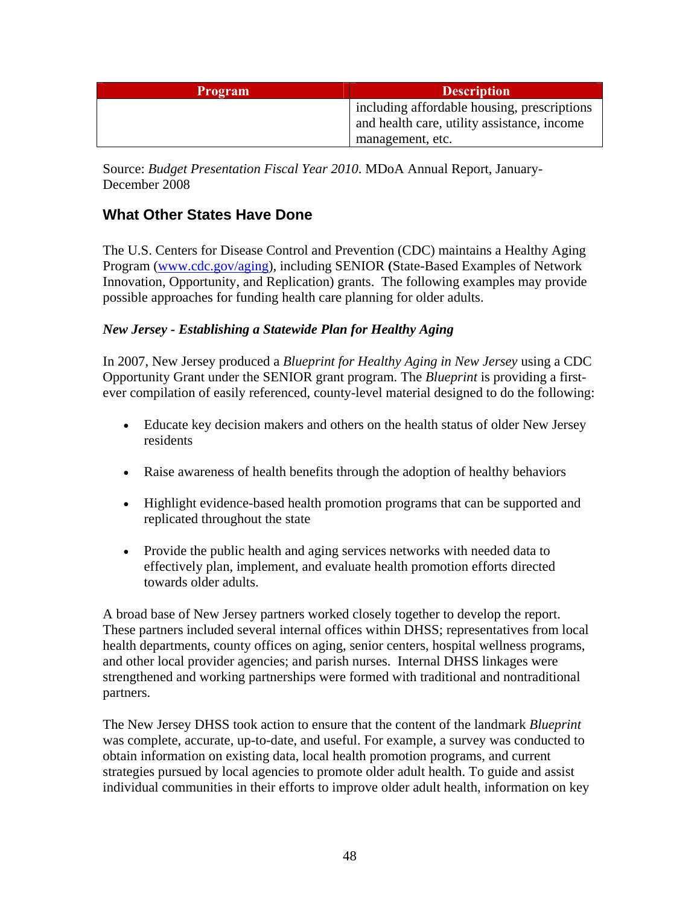| Program | Description |
| --- | --- |
| | including affordable housing, prescriptions and health care, utility assistance, income management, etc. |

Source: *Budget Presentation Fiscal Year 2010*. MDoA Annual Report, January-December 2008

## What Other States Have Done

The U.S. Centers for Disease Control and Prevention (CDC) maintains a Healthy Aging Program (www.cdc.gov/aging), including SENIOR (State-Based Examples of Network Innovation, Opportunity, and Replication) grants. The following examples may provide possible approaches for funding health care planning for older adults.

***New Jersey - Establishing a Statewide Plan for Healthy Aging***

In 2007, New Jersey produced a *Blueprint for Healthy Aging in New Jersey* using a CDC Opportunity Grant under the SENIOR grant program. The *Blueprint* is providing a first-ever compilation of easily referenced, county-level material designed to do the following:

- Educate key decision makers and others on the health status of older New Jersey residents
- Raise awareness of health benefits through the adoption of healthy behaviors
- Highlight evidence-based health promotion programs that can be supported and replicated throughout the state
- Provide the public health and aging services networks with needed data to effectively plan, implement, and evaluate health promotion efforts directed towards older adults.

A broad base of New Jersey partners worked closely together to develop the report. These partners included several internal offices within DHSS; representatives from local health departments, county offices on aging, senior centers, hospital wellness programs, and other local provider agencies; and parish nurses. Internal DHSS linkages were strengthened and working partnerships were formed with traditional and nontraditional partners.

The New Jersey DHSS took action to ensure that the content of the landmark *Blueprint* was complete, accurate, up-to-date, and useful. For example, a survey was conducted to obtain information on existing data, local health promotion programs, and current strategies pursued by local agencies to promote older adult health. To guide and assist individual communities in their efforts to improve older adult health, information on key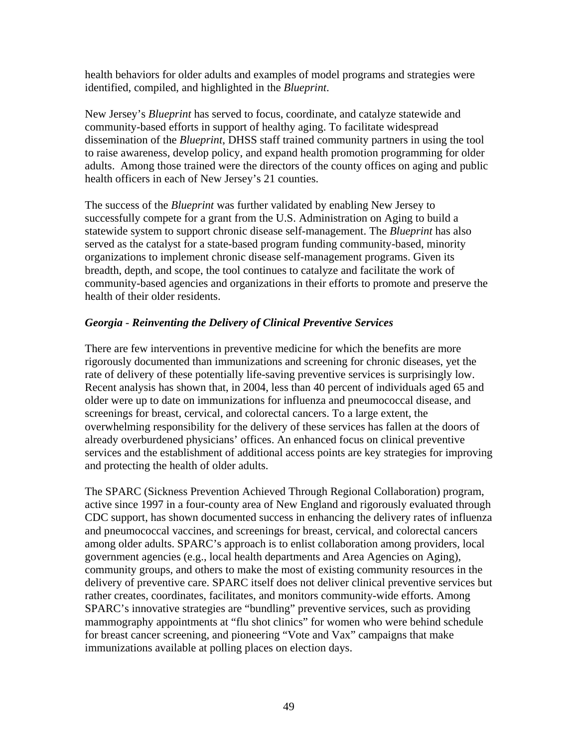health behaviors for older adults and examples of model programs and strategies were identified, compiled, and highlighted in the *Blueprint*.

New Jersey's *Blueprint* has served to focus, coordinate, and catalyze statewide and community-based efforts in support of healthy aging. To facilitate widespread dissemination of the *Blueprint*, DHSS staff trained community partners in using the tool to raise awareness, develop policy, and expand health promotion programming for older adults. Among those trained were the directors of the county offices on aging and public health officers in each of New Jersey's 21 counties.

The success of the *Blueprint* was further validated by enabling New Jersey to successfully compete for a grant from the U.S. Administration on Aging to build a statewide system to support chronic disease self-management. The *Blueprint* has also served as the catalyst for a state-based program funding community-based, minority organizations to implement chronic disease self-management programs. Given its breadth, depth, and scope, the tool continues to catalyze and facilitate the work of community-based agencies and organizations in their efforts to promote and preserve the health of their older residents.

***Georgia - Reinventing the Delivery of Clinical Preventive Services***

There are few interventions in preventive medicine for which the benefits are more rigorously documented than immunizations and screening for chronic diseases, yet the rate of delivery of these potentially life-saving preventive services is surprisingly low. Recent analysis has shown that, in 2004, less than 40 percent of individuals aged 65 and older were up to date on immunizations for influenza and pneumococcal disease, and screenings for breast, cervical, and colorectal cancers. To a large extent, the overwhelming responsibility for the delivery of these services has fallen at the doors of already overburdened physicians' offices. An enhanced focus on clinical preventive services and the establishment of additional access points are key strategies for improving and protecting the health of older adults.

The SPARC (Sickness Prevention Achieved Through Regional Collaboration) program, active since 1997 in a four-county area of New England and rigorously evaluated through CDC support, has shown documented success in enhancing the delivery rates of influenza and pneumococcal vaccines, and screenings for breast, cervical, and colorectal cancers among older adults. SPARC's approach is to enlist collaboration among providers, local government agencies (e.g., local health departments and Area Agencies on Aging), community groups, and others to make the most of existing community resources in the delivery of preventive care. SPARC itself does not deliver clinical preventive services but rather creates, coordinates, facilitates, and monitors community-wide efforts. Among SPARC's innovative strategies are "bundling" preventive services, such as providing mammography appointments at "flu shot clinics" for women who were behind schedule for breast cancer screening, and pioneering "Vote and Vax" campaigns that make immunizations available at polling places on election days.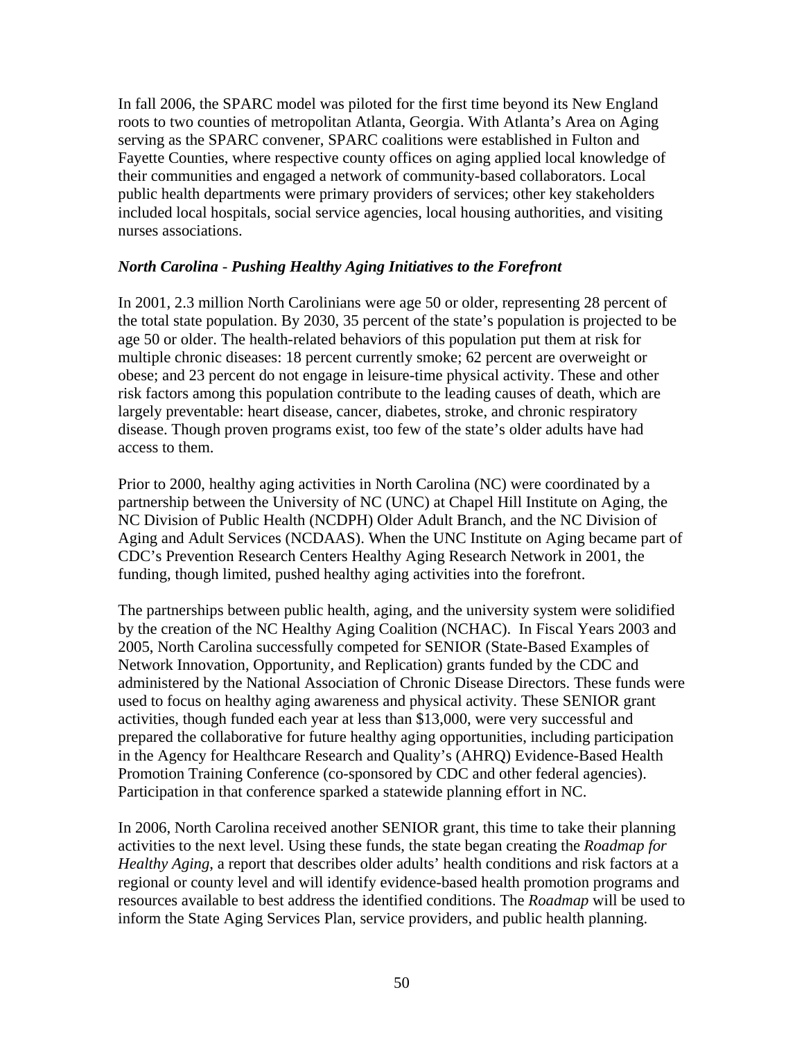In fall 2006, the SPARC model was piloted for the first time beyond its New England roots to two counties of metropolitan Atlanta, Georgia. With Atlanta's Area on Aging serving as the SPARC convener, SPARC coalitions were established in Fulton and Fayette Counties, where respective county offices on aging applied local knowledge of their communities and engaged a network of community-based collaborators. Local public health departments were primary providers of services; other key stakeholders included local hospitals, social service agencies, local housing authorities, and visiting nurses associations.

### *North Carolina - Pushing Healthy Aging Initiatives to the Forefront*

In 2001, 2.3 million North Carolinians were age 50 or older, representing 28 percent of the total state population. By 2030, 35 percent of the state's population is projected to be age 50 or older. The health-related behaviors of this population put them at risk for multiple chronic diseases: 18 percent currently smoke; 62 percent are overweight or obese; and 23 percent do not engage in leisure-time physical activity. These and other risk factors among this population contribute to the leading causes of death, which are largely preventable: heart disease, cancer, diabetes, stroke, and chronic respiratory disease. Though proven programs exist, too few of the state's older adults have had access to them.

Prior to 2000, healthy aging activities in North Carolina (NC) were coordinated by a partnership between the University of NC (UNC) at Chapel Hill Institute on Aging, the NC Division of Public Health (NCDPH) Older Adult Branch, and the NC Division of Aging and Adult Services (NCDAAS). When the UNC Institute on Aging became part of CDC's Prevention Research Centers Healthy Aging Research Network in 2001, the funding, though limited, pushed healthy aging activities into the forefront.

The partnerships between public health, aging, and the university system were solidified by the creation of the NC Healthy Aging Coalition (NCHAC). In Fiscal Years 2003 and 2005, North Carolina successfully competed for SENIOR (State-Based Examples of Network Innovation, Opportunity, and Replication) grants funded by the CDC and administered by the National Association of Chronic Disease Directors. These funds were used to focus on healthy aging awareness and physical activity. These SENIOR grant activities, though funded each year at less than $13,000, were very successful and prepared the collaborative for future healthy aging opportunities, including participation in the Agency for Healthcare Research and Quality's (AHRQ) Evidence-Based Health Promotion Training Conference (co-sponsored by CDC and other federal agencies). Participation in that conference sparked a statewide planning effort in NC.

In 2006, North Carolina received another SENIOR grant, this time to take their planning activities to the next level. Using these funds, the state began creating the *Roadmap for Healthy Aging*, a report that describes older adults' health conditions and risk factors at a regional or county level and will identify evidence-based health promotion programs and resources available to best address the identified conditions. The *Roadmap* will be used to inform the State Aging Services Plan, service providers, and public health planning.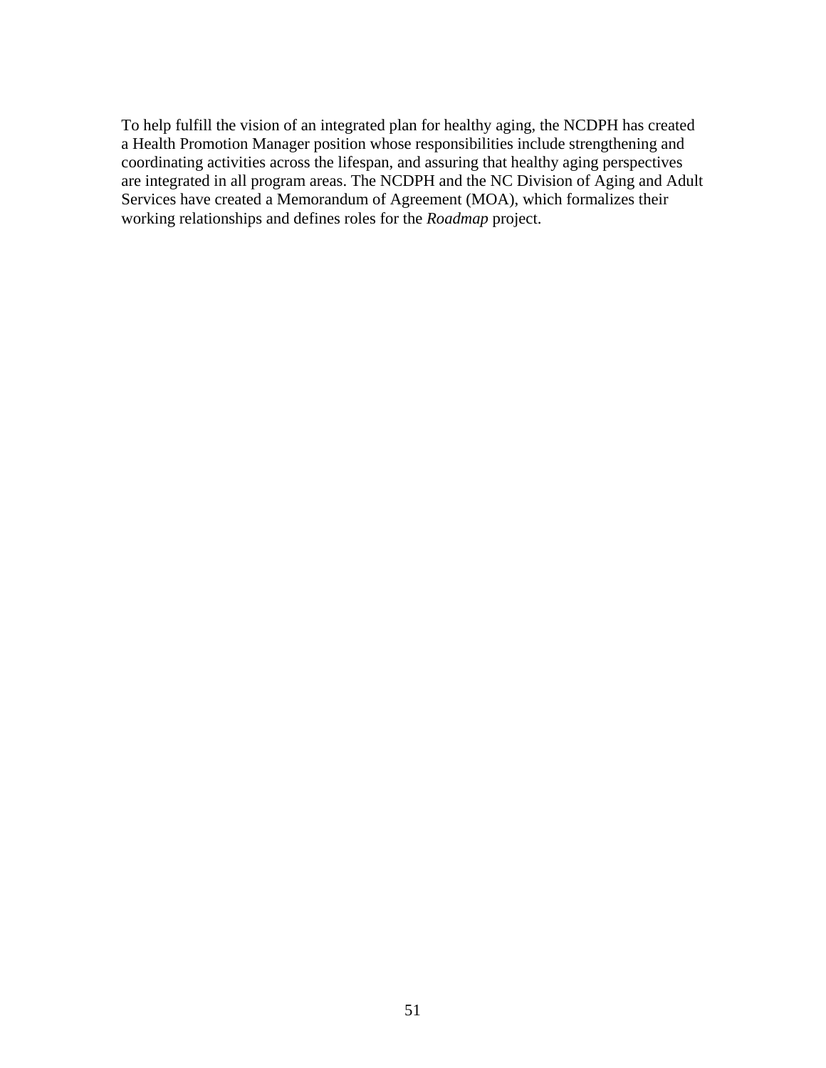To help fulfill the vision of an integrated plan for healthy aging, the NCDPH has created a Health Promotion Manager position whose responsibilities include strengthening and coordinating activities across the lifespan, and assuring that healthy aging perspectives are integrated in all program areas. The NCDPH and the NC Division of Aging and Adult Services have created a Memorandum of Agreement (MOA), which formalizes their working relationships and defines roles for the *Roadmap* project.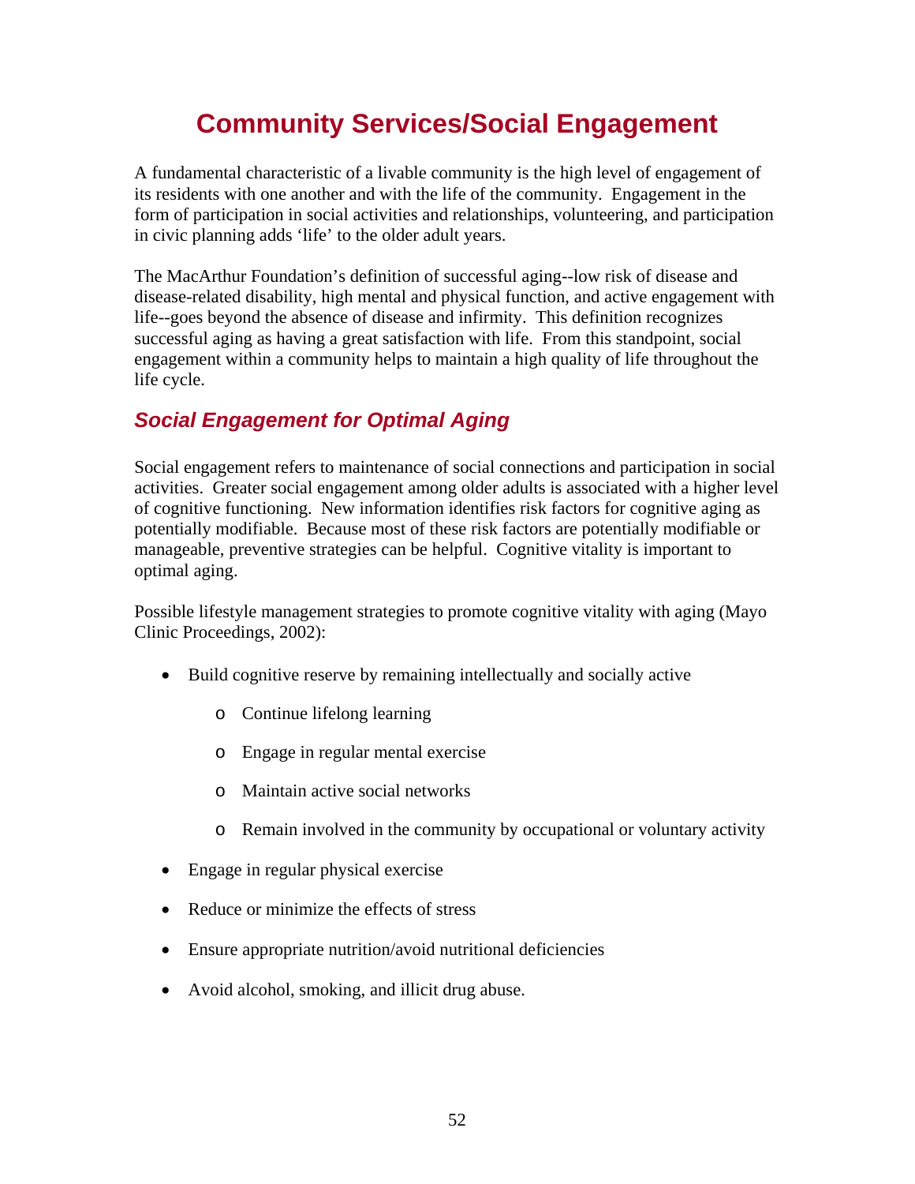# Community Services/Social Engagement

A fundamental characteristic of a livable community is the high level of engagement of its residents with one another and with the life of the community. Engagement in the form of participation in social activities and relationships, volunteering, and participation in civic planning adds 'life' to the older adult years.

The MacArthur Foundation's definition of successful aging--low risk of disease and disease-related disability, high mental and physical function, and active engagement with life--goes beyond the absence of disease and infirmity. This definition recognizes successful aging as having a great satisfaction with life. From this standpoint, social engagement within a community helps to maintain a high quality of life throughout the life cycle.

## *Social Engagement for Optimal Aging*

Social engagement refers to maintenance of social connections and participation in social activities. Greater social engagement among older adults is associated with a higher level of cognitive functioning. New information identifies risk factors for cognitive aging as potentially modifiable. Because most of these risk factors are potentially modifiable or manageable, preventive strategies can be helpful. Cognitive vitality is important to optimal aging.

Possible lifestyle management strategies to promote cognitive vitality with aging (Mayo Clinic Proceedings, 2002):

- Build cognitive reserve by remaining intellectually and socially active
  - Continue lifelong learning
  - Engage in regular mental exercise
  - Maintain active social networks
  - Remain involved in the community by occupational or voluntary activity
- Engage in regular physical exercise
- Reduce or minimize the effects of stress
- Ensure appropriate nutrition/avoid nutritional deficiencies
- Avoid alcohol, smoking, and illicit drug abuse.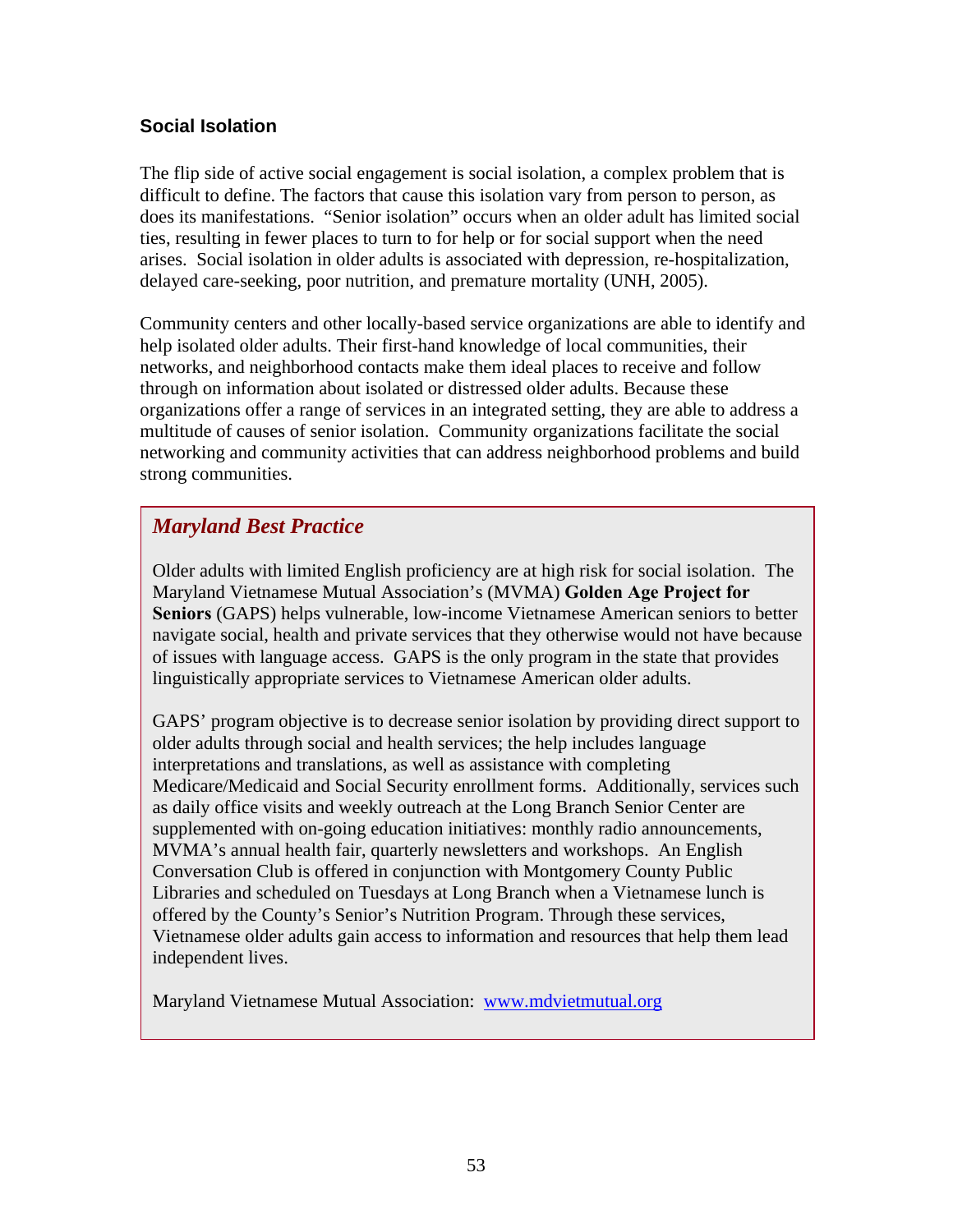### Social Isolation

The flip side of active social engagement is social isolation, a complex problem that is difficult to define. The factors that cause this isolation vary from person to person, as does its manifestations. "Senior isolation" occurs when an older adult has limited social ties, resulting in fewer places to turn to for help or for social support when the need arises. Social isolation in older adults is associated with depression, re-hospitalization, delayed care-seeking, poor nutrition, and premature mortality (UNH, 2005).

Community centers and other locally-based service organizations are able to identify and help isolated older adults. Their first-hand knowledge of local communities, their networks, and neighborhood contacts make them ideal places to receive and follow through on information about isolated or distressed older adults. Because these organizations offer a range of services in an integrated setting, they are able to address a multitude of causes of senior isolation. Community organizations facilitate the social networking and community activities that can address neighborhood problems and build strong communities.

> ***Maryland Best Practice***
>
> Older adults with limited English proficiency are at high risk for social isolation. The Maryland Vietnamese Mutual Association's (MVMA) **Golden Age Project for Seniors** (GAPS) helps vulnerable, low-income Vietnamese American seniors to better navigate social, health and private services that they otherwise would not have because of issues with language access. GAPS is the only program in the state that provides linguistically appropriate services to Vietnamese American older adults.
>
> GAPS' program objective is to decrease senior isolation by providing direct support to older adults through social and health services; the help includes language interpretations and translations, as well as assistance with completing Medicare/Medicaid and Social Security enrollment forms. Additionally, services such as daily office visits and weekly outreach at the Long Branch Senior Center are supplemented with on-going education initiatives: monthly radio announcements, MVMA's annual health fair, quarterly newsletters and workshops. An English Conversation Club is offered in conjunction with Montgomery County Public Libraries and scheduled on Tuesdays at Long Branch when a Vietnamese lunch is offered by the County's Senior's Nutrition Program. Through these services, Vietnamese older adults gain access to information and resources that help them lead independent lives.
>
> Maryland Vietnamese Mutual Association: www.mdvietmutual.org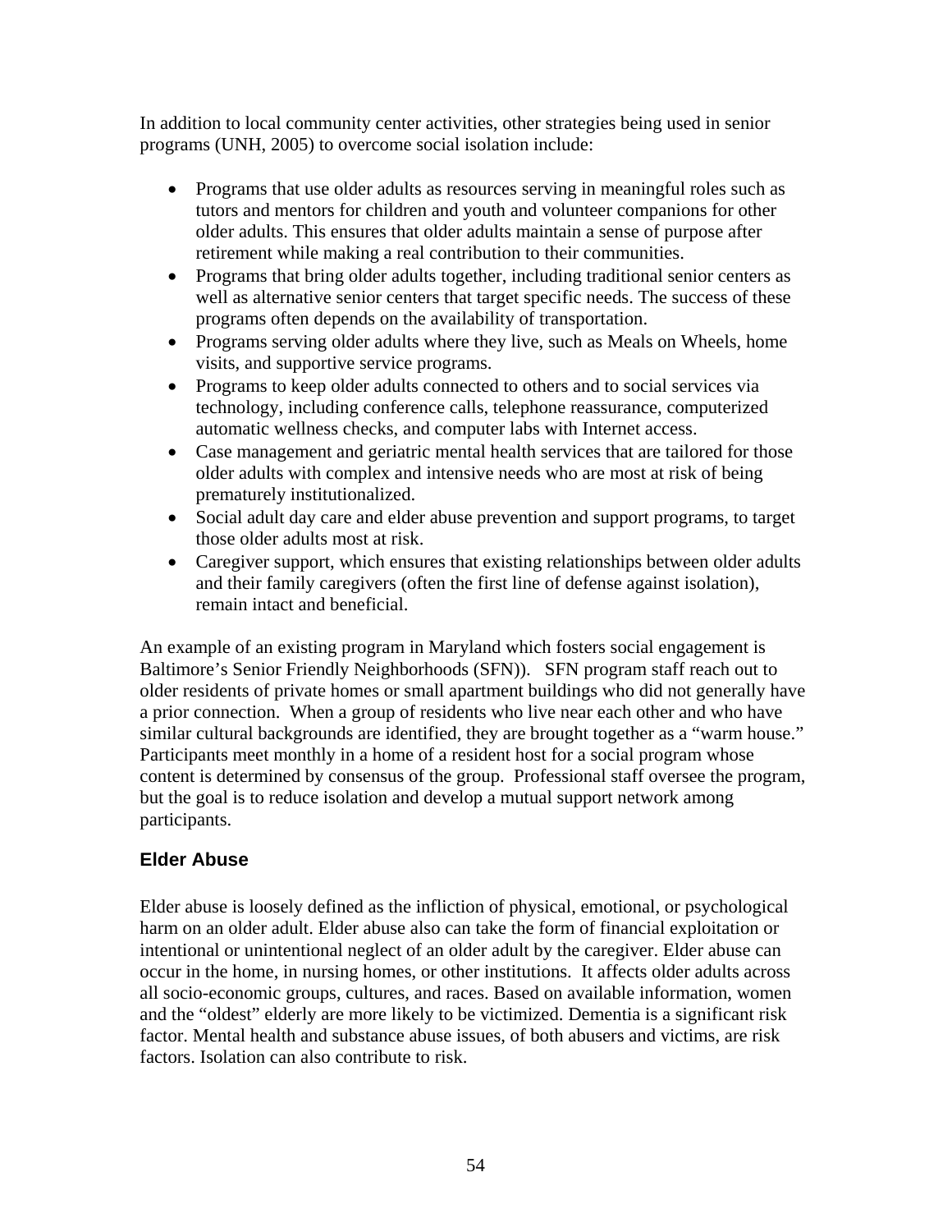In addition to local community center activities, other strategies being used in senior programs (UNH, 2005) to overcome social isolation include:

- Programs that use older adults as resources serving in meaningful roles such as tutors and mentors for children and youth and volunteer companions for other older adults. This ensures that older adults maintain a sense of purpose after retirement while making a real contribution to their communities.
- Programs that bring older adults together, including traditional senior centers as well as alternative senior centers that target specific needs. The success of these programs often depends on the availability of transportation.
- Programs serving older adults where they live, such as Meals on Wheels, home visits, and supportive service programs.
- Programs to keep older adults connected to others and to social services via technology, including conference calls, telephone reassurance, computerized automatic wellness checks, and computer labs with Internet access.
- Case management and geriatric mental health services that are tailored for those older adults with complex and intensive needs who are most at risk of being prematurely institutionalized.
- Social adult day care and elder abuse prevention and support programs, to target those older adults most at risk.
- Caregiver support, which ensures that existing relationships between older adults and their family caregivers (often the first line of defense against isolation), remain intact and beneficial.

An example of an existing program in Maryland which fosters social engagement is Baltimore's Senior Friendly Neighborhoods (SFN)). SFN program staff reach out to older residents of private homes or small apartment buildings who did not generally have a prior connection. When a group of residents who live near each other and who have similar cultural backgrounds are identified, they are brought together as a "warm house." Participants meet monthly in a home of a resident host for a social program whose content is determined by consensus of the group. Professional staff oversee the program, but the goal is to reduce isolation and develop a mutual support network among participants.

### Elder Abuse

Elder abuse is loosely defined as the infliction of physical, emotional, or psychological harm on an older adult. Elder abuse also can take the form of financial exploitation or intentional or unintentional neglect of an older adult by the caregiver. Elder abuse can occur in the home, in nursing homes, or other institutions. It affects older adults across all socio-economic groups, cultures, and races. Based on available information, women and the "oldest" elderly are more likely to be victimized. Dementia is a significant risk factor. Mental health and substance abuse issues, of both abusers and victims, are risk factors. Isolation can also contribute to risk.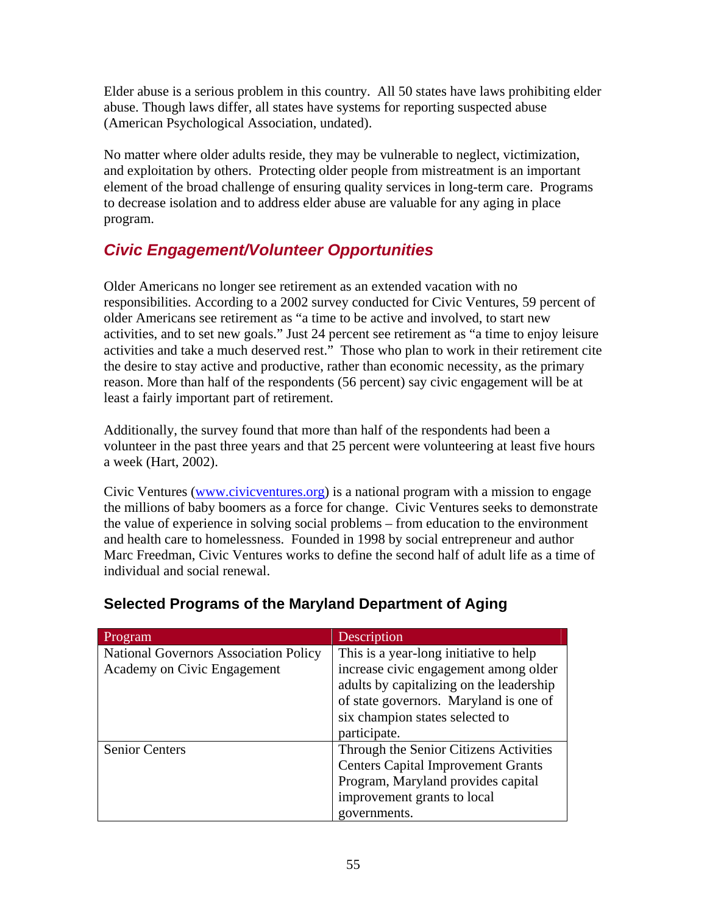Elder abuse is a serious problem in this country. All 50 states have laws prohibiting elder abuse. Though laws differ, all states have systems for reporting suspected abuse (American Psychological Association, undated).

No matter where older adults reside, they may be vulnerable to neglect, victimization, and exploitation by others. Protecting older people from mistreatment is an important element of the broad challenge of ensuring quality services in long-term care. Programs to decrease isolation and to address elder abuse are valuable for any aging in place program.

## *Civic Engagement/Volunteer Opportunities*

Older Americans no longer see retirement as an extended vacation with no responsibilities. According to a 2002 survey conducted for Civic Ventures, 59 percent of older Americans see retirement as "a time to be active and involved, to start new activities, and to set new goals." Just 24 percent see retirement as "a time to enjoy leisure activities and take a much deserved rest." Those who plan to work in their retirement cite the desire to stay active and productive, rather than economic necessity, as the primary reason. More than half of the respondents (56 percent) say civic engagement will be at least a fairly important part of retirement.

Additionally, the survey found that more than half of the respondents had been a volunteer in the past three years and that 25 percent were volunteering at least five hours a week (Hart, 2002).

Civic Ventures (www.civicventures.org) is a national program with a mission to engage the millions of baby boomers as a force for change. Civic Ventures seeks to demonstrate the value of experience in solving social problems – from education to the environment and health care to homelessness. Founded in 1998 by social entrepreneur and author Marc Freedman, Civic Ventures works to define the second half of adult life as a time of individual and social renewal.

### Selected Programs of the Maryland Department of Aging

| Program | Description |
|---|---|
| National Governors Association Policy Academy on Civic Engagement | This is a year-long initiative to help increase civic engagement among older adults by capitalizing on the leadership of state governors. Maryland is one of six champion states selected to participate. |
| Senior Centers | Through the Senior Citizens Activities Centers Capital Improvement Grants Program, Maryland provides capital improvement grants to local governments. |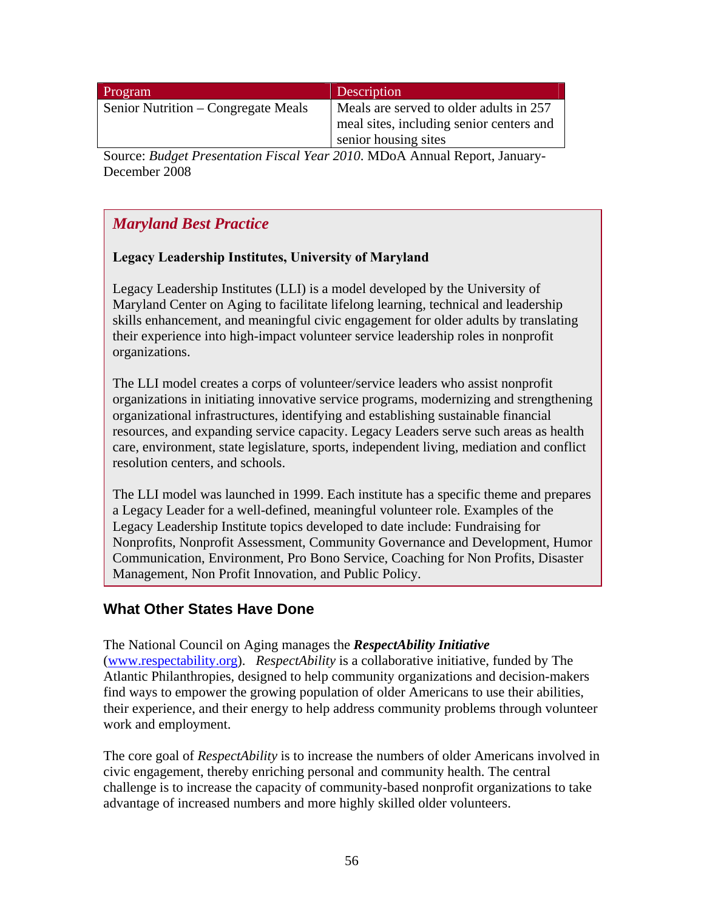| Program | Description |
| --- | --- |
| Senior Nutrition – Congregate Meals | Meals are served to older adults in 257 meal sites, including senior centers and senior housing sites |

Source: *Budget Presentation Fiscal Year 2010*. MDoA Annual Report, January-December 2008

### *Maryland Best Practice*

**Legacy Leadership Institutes, University of Maryland**

Legacy Leadership Institutes (LLI) is a model developed by the University of Maryland Center on Aging to facilitate lifelong learning, technical and leadership skills enhancement, and meaningful civic engagement for older adults by translating their experience into high-impact volunteer service leadership roles in nonprofit organizations.

The LLI model creates a corps of volunteer/service leaders who assist nonprofit organizations in initiating innovative service programs, modernizing and strengthening organizational infrastructures, identifying and establishing sustainable financial resources, and expanding service capacity. Legacy Leaders serve such areas as health care, environment, state legislature, sports, independent living, mediation and conflict resolution centers, and schools.

The LLI model was launched in 1999. Each institute has a specific theme and prepares a Legacy Leader for a well-defined, meaningful volunteer role. Examples of the Legacy Leadership Institute topics developed to date include: Fundraising for Nonprofits, Nonprofit Assessment, Community Governance and Development, Humor Communication, Environment, Pro Bono Service, Coaching for Non Profits, Disaster Management, Non Profit Innovation, and Public Policy.

## What Other States Have Done

The National Council on Aging manages the ***RespectAbility Initiative*** (www.respectability.org). *RespectAbility* is a collaborative initiative, funded by The Atlantic Philanthropies, designed to help community organizations and decision-makers find ways to empower the growing population of older Americans to use their abilities, their experience, and their energy to help address community problems through volunteer work and employment.

The core goal of *RespectAbility* is to increase the numbers of older Americans involved in civic engagement, thereby enriching personal and community health. The central challenge is to increase the capacity of community-based nonprofit organizations to take advantage of increased numbers and more highly skilled older volunteers.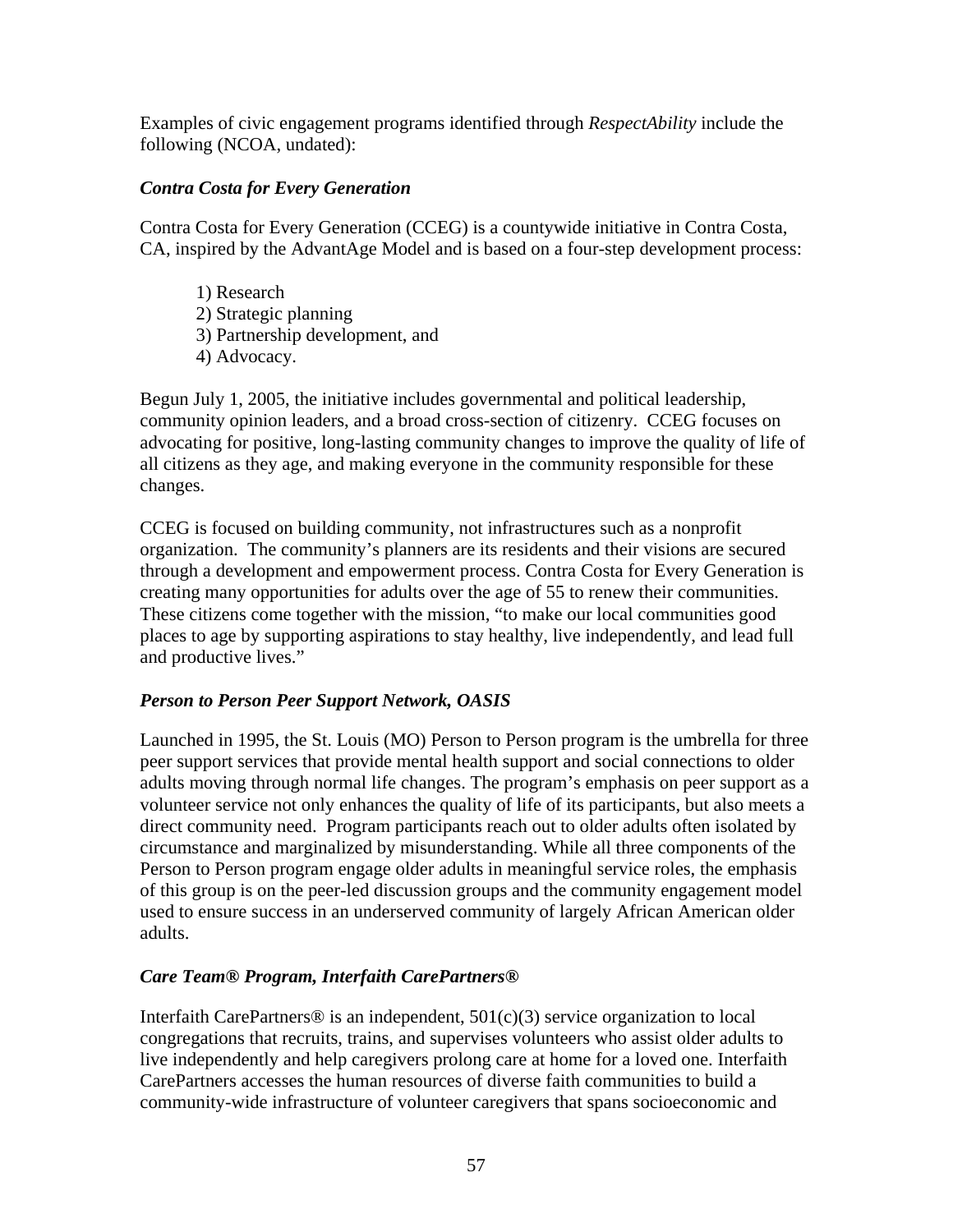Examples of civic engagement programs identified through *RespectAbility* include the following (NCOA, undated):

### *Contra Costa for Every Generation*

Contra Costa for Every Generation (CCEG) is a countywide initiative in Contra Costa, CA, inspired by the AdvantAge Model and is based on a four-step development process:

1) Research
2) Strategic planning
3) Partnership development, and
4) Advocacy.

Begun July 1, 2005, the initiative includes governmental and political leadership, community opinion leaders, and a broad cross-section of citizenry. CCEG focuses on advocating for positive, long-lasting community changes to improve the quality of life of all citizens as they age, and making everyone in the community responsible for these changes.

CCEG is focused on building community, not infrastructures such as a nonprofit organization. The community's planners are its residents and their visions are secured through a development and empowerment process. Contra Costa for Every Generation is creating many opportunities for adults over the age of 55 to renew their communities. These citizens come together with the mission, "to make our local communities good places to age by supporting aspirations to stay healthy, live independently, and lead full and productive lives."

### *Person to Person Peer Support Network, OASIS*

Launched in 1995, the St. Louis (MO) Person to Person program is the umbrella for three peer support services that provide mental health support and social connections to older adults moving through normal life changes. The program's emphasis on peer support as a volunteer service not only enhances the quality of life of its participants, but also meets a direct community need. Program participants reach out to older adults often isolated by circumstance and marginalized by misunderstanding. While all three components of the Person to Person program engage older adults in meaningful service roles, the emphasis of this group is on the peer-led discussion groups and the community engagement model used to ensure success in an underserved community of largely African American older adults.

### *Care Team® Program, Interfaith CarePartners®*

Interfaith CarePartners® is an independent, 501(c)(3) service organization to local congregations that recruits, trains, and supervises volunteers who assist older adults to live independently and help caregivers prolong care at home for a loved one. Interfaith CarePartners accesses the human resources of diverse faith communities to build a community-wide infrastructure of volunteer caregivers that spans socioeconomic and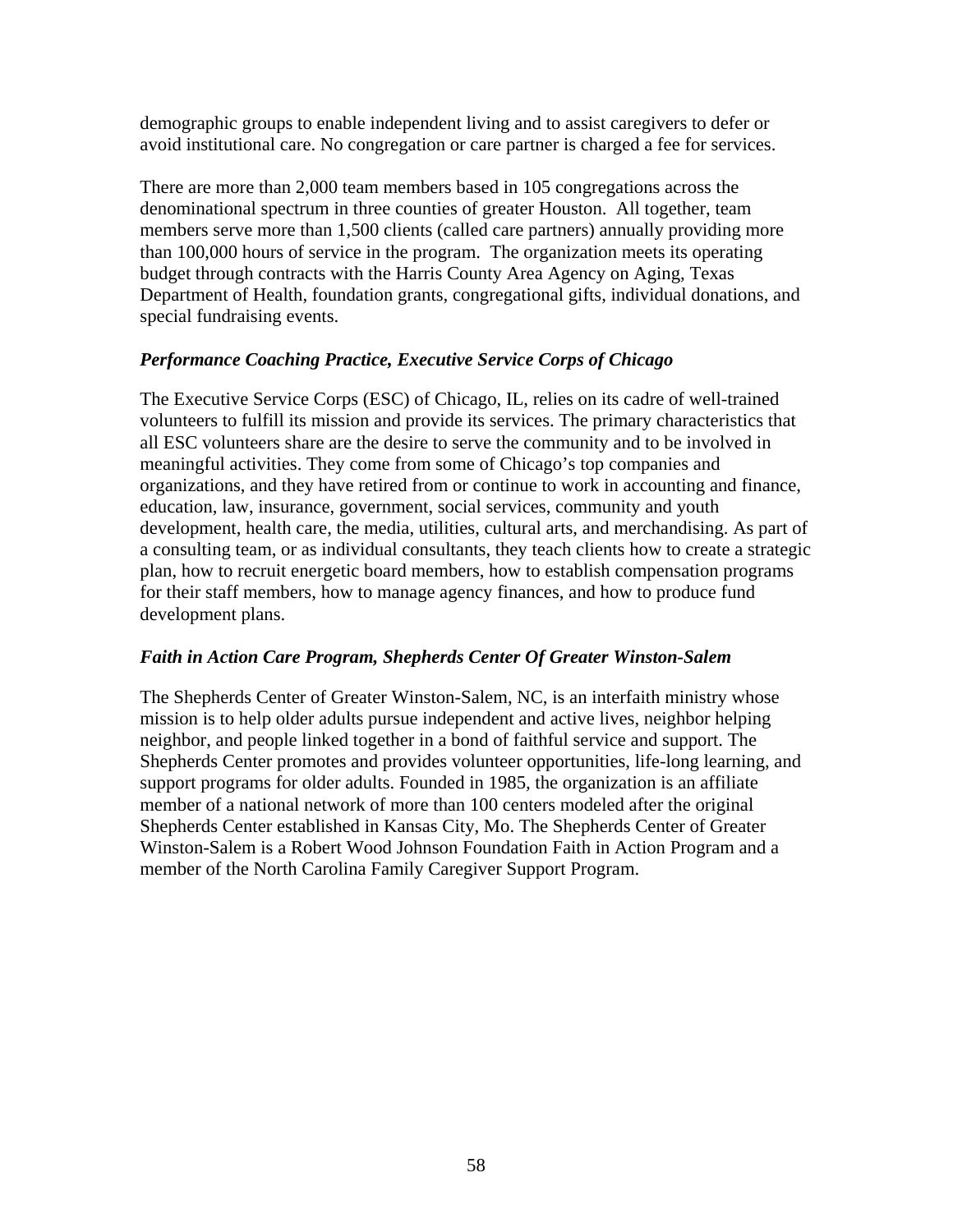demographic groups to enable independent living and to assist caregivers to defer or avoid institutional care. No congregation or care partner is charged a fee for services.

There are more than 2,000 team members based in 105 congregations across the denominational spectrum in three counties of greater Houston. All together, team members serve more than 1,500 clients (called care partners) annually providing more than 100,000 hours of service in the program. The organization meets its operating budget through contracts with the Harris County Area Agency on Aging, Texas Department of Health, foundation grants, congregational gifts, individual donations, and special fundraising events.

***Performance Coaching Practice, Executive Service Corps of Chicago***

The Executive Service Corps (ESC) of Chicago, IL, relies on its cadre of well-trained volunteers to fulfill its mission and provide its services. The primary characteristics that all ESC volunteers share are the desire to serve the community and to be involved in meaningful activities. They come from some of Chicago's top companies and organizations, and they have retired from or continue to work in accounting and finance, education, law, insurance, government, social services, community and youth development, health care, the media, utilities, cultural arts, and merchandising. As part of a consulting team, or as individual consultants, they teach clients how to create a strategic plan, how to recruit energetic board members, how to establish compensation programs for their staff members, how to manage agency finances, and how to produce fund development plans.

***Faith in Action Care Program, Shepherds Center Of Greater Winston-Salem***

The Shepherds Center of Greater Winston-Salem, NC, is an interfaith ministry whose mission is to help older adults pursue independent and active lives, neighbor helping neighbor, and people linked together in a bond of faithful service and support. The Shepherds Center promotes and provides volunteer opportunities, life-long learning, and support programs for older adults. Founded in 1985, the organization is an affiliate member of a national network of more than 100 centers modeled after the original Shepherds Center established in Kansas City, Mo. The Shepherds Center of Greater Winston-Salem is a Robert Wood Johnson Foundation Faith in Action Program and a member of the North Carolina Family Caregiver Support Program.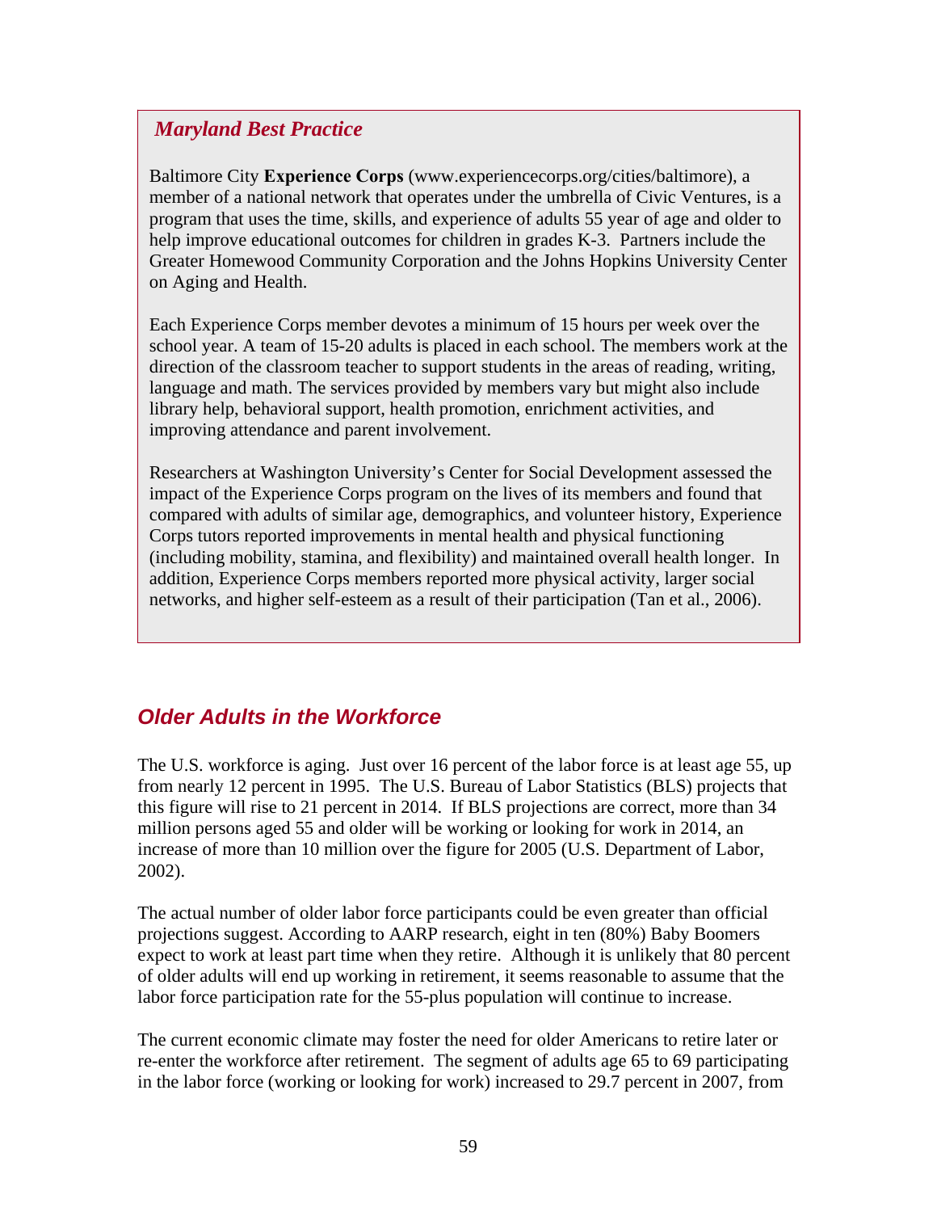### *Maryland Best Practice*

Baltimore City **Experience Corps** (www.experiencecorps.org/cities/baltimore), a member of a national network that operates under the umbrella of Civic Ventures, is a program that uses the time, skills, and experience of adults 55 year of age and older to help improve educational outcomes for children in grades K-3. Partners include the Greater Homewood Community Corporation and the Johns Hopkins University Center on Aging and Health.

Each Experience Corps member devotes a minimum of 15 hours per week over the school year. A team of 15-20 adults is placed in each school. The members work at the direction of the classroom teacher to support students in the areas of reading, writing, language and math. The services provided by members vary but might also include library help, behavioral support, health promotion, enrichment activities, and improving attendance and parent involvement.

Researchers at Washington University's Center for Social Development assessed the impact of the Experience Corps program on the lives of its members and found that compared with adults of similar age, demographics, and volunteer history, Experience Corps tutors reported improvements in mental health and physical functioning (including mobility, stamina, and flexibility) and maintained overall health longer. In addition, Experience Corps members reported more physical activity, larger social networks, and higher self-esteem as a result of their participation (Tan et al., 2006).

## *Older Adults in the Workforce*

The U.S. workforce is aging. Just over 16 percent of the labor force is at least age 55, up from nearly 12 percent in 1995. The U.S. Bureau of Labor Statistics (BLS) projects that this figure will rise to 21 percent in 2014. If BLS projections are correct, more than 34 million persons aged 55 and older will be working or looking for work in 2014, an increase of more than 10 million over the figure for 2005 (U.S. Department of Labor, 2002).

The actual number of older labor force participants could be even greater than official projections suggest. According to AARP research, eight in ten (80%) Baby Boomers expect to work at least part time when they retire. Although it is unlikely that 80 percent of older adults will end up working in retirement, it seems reasonable to assume that the labor force participation rate for the 55-plus population will continue to increase.

The current economic climate may foster the need for older Americans to retire later or re-enter the workforce after retirement. The segment of adults age 65 to 69 participating in the labor force (working or looking for work) increased to 29.7 percent in 2007, from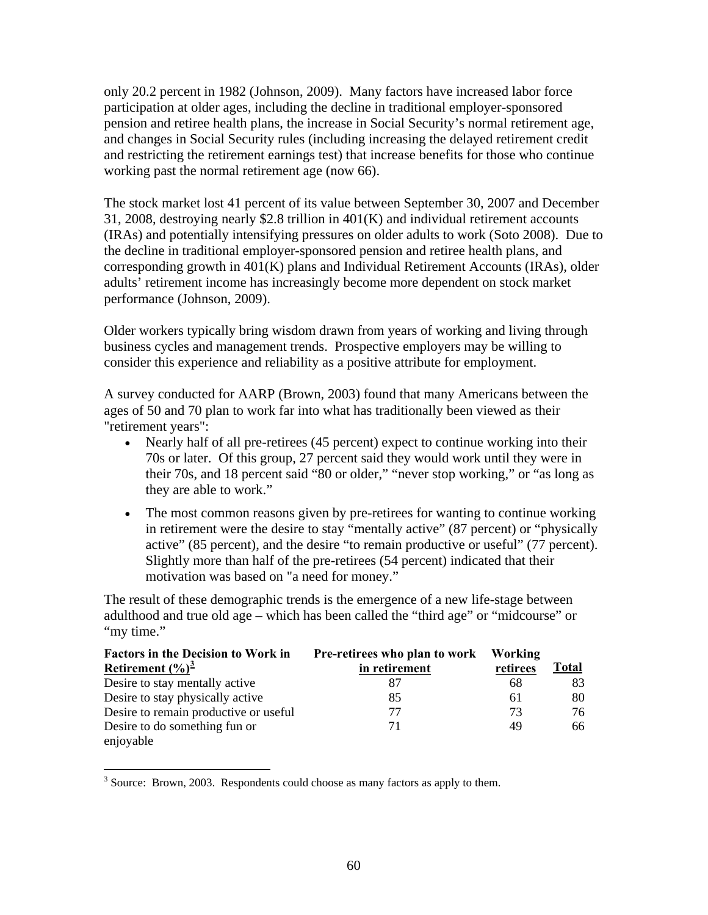only 20.2 percent in 1982 (Johnson, 2009). Many factors have increased labor force participation at older ages, including the decline in traditional employer-sponsored pension and retiree health plans, the increase in Social Security's normal retirement age, and changes in Social Security rules (including increasing the delayed retirement credit and restricting the retirement earnings test) that increase benefits for those who continue working past the normal retirement age (now 66).

The stock market lost 41 percent of its value between September 30, 2007 and December 31, 2008, destroying nearly $2.8 trillion in 401(K) and individual retirement accounts (IRAs) and potentially intensifying pressures on older adults to work (Soto 2008). Due to the decline in traditional employer-sponsored pension and retiree health plans, and corresponding growth in 401(K) plans and Individual Retirement Accounts (IRAs), older adults' retirement income has increasingly become more dependent on stock market performance (Johnson, 2009).

Older workers typically bring wisdom drawn from years of working and living through business cycles and management trends. Prospective employers may be willing to consider this experience and reliability as a positive attribute for employment.

A survey conducted for AARP (Brown, 2003) found that many Americans between the ages of 50 and 70 plan to work far into what has traditionally been viewed as their "retirement years":

- Nearly half of all pre-retirees (45 percent) expect to continue working into their 70s or later. Of this group, 27 percent said they would work until they were in their 70s, and 18 percent said "80 or older," "never stop working," or "as long as they are able to work."
- The most common reasons given by pre-retirees for wanting to continue working in retirement were the desire to stay "mentally active" (87 percent) or "physically active" (85 percent), and the desire "to remain productive or useful" (77 percent). Slightly more than half of the pre-retirees (54 percent) indicated that their motivation was based on "a need for money."

The result of these demographic trends is the emergence of a new life-stage between adulthood and true old age – which has been called the "third age" or "midcourse" or "my time."

| Factors in the Decision to Work in Retirement (%)[3] | Pre-retirees who plan to work in retirement | Working retirees | Total |
|---|---|---|---|
| Desire to stay mentally active | 87 | 68 | 83 |
| Desire to stay physically active | 85 | 61 | 80 |
| Desire to remain productive or useful | 77 | 73 | 76 |
| Desire to do something fun or enjoyable | 71 | 49 | 66 |

[3] Source: Brown, 2003. Respondents could choose as many factors as apply to them.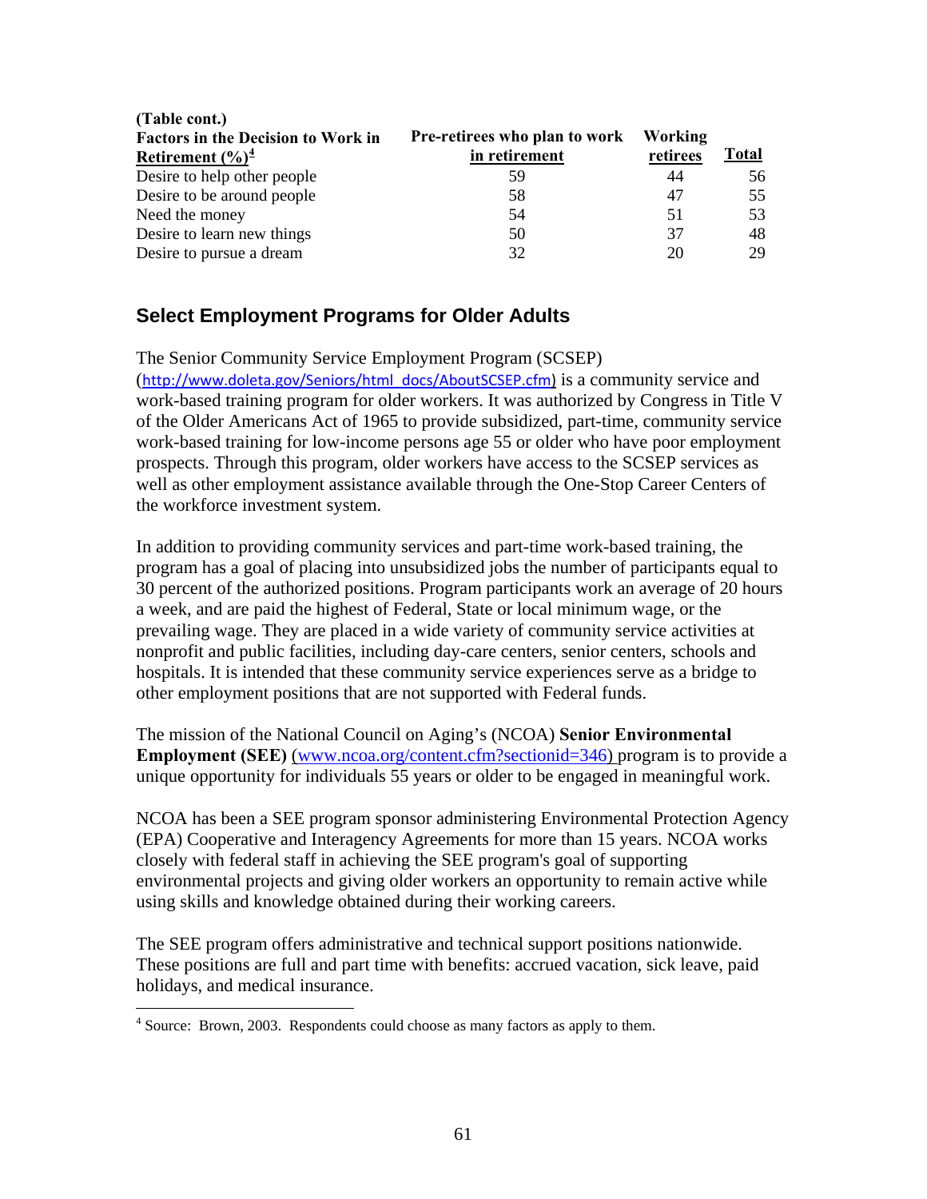(Table cont.)

| Factors in the Decision to Work in Retirement (%)[4] | Pre-retirees who plan to work in retirement | Working retirees | Total |
|---|---|---|---|
| Desire to help other people | 59 | 44 | 56 |
| Desire to be around people | 58 | 47 | 55 |
| Need the money | 54 | 51 | 53 |
| Desire to learn new things | 50 | 37 | 48 |
| Desire to pursue a dream | 32 | 20 | 29 |

## Select Employment Programs for Older Adults

The Senior Community Service Employment Program (SCSEP) (http://www.doleta.gov/Seniors/html_docs/AboutSCSEP.cfm) is a community service and work-based training program for older workers. It was authorized by Congress in Title V of the Older Americans Act of 1965 to provide subsidized, part-time, community service work-based training for low-income persons age 55 or older who have poor employment prospects. Through this program, older workers have access to the SCSEP services as well as other employment assistance available through the One-Stop Career Centers of the workforce investment system.

In addition to providing community services and part-time work-based training, the program has a goal of placing into unsubsidized jobs the number of participants equal to 30 percent of the authorized positions. Program participants work an average of 20 hours a week, and are paid the highest of Federal, State or local minimum wage, or the prevailing wage. They are placed in a wide variety of community service activities at nonprofit and public facilities, including day-care centers, senior centers, schools and hospitals. It is intended that these community service experiences serve as a bridge to other employment positions that are not supported with Federal funds.

The mission of the National Council on Aging's (NCOA) **Senior Environmental Employment (SEE)** (www.ncoa.org/content.cfm?sectionid=346) program is to provide a unique opportunity for individuals 55 years or older to be engaged in meaningful work.

NCOA has been a SEE program sponsor administering Environmental Protection Agency (EPA) Cooperative and Interagency Agreements for more than 15 years. NCOA works closely with federal staff in achieving the SEE program's goal of supporting environmental projects and giving older workers an opportunity to remain active while using skills and knowledge obtained during their working careers.

The SEE program offers administrative and technical support positions nationwide. These positions are full and part time with benefits: accrued vacation, sick leave, paid holidays, and medical insurance.

---

[4] Source: Brown, 2003. Respondents could choose as many factors as apply to them.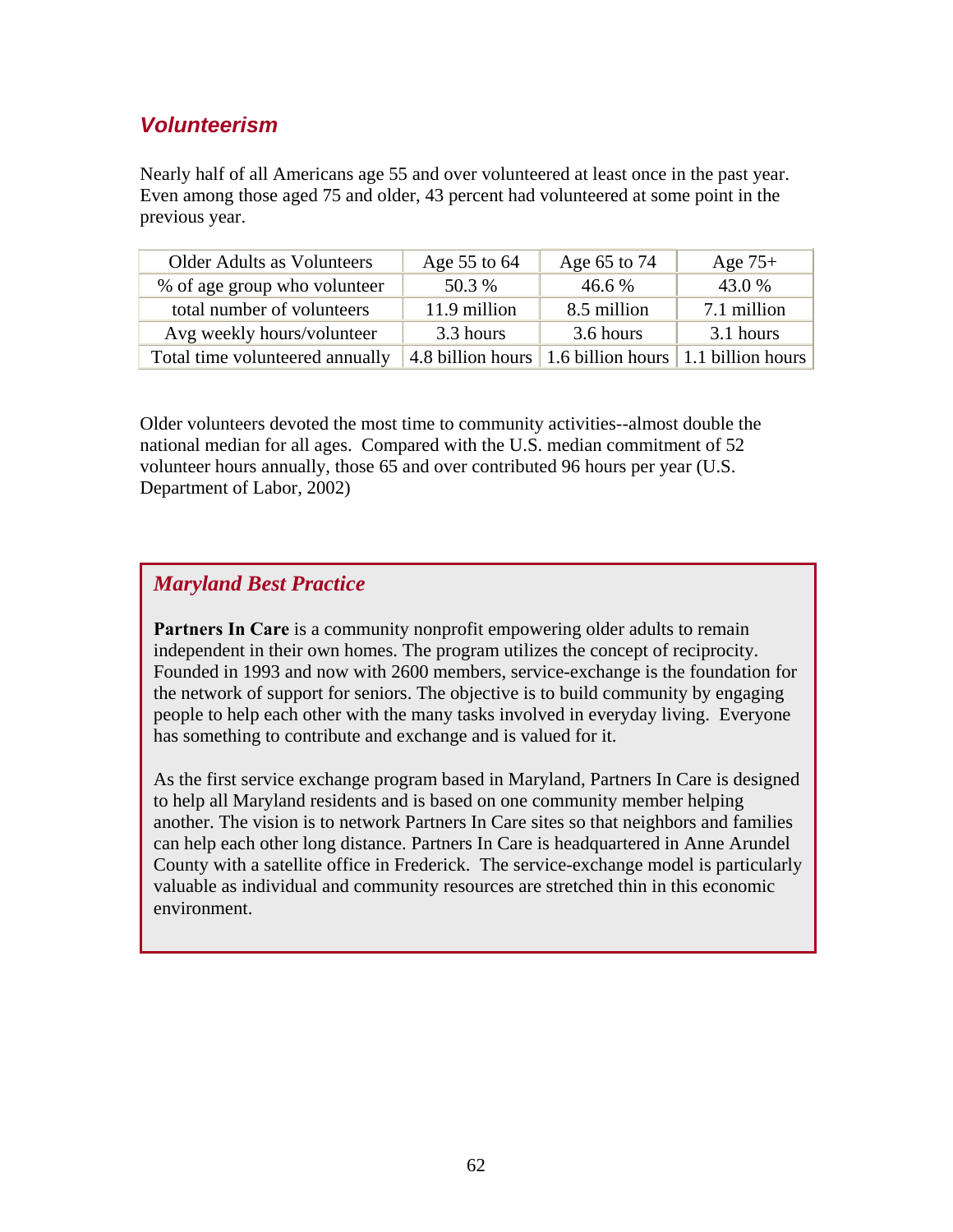## *Volunteerism*

Nearly half of all Americans age 55 and over volunteered at least once in the past year. Even among those aged 75 and older, 43 percent had volunteered at some point in the previous year.

| Older Adults as Volunteers | Age 55 to 64 | Age 65 to 74 | Age 75+ |
|---|---|---|---|
| % of age group who volunteer | 50.3 % | 46.6 % | 43.0 % |
| total number of volunteers | 11.9 million | 8.5 million | 7.1 million |
| Avg weekly hours/volunteer | 3.3 hours | 3.6 hours | 3.1 hours |
| Total time volunteered annually | 4.8 billion hours | 1.6 billion hours | 1.1 billion hours |

Older volunteers devoted the most time to community activities--almost double the national median for all ages. Compared with the U.S. median commitment of 52 volunteer hours annually, those 65 and over contributed 96 hours per year (U.S. Department of Labor, 2002)

### *Maryland Best Practice*

**Partners In Care** is a community nonprofit empowering older adults to remain independent in their own homes. The program utilizes the concept of reciprocity. Founded in 1993 and now with 2600 members, service-exchange is the foundation for the network of support for seniors. The objective is to build community by engaging people to help each other with the many tasks involved in everyday living. Everyone has something to contribute and exchange and is valued for it.

As the first service exchange program based in Maryland, Partners In Care is designed to help all Maryland residents and is based on one community member helping another. The vision is to network Partners In Care sites so that neighbors and families can help each other long distance. Partners In Care is headquartered in Anne Arundel County with a satellite office in Frederick. The service-exchange model is particularly valuable as individual and community resources are stretched thin in this economic environment.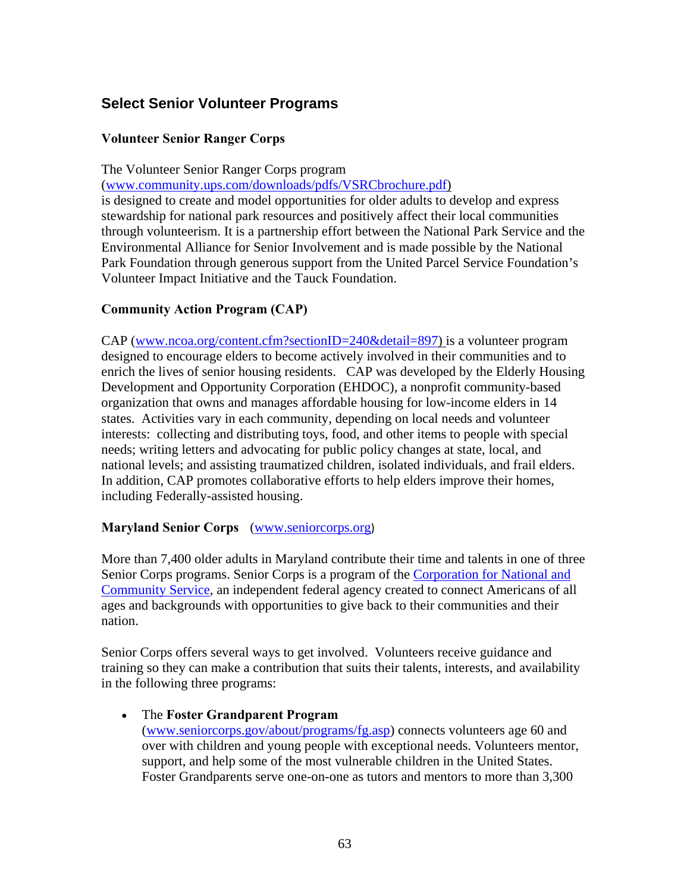## Select Senior Volunteer Programs

### Volunteer Senior Ranger Corps

The Volunteer Senior Ranger Corps program (www.community.ups.com/downloads/pdfs/VSRCbrochure.pdf) is designed to create and model opportunities for older adults to develop and express stewardship for national park resources and positively affect their local communities through volunteerism. It is a partnership effort between the National Park Service and the Environmental Alliance for Senior Involvement and is made possible by the National Park Foundation through generous support from the United Parcel Service Foundation's Volunteer Impact Initiative and the Tauck Foundation.

### Community Action Program (CAP)

CAP (www.ncoa.org/content.cfm?sectionID=240&detail=897) is a volunteer program designed to encourage elders to become actively involved in their communities and to enrich the lives of senior housing residents. CAP was developed by the Elderly Housing Development and Opportunity Corporation (EHDOC), a nonprofit community-based organization that owns and manages affordable housing for low-income elders in 14 states. Activities vary in each community, depending on local needs and volunteer interests: collecting and distributing toys, food, and other items to people with special needs; writing letters and advocating for public policy changes at state, local, and national levels; and assisting traumatized children, isolated individuals, and frail elders. In addition, CAP promotes collaborative efforts to help elders improve their homes, including Federally-assisted housing.

### Maryland Senior Corps (www.seniorcorps.org)

More than 7,400 older adults in Maryland contribute their time and talents in one of three Senior Corps programs. Senior Corps is a program of the Corporation for National and Community Service, an independent federal agency created to connect Americans of all ages and backgrounds with opportunities to give back to their communities and their nation.

Senior Corps offers several ways to get involved. Volunteers receive guidance and training so they can make a contribution that suits their talents, interests, and availability in the following three programs:

- The **Foster Grandparent Program** (www.seniorcorps.gov/about/programs/fg.asp) connects volunteers age 60 and over with children and young people with exceptional needs. Volunteers mentor, support, and help some of the most vulnerable children in the United States. Foster Grandparents serve one-on-one as tutors and mentors to more than 3,300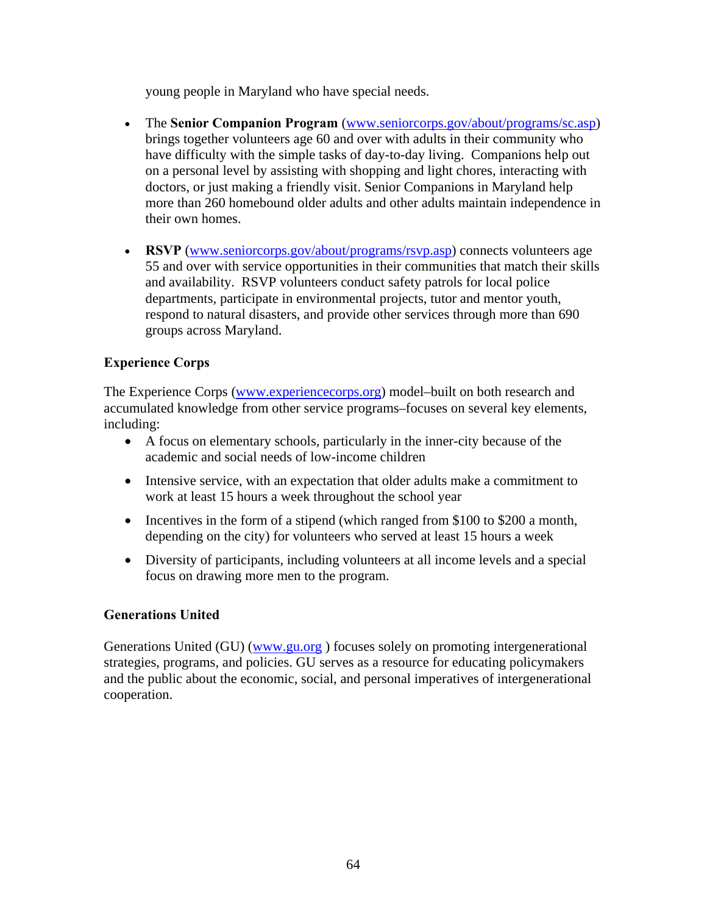young people in Maryland who have special needs.

- The **Senior Companion Program** (www.seniorcorps.gov/about/programs/sc.asp) brings together volunteers age 60 and over with adults in their community who have difficulty with the simple tasks of day-to-day living. Companions help out on a personal level by assisting with shopping and light chores, interacting with doctors, or just making a friendly visit. Senior Companions in Maryland help more than 260 homebound older adults and other adults maintain independence in their own homes.

- **RSVP** (www.seniorcorps.gov/about/programs/rsvp.asp) connects volunteers age 55 and over with service opportunities in their communities that match their skills and availability. RSVP volunteers conduct safety patrols for local police departments, participate in environmental projects, tutor and mentor youth, respond to natural disasters, and provide other services through more than 690 groups across Maryland.

**Experience Corps**

The Experience Corps (www.experiencecorps.org) model–built on both research and accumulated knowledge from other service programs–focuses on several key elements, including:

- A focus on elementary schools, particularly in the inner-city because of the academic and social needs of low-income children
- Intensive service, with an expectation that older adults make a commitment to work at least 15 hours a week throughout the school year
- Incentives in the form of a stipend (which ranged from $100 to $200 a month, depending on the city) for volunteers who served at least 15 hours a week
- Diversity of participants, including volunteers at all income levels and a special focus on drawing more men to the program.

**Generations United**

Generations United (GU) (www.gu.org ) focuses solely on promoting intergenerational strategies, programs, and policies. GU serves as a resource for educating policymakers and the public about the economic, social, and personal imperatives of intergenerational cooperation.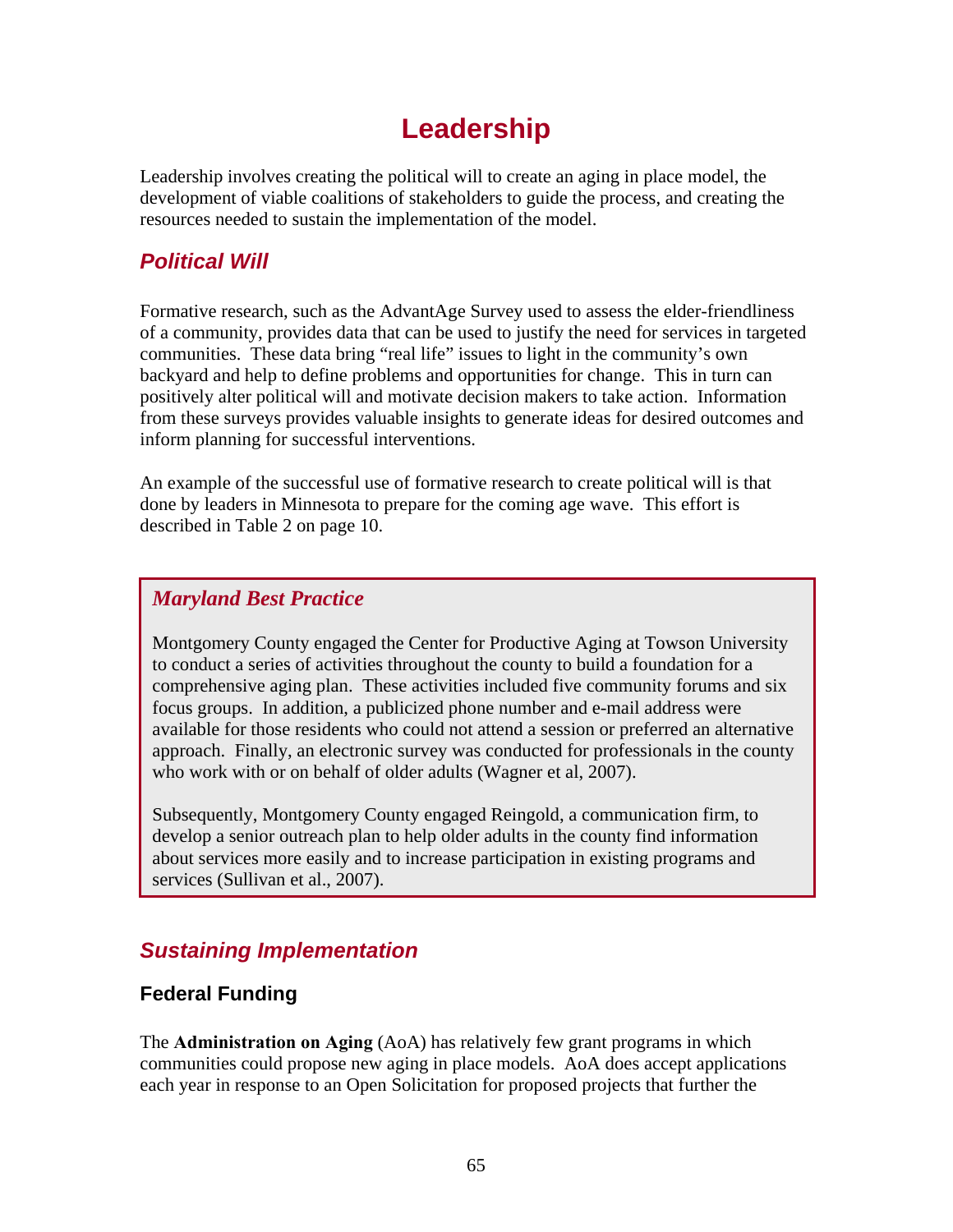# Leadership

Leadership involves creating the political will to create an aging in place model, the development of viable coalitions of stakeholders to guide the process, and creating the resources needed to sustain the implementation of the model.

## *Political Will*

Formative research, such as the AdvantAge Survey used to assess the elder-friendliness of a community, provides data that can be used to justify the need for services in targeted communities. These data bring "real life" issues to light in the community's own backyard and help to define problems and opportunities for change. This in turn can positively alter political will and motivate decision makers to take action. Information from these surveys provides valuable insights to generate ideas for desired outcomes and inform planning for successful interventions.

An example of the successful use of formative research to create political will is that done by leaders in Minnesota to prepare for the coming age wave. This effort is described in Table 2 on page 10.

> ***Maryland Best Practice***
>
> Montgomery County engaged the Center for Productive Aging at Towson University to conduct a series of activities throughout the county to build a foundation for a comprehensive aging plan. These activities included five community forums and six focus groups. In addition, a publicized phone number and e-mail address were available for those residents who could not attend a session or preferred an alternative approach. Finally, an electronic survey was conducted for professionals in the county who work with or on behalf of older adults (Wagner et al, 2007).
>
> Subsequently, Montgomery County engaged Reingold, a communication firm, to develop a senior outreach plan to help older adults in the county find information about services more easily and to increase participation in existing programs and services (Sullivan et al., 2007).

## *Sustaining Implementation*

### Federal Funding

The **Administration on Aging** (AoA) has relatively few grant programs in which communities could propose new aging in place models. AoA does accept applications each year in response to an Open Solicitation for proposed projects that further the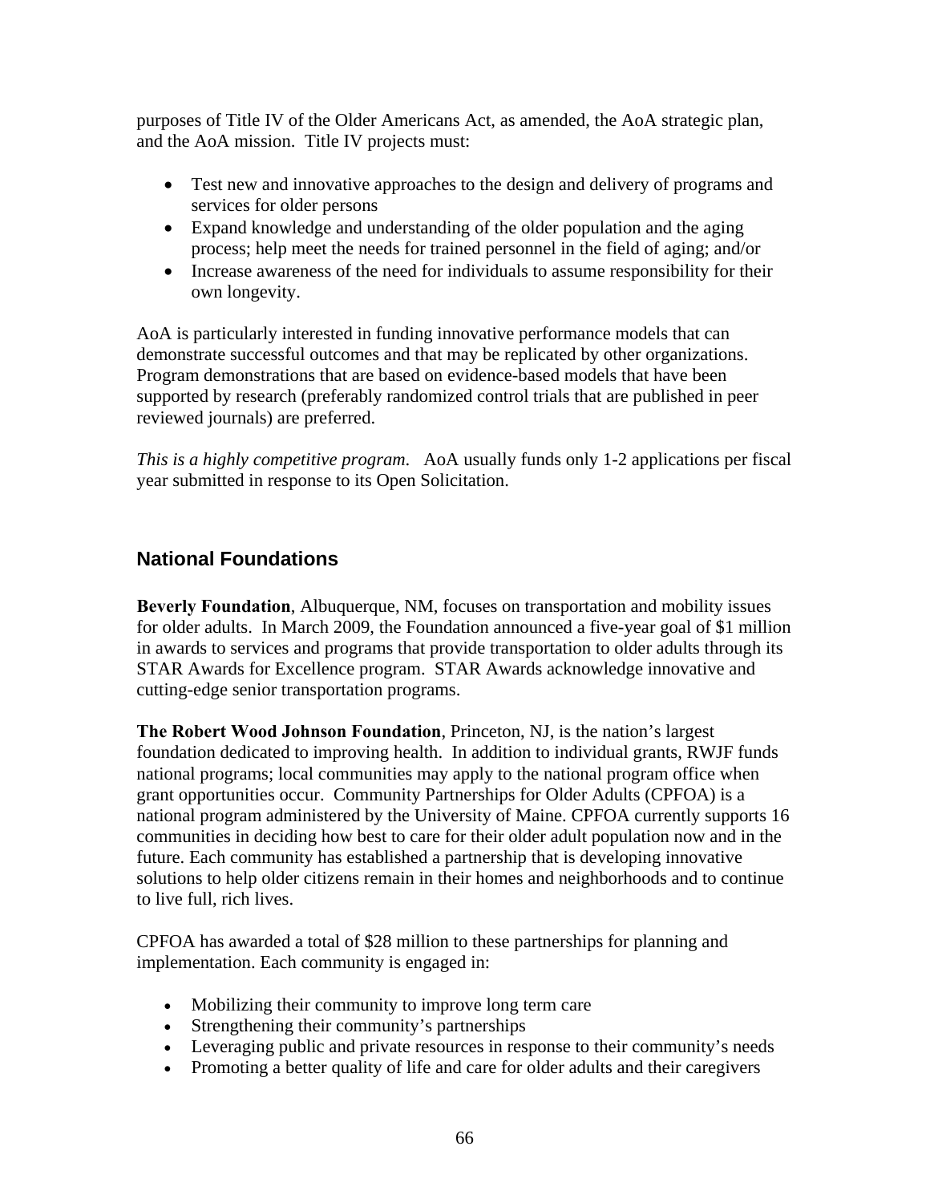purposes of Title IV of the Older Americans Act, as amended, the AoA strategic plan, and the AoA mission. Title IV projects must:

- Test new and innovative approaches to the design and delivery of programs and services for older persons
- Expand knowledge and understanding of the older population and the aging process; help meet the needs for trained personnel in the field of aging; and/or
- Increase awareness of the need for individuals to assume responsibility for their own longevity.

AoA is particularly interested in funding innovative performance models that can demonstrate successful outcomes and that may be replicated by other organizations. Program demonstrations that are based on evidence-based models that have been supported by research (preferably randomized control trials that are published in peer reviewed journals) are preferred.

*This is a highly competitive program.* AoA usually funds only 1-2 applications per fiscal year submitted in response to its Open Solicitation.

## National Foundations

**Beverly Foundation**, Albuquerque, NM, focuses on transportation and mobility issues for older adults. In March 2009, the Foundation announced a five-year goal of $1 million in awards to services and programs that provide transportation to older adults through its STAR Awards for Excellence program. STAR Awards acknowledge innovative and cutting-edge senior transportation programs.

**The Robert Wood Johnson Foundation**, Princeton, NJ, is the nation's largest foundation dedicated to improving health. In addition to individual grants, RWJF funds national programs; local communities may apply to the national program office when grant opportunities occur. Community Partnerships for Older Adults (CPFOA) is a national program administered by the University of Maine. CPFOA currently supports 16 communities in deciding how best to care for their older adult population now and in the future. Each community has established a partnership that is developing innovative solutions to help older citizens remain in their homes and neighborhoods and to continue to live full, rich lives.

CPFOA has awarded a total of $28 million to these partnerships for planning and implementation. Each community is engaged in:

- Mobilizing their community to improve long term care
- Strengthening their community's partnerships
- Leveraging public and private resources in response to their community's needs
- Promoting a better quality of life and care for older adults and their caregivers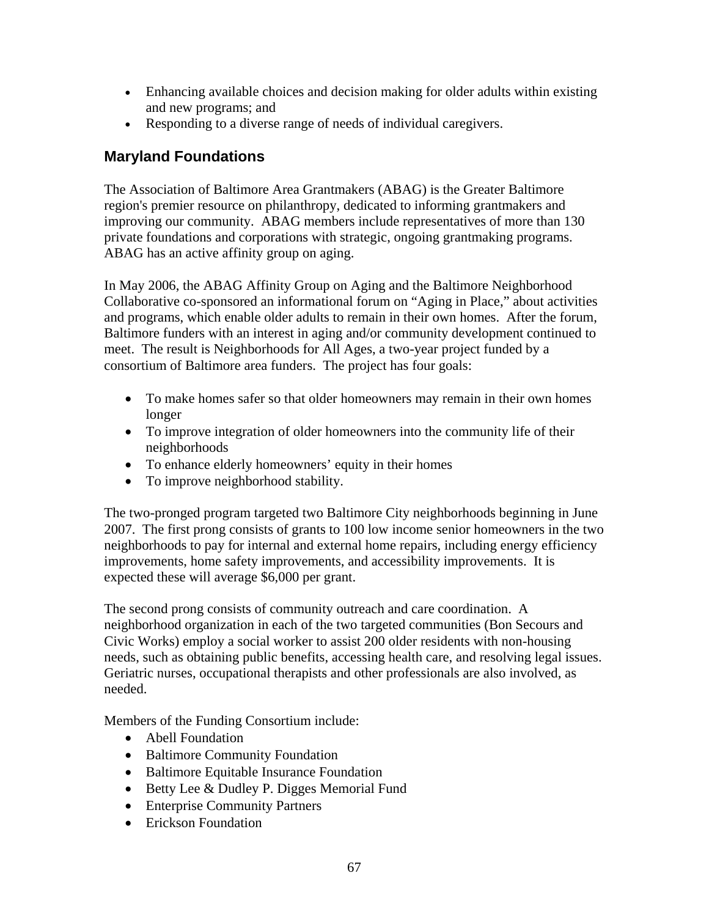- Enhancing available choices and decision making for older adults within existing and new programs; and
- Responding to a diverse range of needs of individual caregivers.

## Maryland Foundations

The Association of Baltimore Area Grantmakers (ABAG) is the Greater Baltimore region's premier resource on philanthropy, dedicated to informing grantmakers and improving our community. ABAG members include representatives of more than 130 private foundations and corporations with strategic, ongoing grantmaking programs. ABAG has an active affinity group on aging.

In May 2006, the ABAG Affinity Group on Aging and the Baltimore Neighborhood Collaborative co-sponsored an informational forum on "Aging in Place," about activities and programs, which enable older adults to remain in their own homes. After the forum, Baltimore funders with an interest in aging and/or community development continued to meet. The result is Neighborhoods for All Ages, a two-year project funded by a consortium of Baltimore area funders. The project has four goals:

- To make homes safer so that older homeowners may remain in their own homes longer
- To improve integration of older homeowners into the community life of their neighborhoods
- To enhance elderly homeowners' equity in their homes
- To improve neighborhood stability.

The two-pronged program targeted two Baltimore City neighborhoods beginning in June 2007. The first prong consists of grants to 100 low income senior homeowners in the two neighborhoods to pay for internal and external home repairs, including energy efficiency improvements, home safety improvements, and accessibility improvements. It is expected these will average $6,000 per grant.

The second prong consists of community outreach and care coordination. A neighborhood organization in each of the two targeted communities (Bon Secours and Civic Works) employ a social worker to assist 200 older residents with non-housing needs, such as obtaining public benefits, accessing health care, and resolving legal issues. Geriatric nurses, occupational therapists and other professionals are also involved, as needed.

Members of the Funding Consortium include:

- Abell Foundation
- Baltimore Community Foundation
- Baltimore Equitable Insurance Foundation
- Betty Lee & Dudley P. Digges Memorial Fund
- Enterprise Community Partners
- Erickson Foundation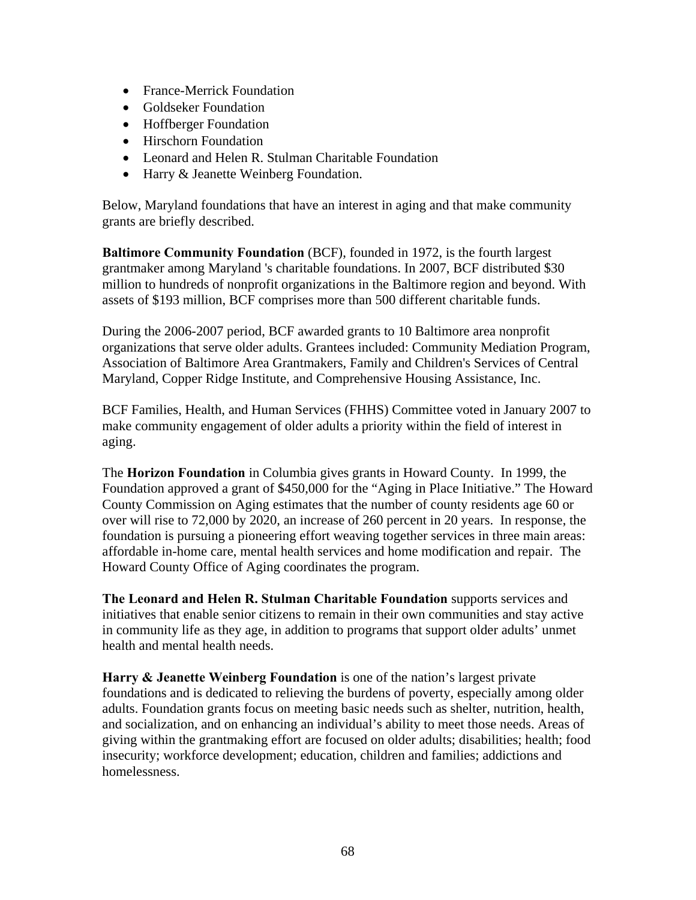- France-Merrick Foundation
- Goldseker Foundation
- Hoffberger Foundation
- Hirschorn Foundation
- Leonard and Helen R. Stulman Charitable Foundation
- Harry & Jeanette Weinberg Foundation.

Below, Maryland foundations that have an interest in aging and that make community grants are briefly described.

**Baltimore Community Foundation** (BCF), founded in 1972, is the fourth largest grantmaker among Maryland 's charitable foundations. In 2007, BCF distributed $30 million to hundreds of nonprofit organizations in the Baltimore region and beyond. With assets of $193 million, BCF comprises more than 500 different charitable funds.

During the 2006-2007 period, BCF awarded grants to 10 Baltimore area nonprofit organizations that serve older adults. Grantees included: Community Mediation Program, Association of Baltimore Area Grantmakers, Family and Children's Services of Central Maryland, Copper Ridge Institute, and Comprehensive Housing Assistance, Inc.

BCF Families, Health, and Human Services (FHHS) Committee voted in January 2007 to make community engagement of older adults a priority within the field of interest in aging.

The **Horizon Foundation** in Columbia gives grants in Howard County. In 1999, the Foundation approved a grant of $450,000 for the "Aging in Place Initiative." The Howard County Commission on Aging estimates that the number of county residents age 60 or over will rise to 72,000 by 2020, an increase of 260 percent in 20 years. In response, the foundation is pursuing a pioneering effort weaving together services in three main areas: affordable in-home care, mental health services and home modification and repair. The Howard County Office of Aging coordinates the program.

**The Leonard and Helen R. Stulman Charitable Foundation** supports services and initiatives that enable senior citizens to remain in their own communities and stay active in community life as they age, in addition to programs that support older adults' unmet health and mental health needs.

**Harry & Jeanette Weinberg Foundation** is one of the nation's largest private foundations and is dedicated to relieving the burdens of poverty, especially among older adults. Foundation grants focus on meeting basic needs such as shelter, nutrition, health, and socialization, and on enhancing an individual's ability to meet those needs. Areas of giving within the grantmaking effort are focused on older adults; disabilities; health; food insecurity; workforce development; education, children and families; addictions and homelessness.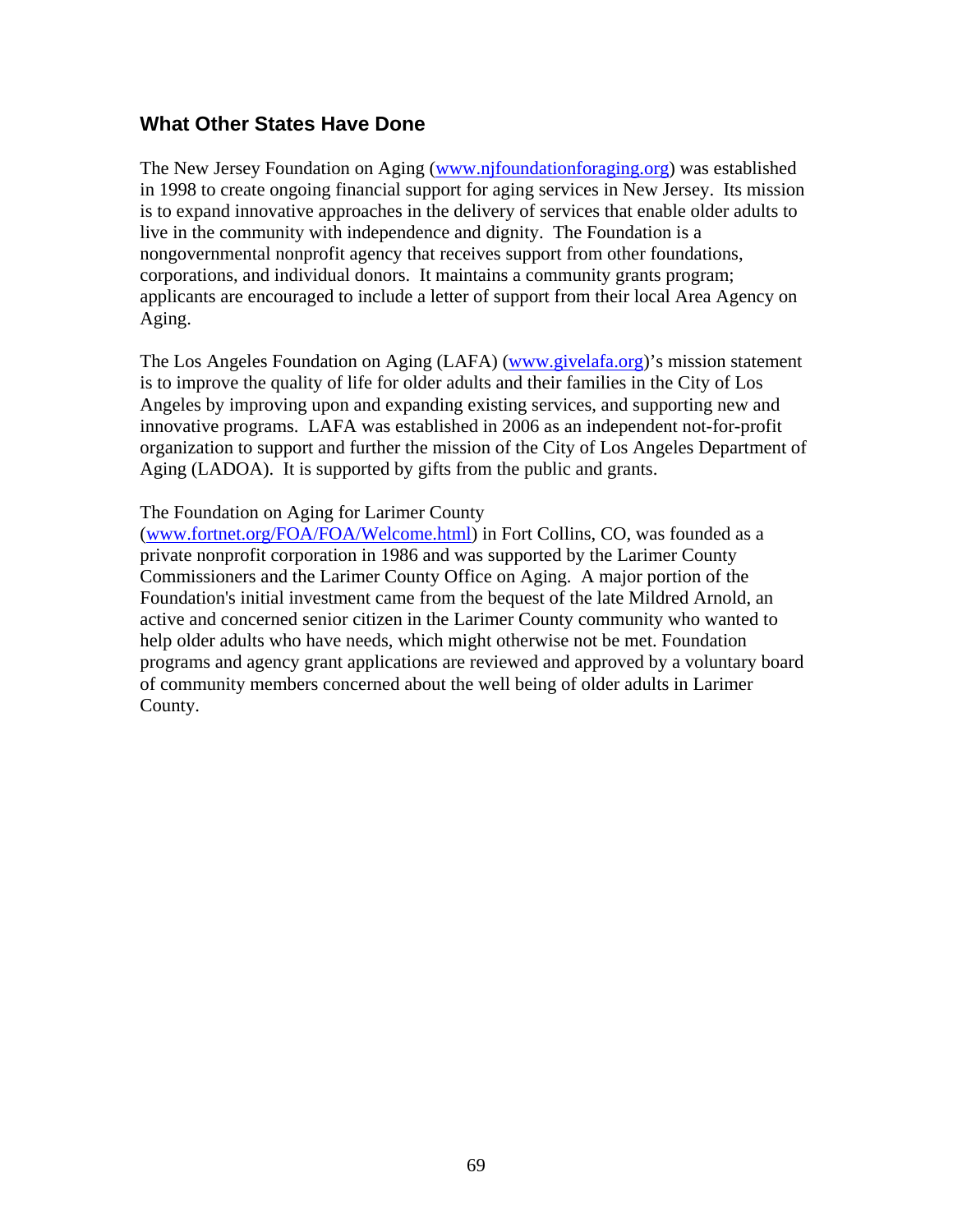## What Other States Have Done

The New Jersey Foundation on Aging (www.njfoundationforaging.org) was established in 1998 to create ongoing financial support for aging services in New Jersey. Its mission is to expand innovative approaches in the delivery of services that enable older adults to live in the community with independence and dignity. The Foundation is a nongovernmental nonprofit agency that receives support from other foundations, corporations, and individual donors. It maintains a community grants program; applicants are encouraged to include a letter of support from their local Area Agency on Aging.

The Los Angeles Foundation on Aging (LAFA) (www.givelafa.org)'s mission statement is to improve the quality of life for older adults and their families in the City of Los Angeles by improving upon and expanding existing services, and supporting new and innovative programs. LAFA was established in 2006 as an independent not-for-profit organization to support and further the mission of the City of Los Angeles Department of Aging (LADOA). It is supported by gifts from the public and grants.

The Foundation on Aging for Larimer County (www.fortnet.org/FOA/FOA/Welcome.html) in Fort Collins, CO, was founded as a private nonprofit corporation in 1986 and was supported by the Larimer County Commissioners and the Larimer County Office on Aging. A major portion of the Foundation's initial investment came from the bequest of the late Mildred Arnold, an active and concerned senior citizen in the Larimer County community who wanted to help older adults who have needs, which might otherwise not be met. Foundation programs and agency grant applications are reviewed and approved by a voluntary board of community members concerned about the well being of older adults in Larimer County.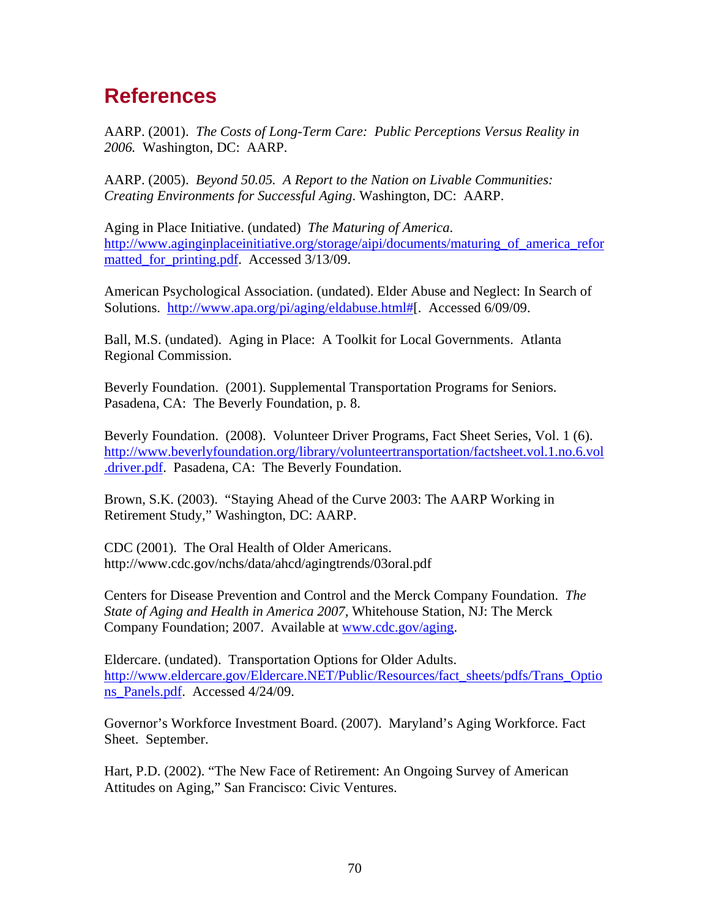# References

AARP. (2001). *The Costs of Long-Term Care: Public Perceptions Versus Reality in 2006.* Washington, DC: AARP.

AARP. (2005). *Beyond 50.05. A Report to the Nation on Livable Communities: Creating Environments for Successful Aging*. Washington, DC: AARP.

Aging in Place Initiative. (undated) *The Maturing of America*. http://www.aginginplaceinitiative.org/storage/aipi/documents/maturing_of_america_reformatted_for_printing.pdf. Accessed 3/13/09.

American Psychological Association. (undated). Elder Abuse and Neglect: In Search of Solutions. http://www.apa.org/pi/aging/eldabuse.html#[. Accessed 6/09/09.

Ball, M.S. (undated). Aging in Place: A Toolkit for Local Governments. Atlanta Regional Commission.

Beverly Foundation. (2001). Supplemental Transportation Programs for Seniors. Pasadena, CA: The Beverly Foundation, p. 8.

Beverly Foundation. (2008). Volunteer Driver Programs, Fact Sheet Series, Vol. 1 (6). http://www.beverlyfoundation.org/library/volunteertransportation/factsheet.vol.1.no.6.vol.driver.pdf. Pasadena, CA: The Beverly Foundation.

Brown, S.K. (2003). "Staying Ahead of the Curve 2003: The AARP Working in Retirement Study," Washington, DC: AARP.

CDC (2001). The Oral Health of Older Americans. http://www.cdc.gov/nchs/data/ahcd/agingtrends/03oral.pdf

Centers for Disease Prevention and Control and the Merck Company Foundation. *The State of Aging and Health in America 2007*, Whitehouse Station, NJ: The Merck Company Foundation; 2007. Available at www.cdc.gov/aging.

Eldercare. (undated). Transportation Options for Older Adults. http://www.eldercare.gov/Eldercare.NET/Public/Resources/fact_sheets/pdfs/Trans_Options_Panels.pdf. Accessed 4/24/09.

Governor's Workforce Investment Board. (2007). Maryland's Aging Workforce. Fact Sheet. September.

Hart, P.D. (2002). "The New Face of Retirement: An Ongoing Survey of American Attitudes on Aging," San Francisco: Civic Ventures.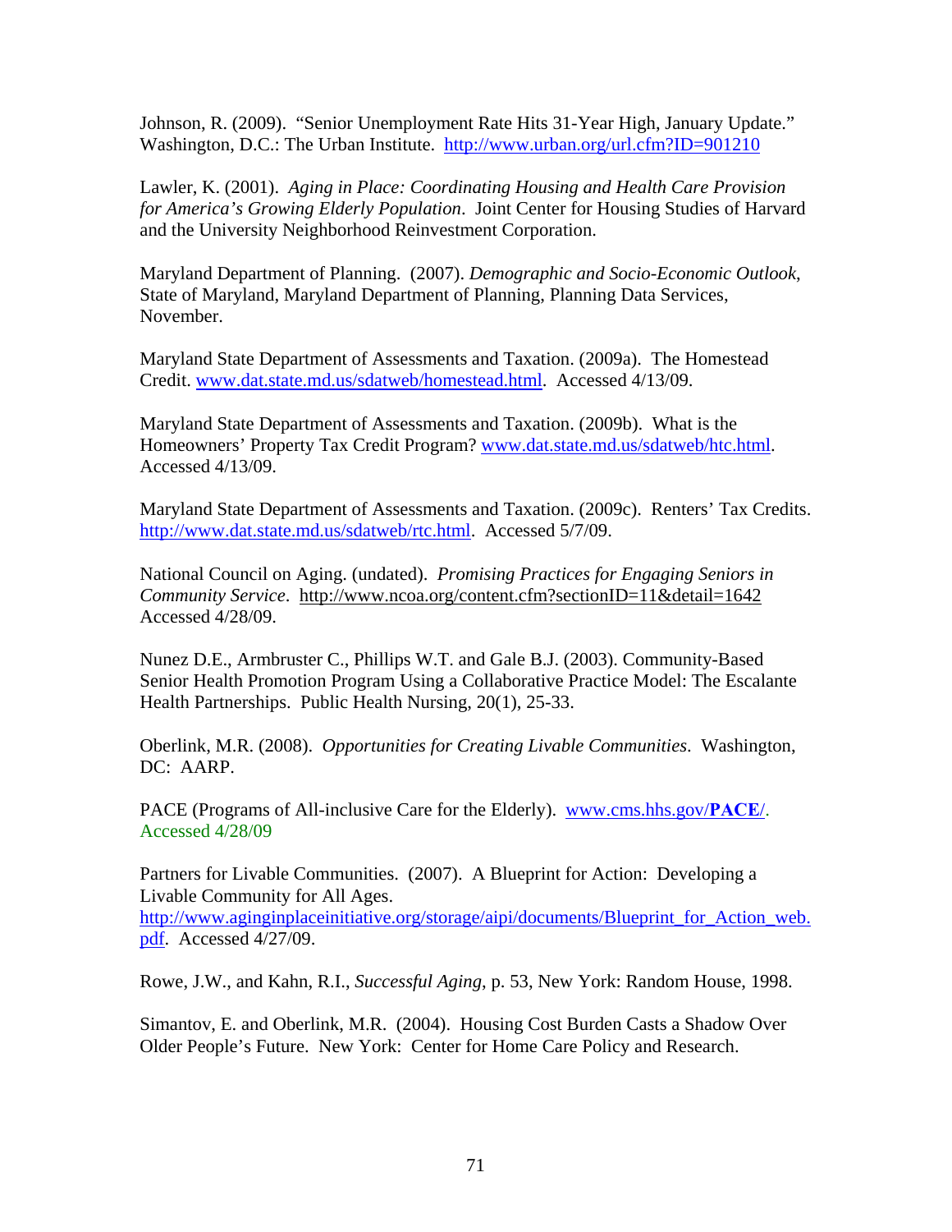Johnson, R. (2009). "Senior Unemployment Rate Hits 31-Year High, January Update." Washington, D.C.: The Urban Institute. http://www.urban.org/url.cfm?ID=901210

Lawler, K. (2001). *Aging in Place: Coordinating Housing and Health Care Provision for America's Growing Elderly Population*. Joint Center for Housing Studies of Harvard and the University Neighborhood Reinvestment Corporation.

Maryland Department of Planning. (2007). *Demographic and Socio-Economic Outlook*, State of Maryland, Maryland Department of Planning, Planning Data Services, November.

Maryland State Department of Assessments and Taxation. (2009a). The Homestead Credit. www.dat.state.md.us/sdatweb/homestead.html. Accessed 4/13/09.

Maryland State Department of Assessments and Taxation. (2009b). What is the Homeowners' Property Tax Credit Program? www.dat.state.md.us/sdatweb/htc.html. Accessed 4/13/09.

Maryland State Department of Assessments and Taxation. (2009c). Renters' Tax Credits. http://www.dat.state.md.us/sdatweb/rtc.html. Accessed 5/7/09.

National Council on Aging. (undated). *Promising Practices for Engaging Seniors in Community Service*. http://www.ncoa.org/content.cfm?sectionID=11&detail=1642 Accessed 4/28/09.

Nunez D.E., Armbruster C., Phillips W.T. and Gale B.J. (2003). Community-Based Senior Health Promotion Program Using a Collaborative Practice Model: The Escalante Health Partnerships. Public Health Nursing, 20(1), 25-33.

Oberlink, M.R. (2008). *Opportunities for Creating Livable Communities*. Washington, DC: AARP.

PACE (Programs of All-inclusive Care for the Elderly). www.cms.hhs.gov/**PACE**/. Accessed 4/28/09

Partners for Livable Communities. (2007). A Blueprint for Action: Developing a Livable Community for All Ages. http://www.aginginplaceinitiative.org/storage/aipi/documents/Blueprint_for_Action_web.pdf. Accessed 4/27/09.

Rowe, J.W., and Kahn, R.I., *Successful Aging*, p. 53, New York: Random House, 1998.

Simantov, E. and Oberlink, M.R. (2004). Housing Cost Burden Casts a Shadow Over Older People's Future. New York: Center for Home Care Policy and Research.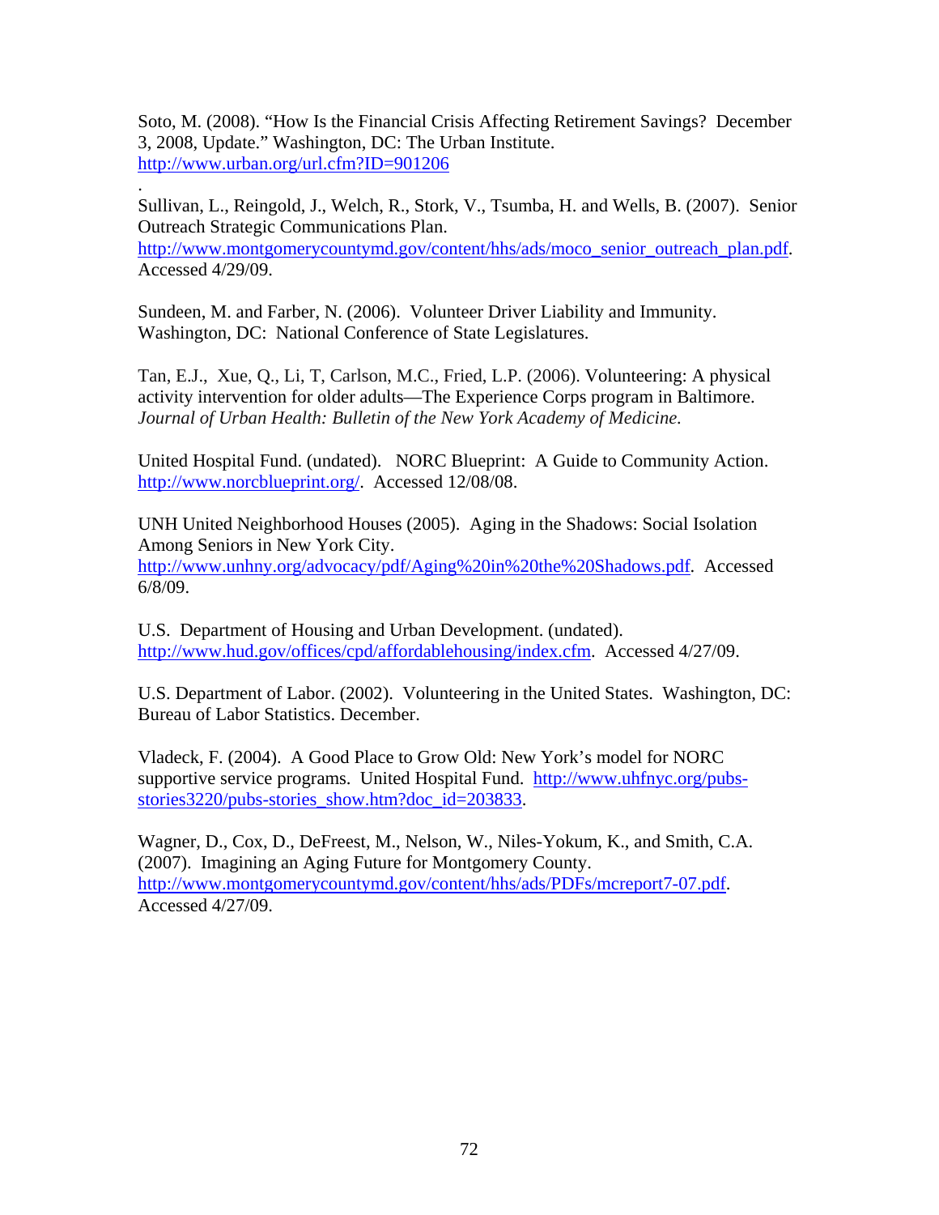Soto, M. (2008). "How Is the Financial Crisis Affecting Retirement Savings? December 3, 2008, Update." Washington, DC: The Urban Institute. http://www.urban.org/url.cfm?ID=901206

.
Sullivan, L., Reingold, J., Welch, R., Stork, V., Tsumba, H. and Wells, B. (2007). Senior Outreach Strategic Communications Plan. http://www.montgomerycountymd.gov/content/hhs/ads/moco_senior_outreach_plan.pdf. Accessed 4/29/09.

Sundeen, M. and Farber, N. (2006). Volunteer Driver Liability and Immunity. Washington, DC: National Conference of State Legislatures.

Tan, E.J., Xue, Q., Li, T, Carlson, M.C., Fried, L.P. (2006). Volunteering: A physical activity intervention for older adults—The Experience Corps program in Baltimore. *Journal of Urban Health: Bulletin of the New York Academy of Medicine.*

United Hospital Fund. (undated). NORC Blueprint: A Guide to Community Action. http://www.norcblueprint.org/. Accessed 12/08/08.

UNH United Neighborhood Houses (2005). Aging in the Shadows: Social Isolation Among Seniors in New York City. http://www.unhny.org/advocacy/pdf/Aging%20in%20the%20Shadows.pdf. Accessed 6/8/09.

U.S. Department of Housing and Urban Development. (undated). http://www.hud.gov/offices/cpd/affordablehousing/index.cfm. Accessed 4/27/09.

U.S. Department of Labor. (2002). Volunteering in the United States. Washington, DC: Bureau of Labor Statistics. December.

Vladeck, F. (2004). A Good Place to Grow Old: New York's model for NORC supportive service programs. United Hospital Fund. http://www.uhfnyc.org/pubs-stories3220/pubs-stories_show.htm?doc_id=203833.

Wagner, D., Cox, D., DeFreest, M., Nelson, W., Niles-Yokum, K., and Smith, C.A. (2007). Imagining an Aging Future for Montgomery County. http://www.montgomerycountymd.gov/content/hhs/ads/PDFs/mcreport7-07.pdf. Accessed 4/27/09.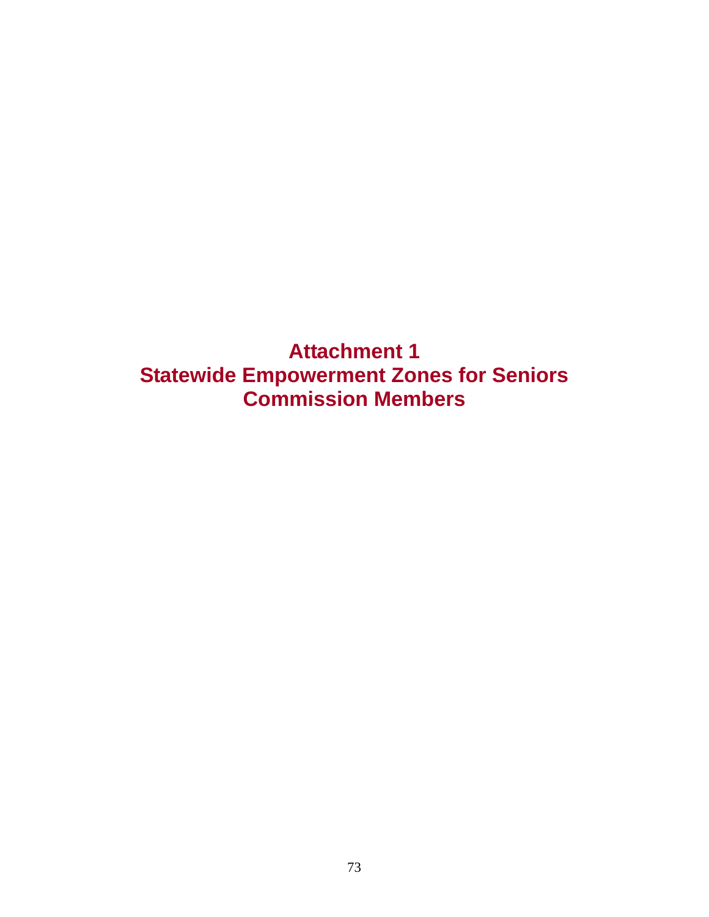# Attachment 1
# Statewide Empowerment Zones for Seniors Commission Members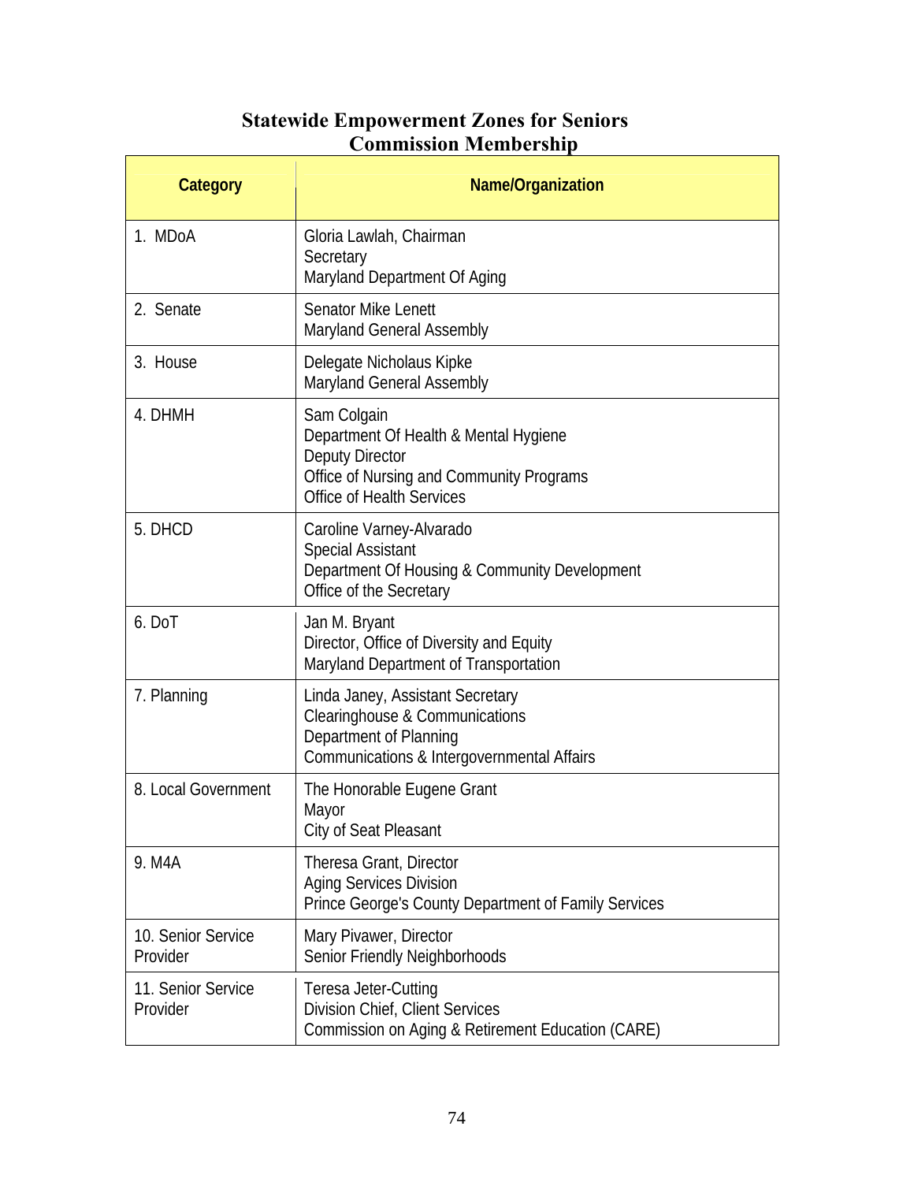# Statewide Empowerment Zones for Seniors
## Commission Membership

| Category | Name/Organization |
|---|---|
| 1. MDoA | Gloria Lawlah, Chairman<br>Secretary<br>Maryland Department Of Aging |
| 2. Senate | Senator Mike Lenett<br>Maryland General Assembly |
| 3. House | Delegate Nicholaus Kipke<br>Maryland General Assembly |
| 4. DHMH | Sam Colgain<br>Department Of Health & Mental Hygiene<br>Deputy Director<br>Office of Nursing and Community Programs<br>Office of Health Services |
| 5. DHCD | Caroline Varney-Alvarado<br>Special Assistant<br>Department Of Housing & Community Development<br>Office of the Secretary |
| 6. DoT | Jan M. Bryant<br>Director, Office of Diversity and Equity<br>Maryland Department of Transportation |
| 7. Planning | Linda Janey, Assistant Secretary<br>Clearinghouse & Communications<br>Department of Planning<br>Communications & Intergovernmental Affairs |
| 8. Local Government | The Honorable Eugene Grant<br>Mayor<br>City of Seat Pleasant |
| 9. M4A | Theresa Grant, Director<br>Aging Services Division<br>Prince George's County Department of Family Services |
| 10. Senior Service Provider | Mary Pivawer, Director<br>Senior Friendly Neighborhoods |
| 11. Senior Service Provider | Teresa Jeter-Cutting<br>Division Chief, Client Services<br>Commission on Aging & Retirement Education (CARE) |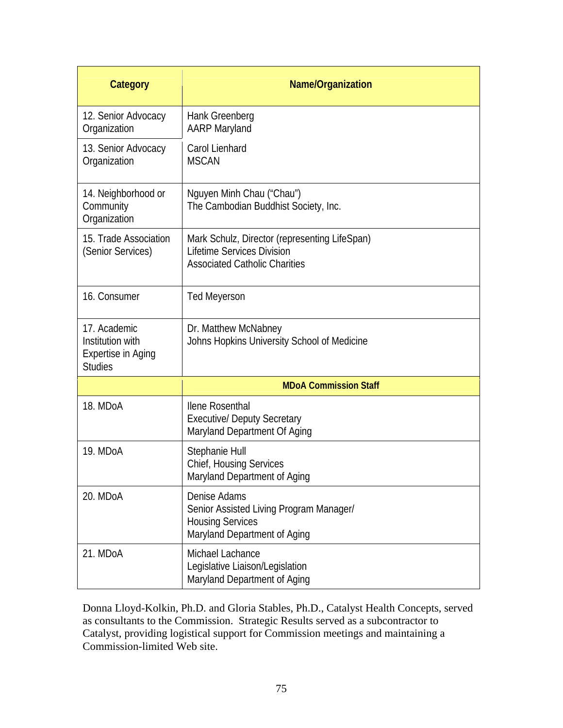| Category | Name/Organization |
|---|---|
| 12. Senior Advocacy Organization | Hank Greenberg<br>AARP Maryland |
| 13. Senior Advocacy Organization | Carol Lienhard<br>MSCAN |
| 14. Neighborhood or Community Organization | Nguyen Minh Chau ("Chau")<br>The Cambodian Buddhist Society, Inc. |
| 15. Trade Association (Senior Services) | Mark Schulz, Director (representing LifeSpan)<br>Lifetime Services Division<br>Associated Catholic Charities |
| 16. Consumer | Ted Meyerson |
| 17. Academic Institution with Expertise in Aging Studies | Dr. Matthew McNabney<br>Johns Hopkins University School of Medicine |
| | **MDoA Commission Staff** |
| 18. MDoA | Ilene Rosenthal<br>Executive/ Deputy Secretary<br>Maryland Department Of Aging |
| 19. MDoA | Stephanie Hull<br>Chief, Housing Services<br>Maryland Department of Aging |
| 20. MDoA | Denise Adams<br>Senior Assisted Living Program Manager/<br>Housing Services<br>Maryland Department of Aging |
| 21. MDoA | Michael Lachance<br>Legislative Liaison/Legislation<br>Maryland Department of Aging |

Donna Lloyd-Kolkin, Ph.D. and Gloria Stables, Ph.D., Catalyst Health Concepts, served as consultants to the Commission. Strategic Results served as a subcontractor to Catalyst, providing logistical support for Commission meetings and maintaining a Commission-limited Web site.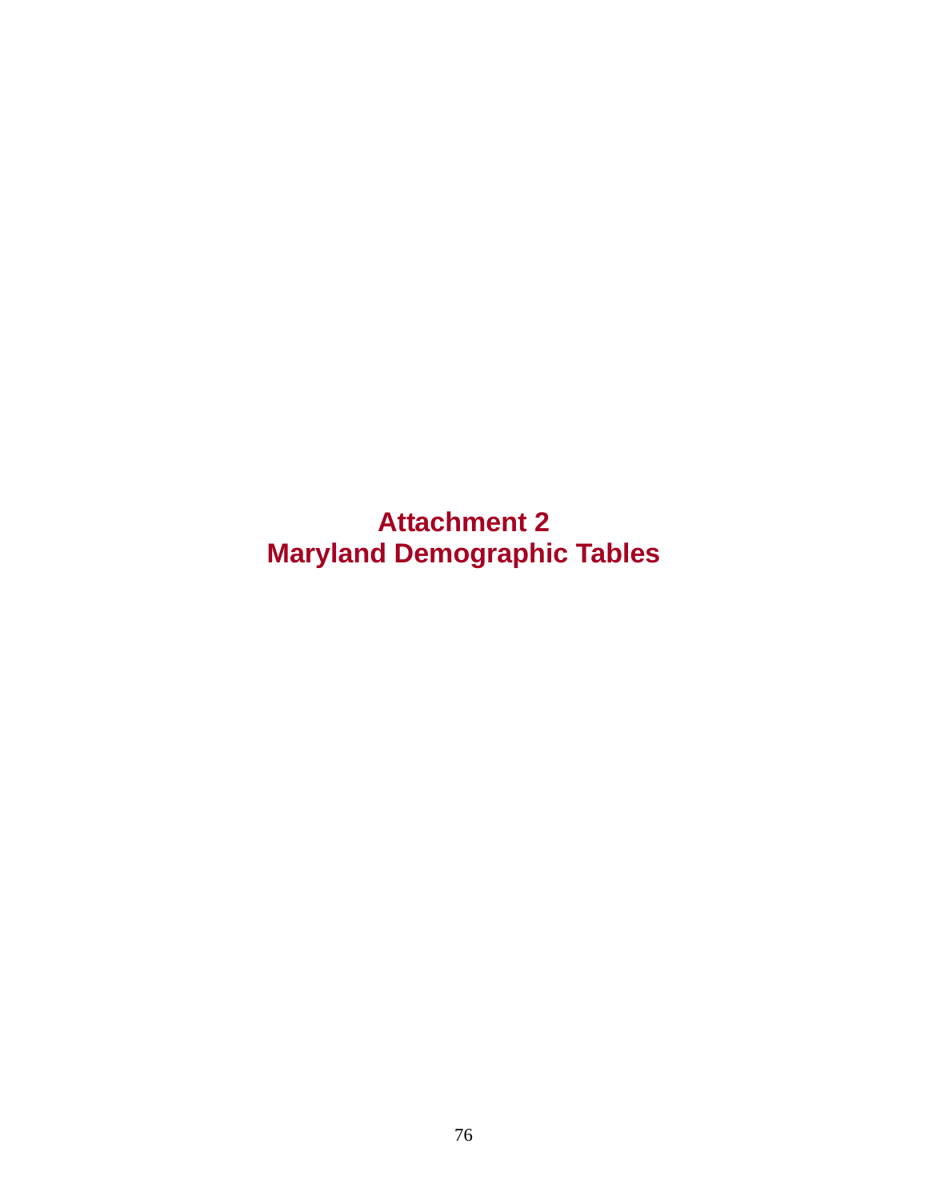# Attachment 2
# Maryland Demographic Tables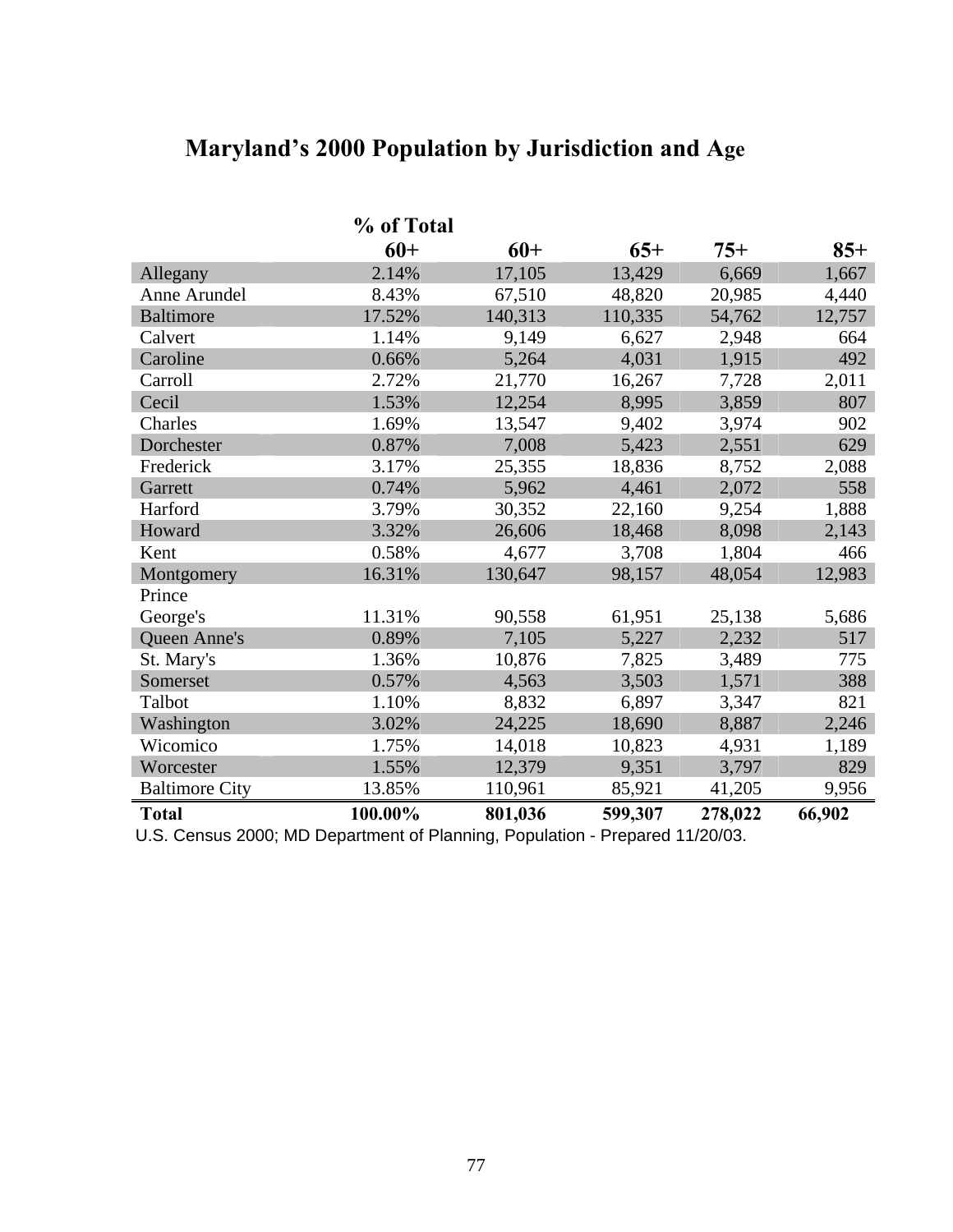# Maryland's 2000 Population by Jurisdiction and Age

| | % of Total 60+ | 60+ | 65+ | 75+ | 85+ |
|---|---|---|---|---|---|
| Allegany | 2.14% | 17,105 | 13,429 | 6,669 | 1,667 |
| Anne Arundel | 8.43% | 67,510 | 48,820 | 20,985 | 4,440 |
| Baltimore | 17.52% | 140,313 | 110,335 | 54,762 | 12,757 |
| Calvert | 1.14% | 9,149 | 6,627 | 2,948 | 664 |
| Caroline | 0.66% | 5,264 | 4,031 | 1,915 | 492 |
| Carroll | 2.72% | 21,770 | 16,267 | 7,728 | 2,011 |
| Cecil | 1.53% | 12,254 | 8,995 | 3,859 | 807 |
| Charles | 1.69% | 13,547 | 9,402 | 3,974 | 902 |
| Dorchester | 0.87% | 7,008 | 5,423 | 2,551 | 629 |
| Frederick | 3.17% | 25,355 | 18,836 | 8,752 | 2,088 |
| Garrett | 0.74% | 5,962 | 4,461 | 2,072 | 558 |
| Harford | 3.79% | 30,352 | 22,160 | 9,254 | 1,888 |
| Howard | 3.32% | 26,606 | 18,468 | 8,098 | 2,143 |
| Kent | 0.58% | 4,677 | 3,708 | 1,804 | 466 |
| Montgomery | 16.31% | 130,647 | 98,157 | 48,054 | 12,983 |
| Prince George's | 11.31% | 90,558 | 61,951 | 25,138 | 5,686 |
| Queen Anne's | 0.89% | 7,105 | 5,227 | 2,232 | 517 |
| St. Mary's | 1.36% | 10,876 | 7,825 | 3,489 | 775 |
| Somerset | 0.57% | 4,563 | 3,503 | 1,571 | 388 |
| Talbot | 1.10% | 8,832 | 6,897 | 3,347 | 821 |
| Washington | 3.02% | 24,225 | 18,690 | 8,887 | 2,246 |
| Wicomico | 1.75% | 14,018 | 10,823 | 4,931 | 1,189 |
| Worcester | 1.55% | 12,379 | 9,351 | 3,797 | 829 |
| Baltimore City | 13.85% | 110,961 | 85,921 | 41,205 | 9,956 |
| **Total** | **100.00%** | **801,036** | **599,307** | **278,022** | **66,902** |

U.S. Census 2000; MD Department of Planning, Population - Prepared 11/20/03.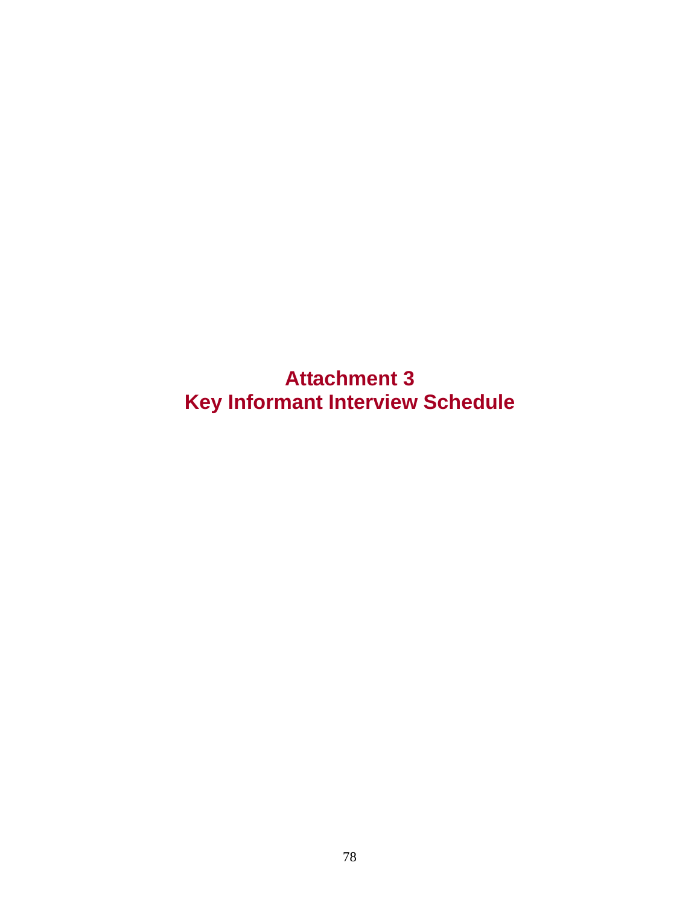# Attachment 3
# Key Informant Interview Schedule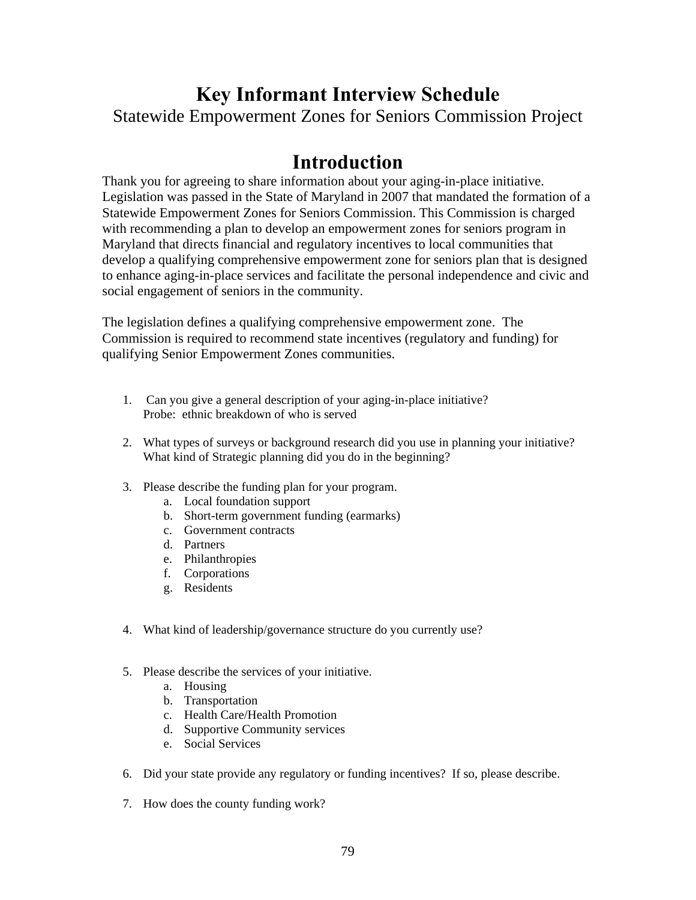# Key Informant Interview Schedule

Statewide Empowerment Zones for Seniors Commission Project

## Introduction

Thank you for agreeing to share information about your aging-in-place initiative. Legislation was passed in the State of Maryland in 2007 that mandated the formation of a Statewide Empowerment Zones for Seniors Commission. This Commission is charged with recommending a plan to develop an empowerment zones for seniors program in Maryland that directs financial and regulatory incentives to local communities that develop a qualifying comprehensive empowerment zone for seniors plan that is designed to enhance aging-in-place services and facilitate the personal independence and civic and social engagement of seniors in the community.

The legislation defines a qualifying comprehensive empowerment zone. The Commission is required to recommend state incentives (regulatory and funding) for qualifying Senior Empowerment Zones communities.

1. Can you give a general description of your aging-in-place initiative?
   Probe: ethnic breakdown of who is served

2. What types of surveys or background research did you use in planning your initiative? What kind of Strategic planning did you do in the beginning?

3. Please describe the funding plan for your program.
   a. Local foundation support
   b. Short-term government funding (earmarks)
   c. Government contracts
   d. Partners
   e. Philanthropies
   f. Corporations
   g. Residents

4. What kind of leadership/governance structure do you currently use?

5. Please describe the services of your initiative.
   a. Housing
   b. Transportation
   c. Health Care/Health Promotion
   d. Supportive Community services
   e. Social Services

6. Did your state provide any regulatory or funding incentives? If so, please describe.

7. How does the county funding work?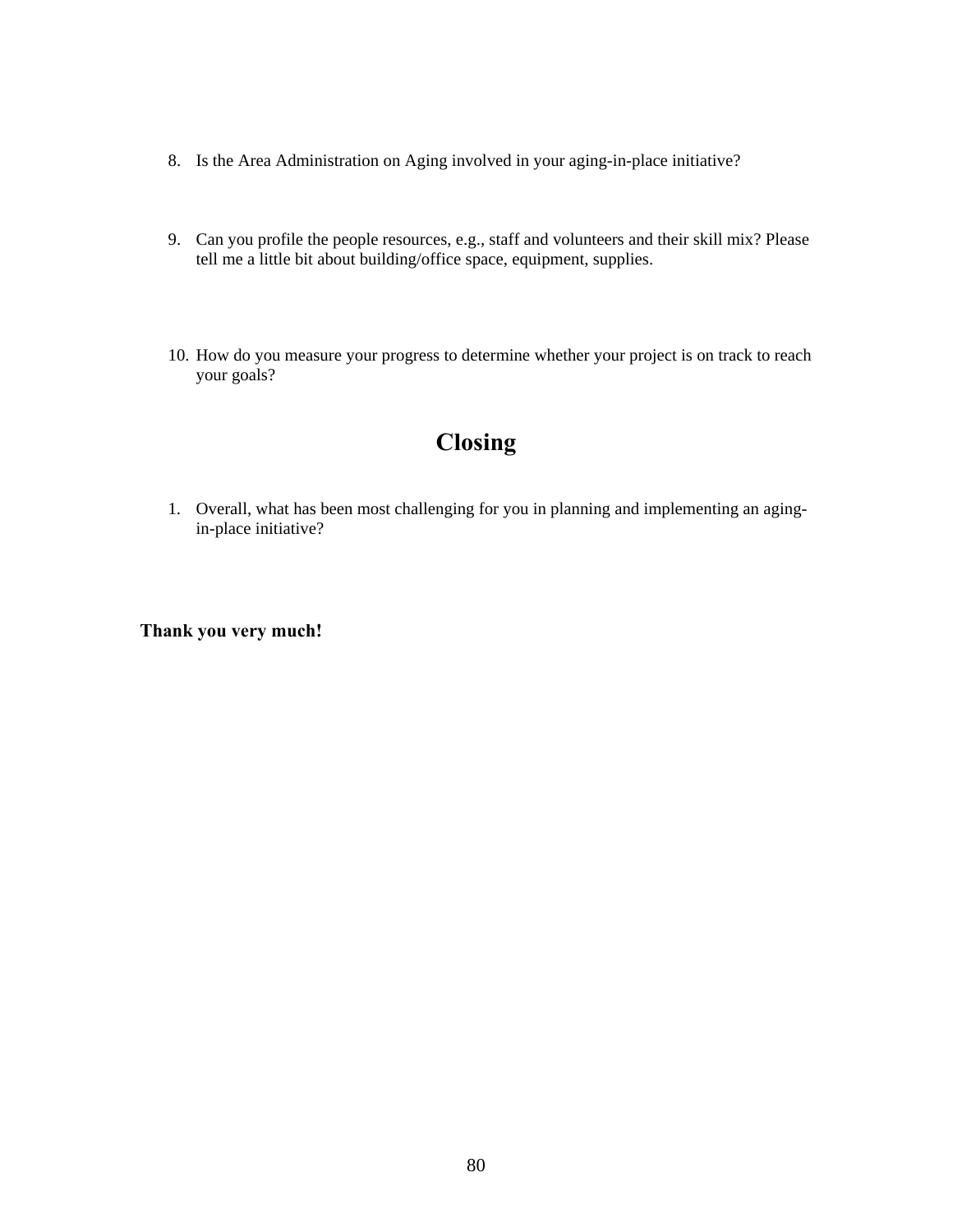8. Is the Area Administration on Aging involved in your aging-in-place initiative?

9. Can you profile the people resources, e.g., staff and volunteers and their skill mix? Please tell me a little bit about building/office space, equipment, supplies.

10. How do you measure your progress to determine whether your project is on track to reach your goals?

# Closing

1. Overall, what has been most challenging for you in planning and implementing an aging-in-place initiative?

**Thank you very much!**